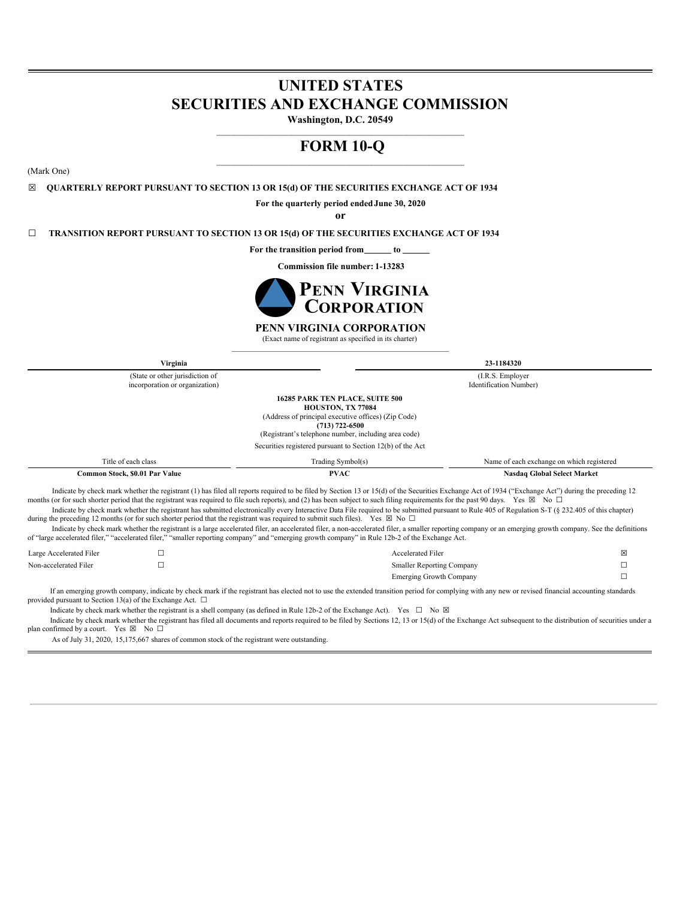# UNITED STATES
# SECURITIES AND EXCHANGE COMMISSION

**Washington, D.C. 20549**

# FORM 10-Q

(Mark One)

☒ **QUARTERLY REPORT PURSUANT TO SECTION 13 OR 15(d) OF THE SECURITIES EXCHANGE ACT OF 1934**

**For the quarterly period ended June 30, 2020**

**or**

☐ **TRANSITION REPORT PURSUANT TO SECTION 13 OR 15(d) OF THE SECURITIES EXCHANGE ACT OF 1934**

**For the transition period from ______ to ______**

**Commission file number: 1-13283**

**PENN VIRGINIA CORPORATION**

(Exact name of registrant as specified in its charter)

| **Virginia** | **23-1184320** |
|---|---|
| (State or other jurisdiction of incorporation or organization) | (I.R.S. Employer Identification Number) |

**16285 PARK TEN PLACE, SUITE 500**
**HOUSTON, TX 77084**
(Address of principal executive offices) (Zip Code)
**(713) 722-6500**
(Registrant's telephone number, including area code)

Securities registered pursuant to Section 12(b) of the Act

| Title of each class | Trading Symbol(s) | Name of each exchange on which registered |
|---|---|---|
| **Common Stock, $0.01 Par Value** | **PVAC** | **Nasdaq Global Select Market** |

Indicate by check mark whether the registrant (1) has filed all reports required to be filed by Section 13 or 15(d) of the Securities Exchange Act of 1934 ("Exchange Act") during the preceding 12 months (or for such shorter period that the registrant was required to file such reports), and (2) has been subject to such filing requirements for the past 90 days. Yes ☒ No ☐

Indicate by check mark whether the registrant has submitted electronically every Interactive Data File required to be submitted pursuant to Rule 405 of Regulation S-T (§ 232.405 of this chapter) during the preceding 12 months (or for such shorter period that the registrant was required to submit such files). Yes ☒ No ☐

Indicate by check mark whether the registrant is a large accelerated filer, an accelerated filer, a non-accelerated filer, a smaller reporting company or an emerging growth company. See the definitions of "large accelerated filer," "accelerated filer," "smaller reporting company" and "emerging growth company" in Rule 12b-2 of the Exchange Act.

| | | | |
|---|---|---|---|
| Large Accelerated Filer | ☐ | Accelerated Filer | ☒ |
| Non-accelerated Filer | ☐ | Smaller Reporting Company | ☐ |
| | | Emerging Growth Company | ☐ |

If an emerging growth company, indicate by check mark if the registrant has elected not to use the extended transition period for complying with any new or revised financial accounting standards provided pursuant to Section 13(a) of the Exchange Act. ☐

Indicate by check mark whether the registrant is a shell company (as defined in Rule 12b-2 of the Exchange Act). Yes ☐ No ☒

Indicate by check mark whether the registrant has filed all documents and reports required to be filed by Sections 12, 13 or 15(d) of the Exchange Act subsequent to the distribution of securities under a plan confirmed by a court. Yes ☒ No ☐

As of July 31, 2020, 15,175,667 shares of common stock of the registrant were outstanding.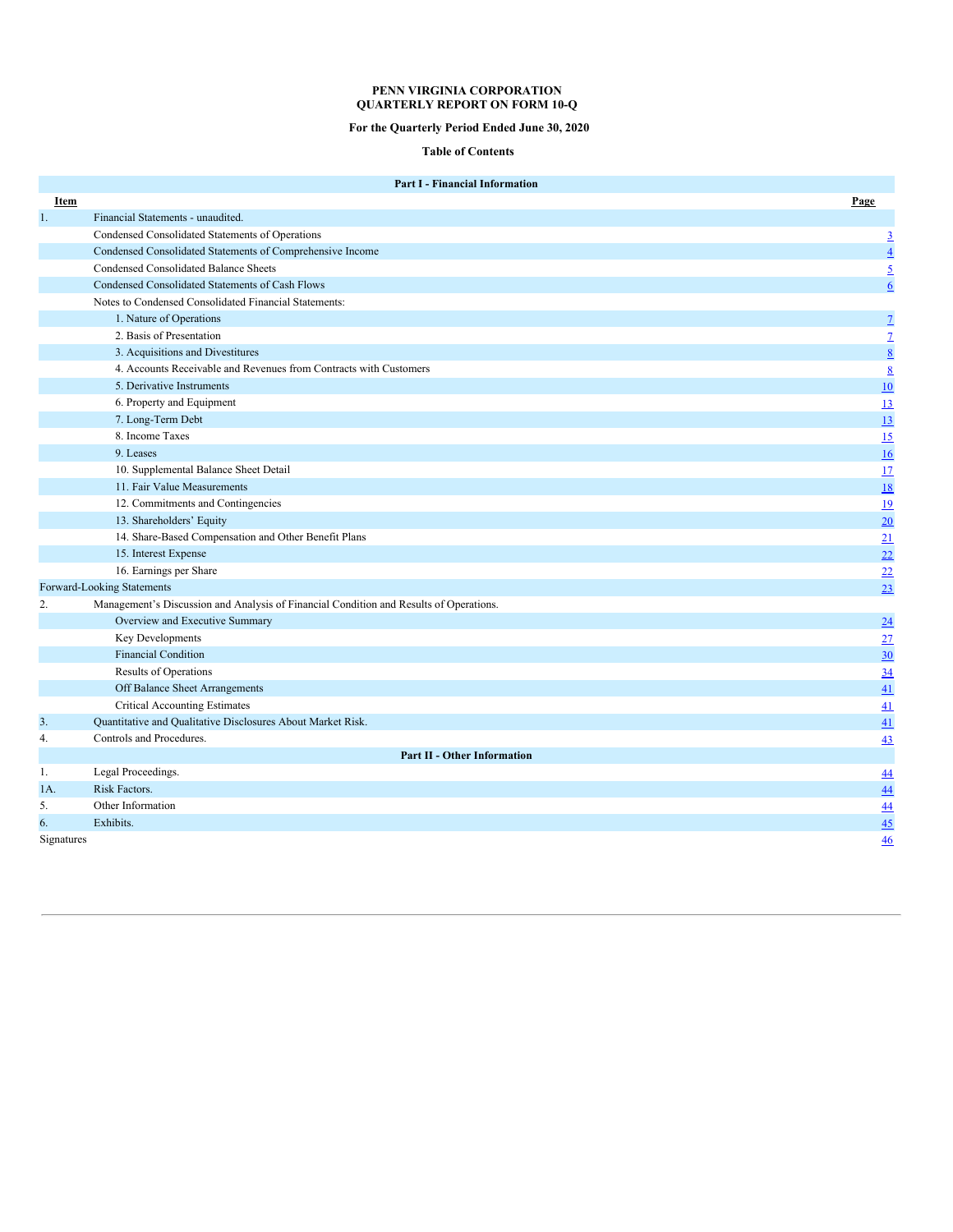**PENN VIRGINIA CORPORATION**
**QUARTERLY REPORT ON FORM 10-Q**

**For the Quarterly Period Ended June 30, 2020**

**Table of Contents**

| | **Part I - Financial Information** | |
|---|---|---|
| **Item** | | **Page** |
| 1. | Financial Statements - unaudited. | |
| | Condensed Consolidated Statements of Operations | 3 |
| | Condensed Consolidated Statements of Comprehensive Income | 4 |
| | Condensed Consolidated Balance Sheets | 5 |
| | Condensed Consolidated Statements of Cash Flows | 6 |
| | Notes to Condensed Consolidated Financial Statements: | |
| | 1. Nature of Operations | 7 |
| | 2. Basis of Presentation | 7 |
| | 3. Acquisitions and Divestitures | 8 |
| | 4. Accounts Receivable and Revenues from Contracts with Customers | 8 |
| | 5. Derivative Instruments | 10 |
| | 6. Property and Equipment | 13 |
| | 7. Long-Term Debt | 13 |
| | 8. Income Taxes | 15 |
| | 9. Leases | 16 |
| | 10. Supplemental Balance Sheet Detail | 17 |
| | 11. Fair Value Measurements | 18 |
| | 12. Commitments and Contingencies | 19 |
| | 13. Shareholders' Equity | 20 |
| | 14. Share-Based Compensation and Other Benefit Plans | 21 |
| | 15. Interest Expense | 22 |
| | 16. Earnings per Share | 22 |
| Forward-Looking Statements | | 23 |
| 2. | Management's Discussion and Analysis of Financial Condition and Results of Operations. | |
| | Overview and Executive Summary | 24 |
| | Key Developments | 27 |
| | Financial Condition | 30 |
| | Results of Operations | 34 |
| | Off Balance Sheet Arrangements | 41 |
| | Critical Accounting Estimates | 41 |
| 3. | Quantitative and Qualitative Disclosures About Market Risk. | 41 |
| 4. | Controls and Procedures. | 43 |
| | **Part II - Other Information** | |
| 1. | Legal Proceedings. | 44 |
| 1A. | Risk Factors. | 44 |
| 5. | Other Information | 44 |
| 6. | Exhibits. | 45 |
| Signatures | | 46 |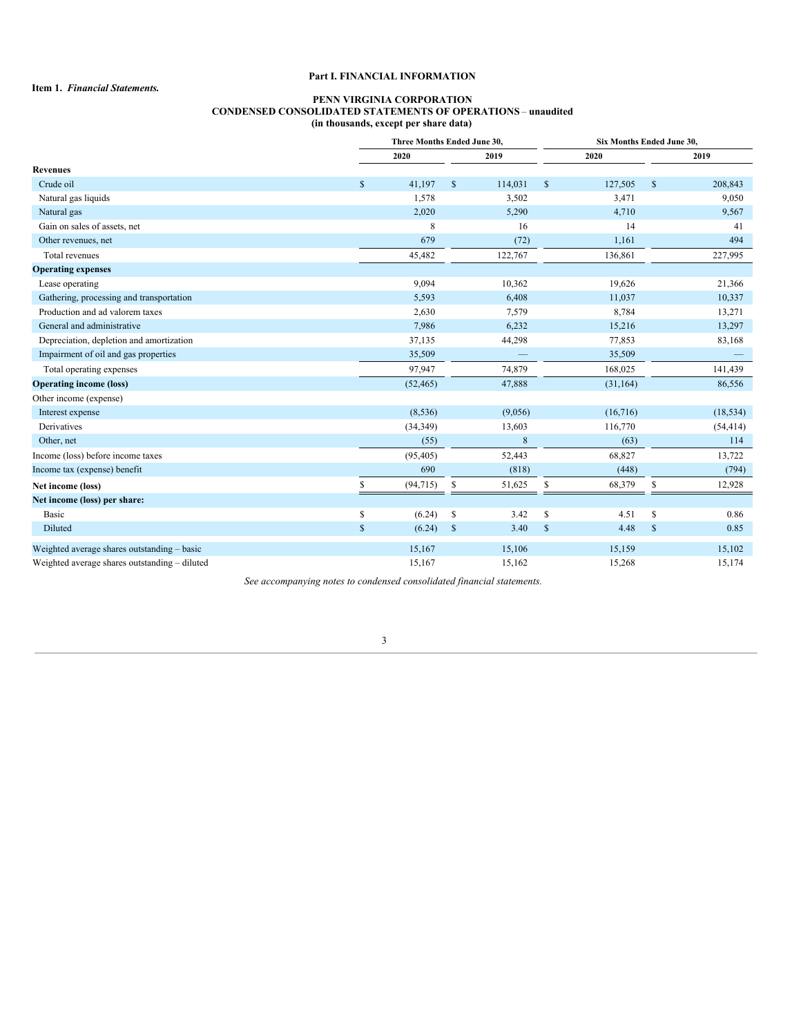## Part I. FINANCIAL INFORMATION

**Item 1.** ***Financial Statements.***

**PENN VIRGINIA CORPORATION**
**CONDENSED CONSOLIDATED STATEMENTS OF OPERATIONS** – **unaudited**
**(in thousands, except per share data)**

| | Three Months Ended June 30, | | Six Months Ended June 30, | |
|---|---|---|---|---|
| | 2020 | 2019 | 2020 | 2019 |
| **Revenues** | | | | |
| Crude oil | $ 41,197 | $ 114,031 | $ 127,505 | $ 208,843 |
| Natural gas liquids | 1,578 | 3,502 | 3,471 | 9,050 |
| Natural gas | 2,020 | 5,290 | 4,710 | 9,567 |
| Gain on sales of assets, net | 8 | 16 | 14 | 41 |
| Other revenues, net | 679 | (72) | 1,161 | 494 |
| Total revenues | 45,482 | 122,767 | 136,861 | 227,995 |
| **Operating expenses** | | | | |
| Lease operating | 9,094 | 10,362 | 19,626 | 21,366 |
| Gathering, processing and transportation | 5,593 | 6,408 | 11,037 | 10,337 |
| Production and ad valorem taxes | 2,630 | 7,579 | 8,784 | 13,271 |
| General and administrative | 7,986 | 6,232 | 15,216 | 13,297 |
| Depreciation, depletion and amortization | 37,135 | 44,298 | 77,853 | 83,168 |
| Impairment of oil and gas properties | 35,509 | — | 35,509 | — |
| Total operating expenses | 97,947 | 74,879 | 168,025 | 141,439 |
| **Operating income (loss)** | (52,465) | 47,888 | (31,164) | 86,556 |
| Other income (expense) | | | | |
| Interest expense | (8,536) | (9,056) | (16,716) | (18,534) |
| Derivatives | (34,349) | 13,603 | 116,770 | (54,414) |
| Other, net | (55) | 8 | (63) | 114 |
| Income (loss) before income taxes | (95,405) | 52,443 | 68,827 | 13,722 |
| Income tax (expense) benefit | 690 | (818) | (448) | (794) |
| **Net income (loss)** | $ (94,715) | $ 51,625 | $ 68,379 | $ 12,928 |
| **Net income (loss) per share:** | | | | |
| Basic | $ (6.24) | $ 3.42 | $ 4.51 | $ 0.86 |
| Diluted | $ (6.24) | $ 3.40 | $ 4.48 | $ 0.85 |
| Weighted average shares outstanding – basic | 15,167 | 15,106 | 15,159 | 15,102 |
| Weighted average shares outstanding – diluted | 15,167 | 15,162 | 15,268 | 15,174 |

*See accompanying notes to condensed consolidated financial statements.*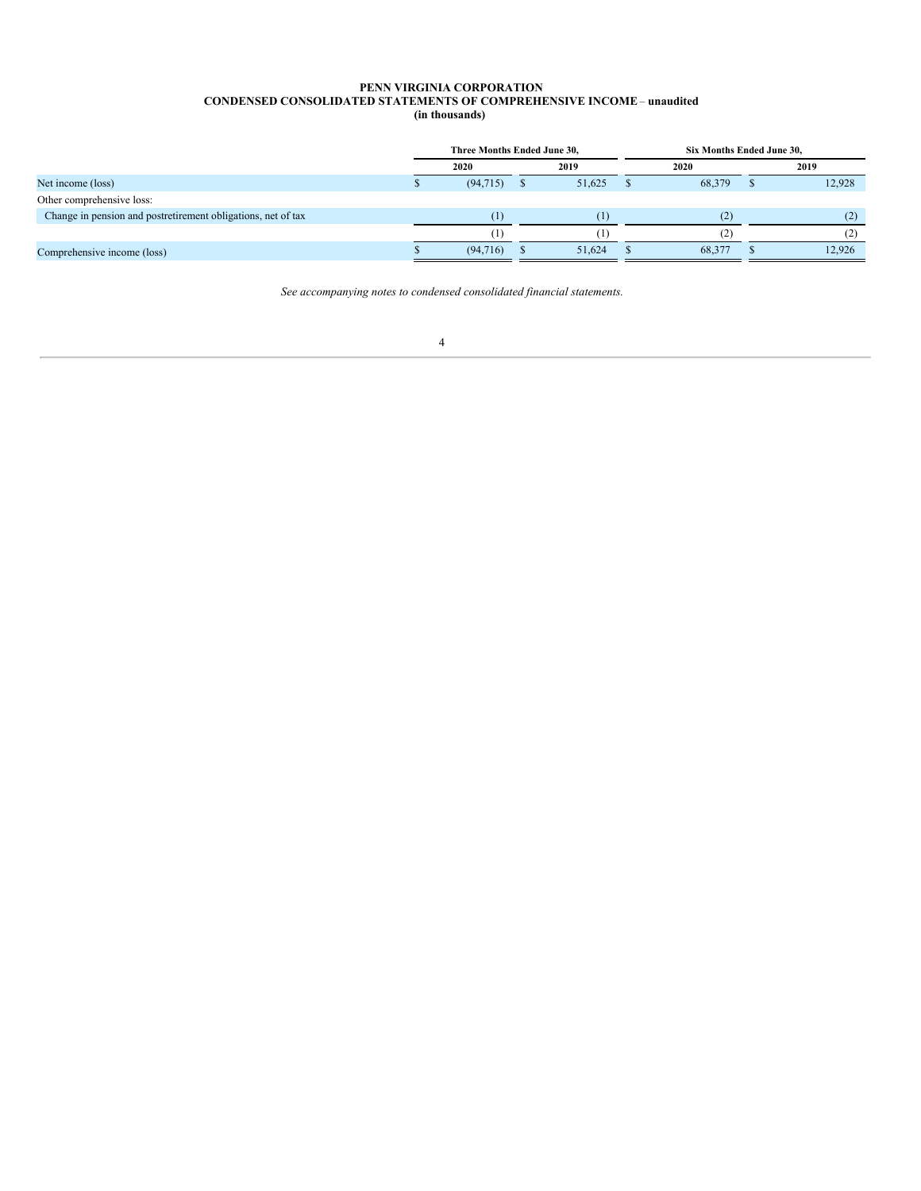**PENN VIRGINIA CORPORATION**
**CONDENSED CONSOLIDATED STATEMENTS OF COMPREHENSIVE INCOME – unaudited**
**(in thousands)**

| | Three Months Ended June 30, | | Six Months Ended June 30, | |
|---|---|---|---|---|
| | 2020 | 2019 | 2020 | 2019 |
| Net income (loss) | $ (94,715) | $ 51,625 | $ 68,379 | $ 12,928 |
| Other comprehensive loss: | | | | |
| Change in pension and postretirement obligations, net of tax | (1) | (1) | (2) | (2) |
| | (1) | (1) | (2) | (2) |
| Comprehensive income (loss) | $ (94,716) | $ 51,624 | $ 68,377 | $ 12,926 |

*See accompanying notes to condensed consolidated financial statements.*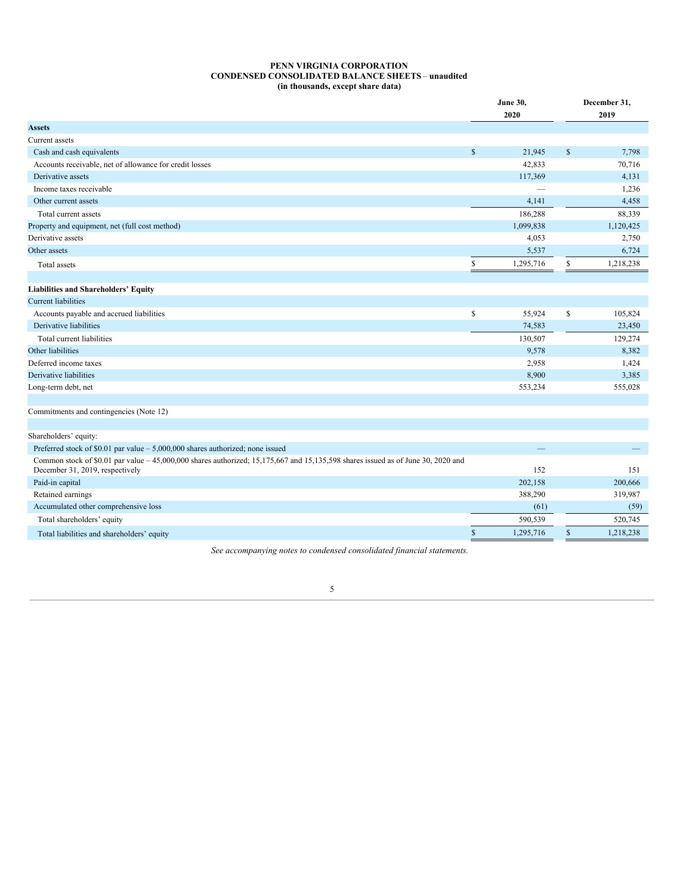**PENN VIRGINIA CORPORATION**
**CONDENSED CONSOLIDATED BALANCE SHEETS** – **unaudited**
**(in thousands, except share data)**

| | June 30, 2020 | December 31, 2019 |
|---|---|---|
| **Assets** | | |
| Current assets | | |
| Cash and cash equivalents | $ 21,945 | $ 7,798 |
| Accounts receivable, net of allowance for credit losses | 42,833 | 70,716 |
| Derivative assets | 117,369 | 4,131 |
| Income taxes receivable | — | 1,236 |
| Other current assets | 4,141 | 4,458 |
| Total current assets | 186,288 | 88,339 |
| Property and equipment, net (full cost method) | 1,099,838 | 1,120,425 |
| Derivative assets | 4,053 | 2,750 |
| Other assets | 5,537 | 6,724 |
| Total assets | $ 1,295,716 | $ 1,218,238 |
| | | |
| **Liabilities and Shareholders' Equity** | | |
| Current liabilities | | |
| Accounts payable and accrued liabilities | $ 55,924 | $ 105,824 |
| Derivative liabilities | 74,583 | 23,450 |
| Total current liabilities | 130,507 | 129,274 |
| Other liabilities | 9,578 | 8,382 |
| Deferred income taxes | 2,958 | 1,424 |
| Derivative liabilities | 8,900 | 3,385 |
| Long-term debt, net | 553,234 | 555,028 |
| | | |
| Commitments and contingencies (Note 12) | | |
| | | |
| Shareholders' equity: | | |
| Preferred stock of $0.01 par value – 5,000,000 shares authorized; none issued | — | — |
| Common stock of $0.01 par value – 45,000,000 shares authorized; 15,175,667 and 15,135,598 shares issued as of June 30, 2020 and December 31, 2019, respectively | 152 | 151 |
| Paid-in capital | 202,158 | 200,666 |
| Retained earnings | 388,290 | 319,987 |
| Accumulated other comprehensive loss | (61) | (59) |
| Total shareholders' equity | 590,539 | 520,745 |
| Total liabilities and shareholders' equity | $ 1,295,716 | $ 1,218,238 |

*See accompanying notes to condensed consolidated financial statements.*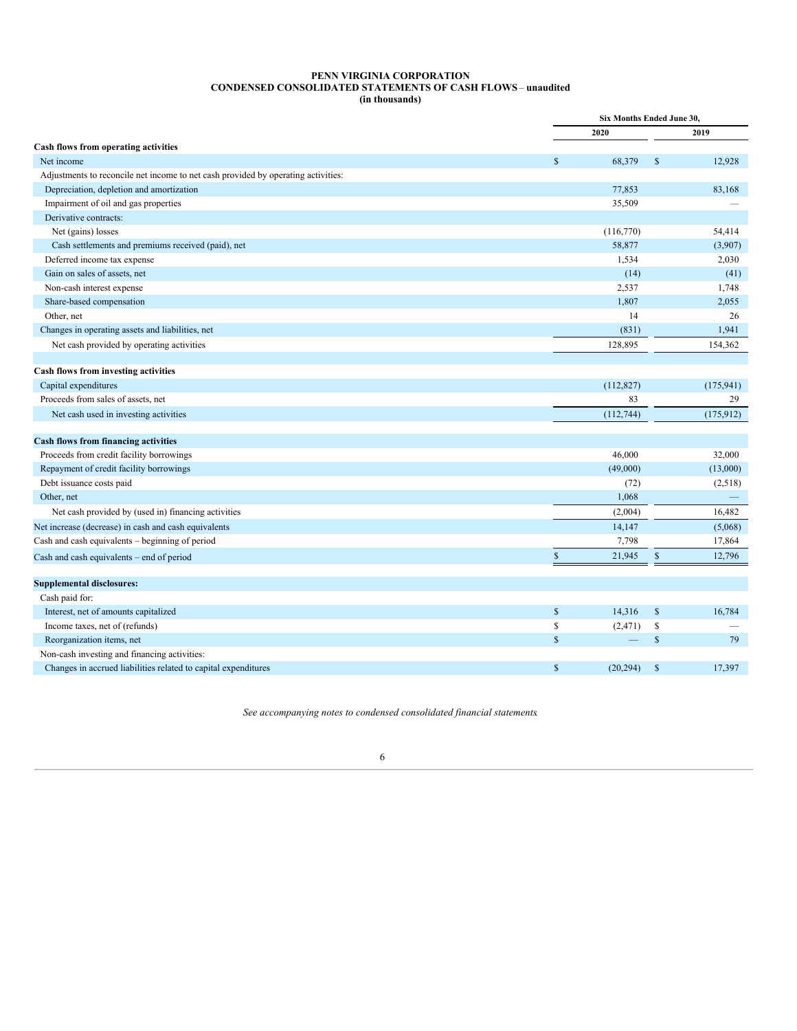**PENN VIRGINIA CORPORATION**
**CONDENSED CONSOLIDATED STATEMENTS OF CASH FLOWS – unaudited**
**(in thousands)**

| | Six Months Ended June 30, | |
|---|---|---|
| | 2020 | 2019 |
| **Cash flows from operating activities** | | |
| Net income | $ 68,379 | $ 12,928 |
| Adjustments to reconcile net income to net cash provided by operating activities: | | |
| Depreciation, depletion and amortization | 77,853 | 83,168 |
| Impairment of oil and gas properties | 35,509 | — |
| Derivative contracts: | | |
| Net (gains) losses | (116,770) | 54,414 |
| Cash settlements and premiums received (paid), net | 58,877 | (3,907) |
| Deferred income tax expense | 1,534 | 2,030 |
| Gain on sales of assets, net | (14) | (41) |
| Non-cash interest expense | 2,537 | 1,748 |
| Share-based compensation | 1,807 | 2,055 |
| Other, net | 14 | 26 |
| Changes in operating assets and liabilities, net | (831) | 1,941 |
| Net cash provided by operating activities | 128,895 | 154,362 |
| | | |
| **Cash flows from investing activities** | | |
| Capital expenditures | (112,827) | (175,941) |
| Proceeds from sales of assets, net | 83 | 29 |
| Net cash used in investing activities | (112,744) | (175,912) |
| | | |
| **Cash flows from financing activities** | | |
| Proceeds from credit facility borrowings | 46,000 | 32,000 |
| Repayment of credit facility borrowings | (49,000) | (13,000) |
| Debt issuance costs paid | (72) | (2,518) |
| Other, net | 1,068 | — |
| Net cash provided by (used in) financing activities | (2,004) | 16,482 |
| Net increase (decrease) in cash and cash equivalents | 14,147 | (5,068) |
| Cash and cash equivalents – beginning of period | 7,798 | 17,864 |
| Cash and cash equivalents – end of period | $ 21,945 | $ 12,796 |
| | | |
| **Supplemental disclosures:** | | |
| Cash paid for: | | |
| Interest, net of amounts capitalized | $ 14,316 | $ 16,784 |
| Income taxes, net of (refunds) | $ (2,471) | $ — |
| Reorganization items, net | $ — | $ 79 |
| Non-cash investing and financing activities: | | |
| Changes in accrued liabilities related to capital expenditures | $ (20,294) | $ 17,397 |

*See accompanying notes to condensed consolidated financial statements.*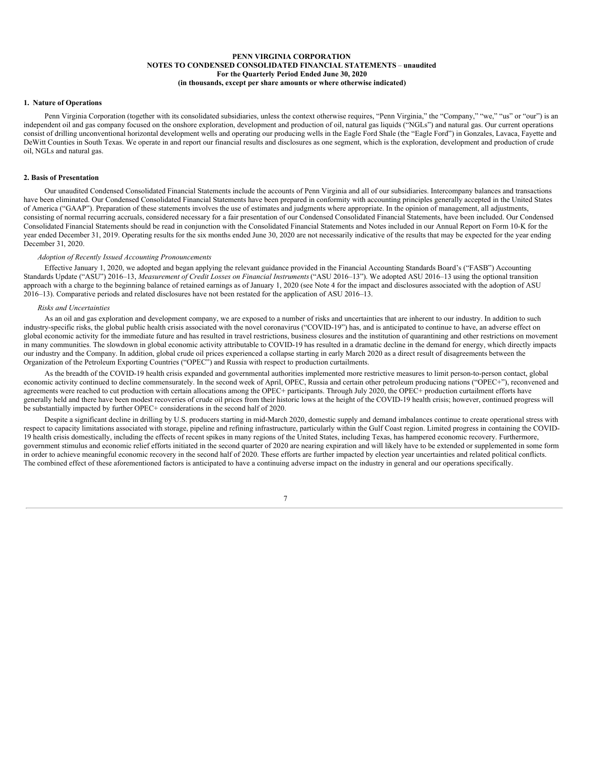**PENN VIRGINIA CORPORATION**
**NOTES TO CONDENSED CONSOLIDATED FINANCIAL STATEMENTS** – **unaudited**
**For the Quarterly Period Ended June 30, 2020**
**(in thousands, except per share amounts or where otherwise indicated)**

## 1. Nature of Operations

Penn Virginia Corporation (together with its consolidated subsidiaries, unless the context otherwise requires, "Penn Virginia," the "Company," "we," "us" or "our") is an independent oil and gas company focused on the onshore exploration, development and production of oil, natural gas liquids ("NGLs") and natural gas. Our current operations consist of drilling unconventional horizontal development wells and operating our producing wells in the Eagle Ford Shale (the "Eagle Ford") in Gonzales, Lavaca, Fayette and DeWitt Counties in South Texas. We operate in and report our financial results and disclosures as one segment, which is the exploration, development and production of crude oil, NGLs and natural gas.

## 2. Basis of Presentation

Our unaudited Condensed Consolidated Financial Statements include the accounts of Penn Virginia and all of our subsidiaries. Intercompany balances and transactions have been eliminated. Our Condensed Consolidated Financial Statements have been prepared in conformity with accounting principles generally accepted in the United States of America ("GAAP"). Preparation of these statements involves the use of estimates and judgments where appropriate. In the opinion of management, all adjustments, consisting of normal recurring accruals, considered necessary for a fair presentation of our Condensed Consolidated Financial Statements, have been included. Our Condensed Consolidated Financial Statements should be read in conjunction with the Consolidated Financial Statements and Notes included in our Annual Report on Form 10-K for the year ended December 31, 2019. Operating results for the six months ended June 30, 2020 are not necessarily indicative of the results that may be expected for the year ending December 31, 2020.

*Adoption of Recently Issued Accounting Pronouncements*

Effective January 1, 2020, we adopted and began applying the relevant guidance provided in the Financial Accounting Standards Board's ("FASB") Accounting Standards Update ("ASU") 2016–13, *Measurement of Credit Losses on Financial Instruments* ("ASU 2016–13"). We adopted ASU 2016–13 using the optional transition approach with a charge to the beginning balance of retained earnings as of January 1, 2020 (see Note 4 for the impact and disclosures associated with the adoption of ASU 2016–13). Comparative periods and related disclosures have not been restated for the application of ASU 2016–13.

*Risks and Uncertainties*

As an oil and gas exploration and development company, we are exposed to a number of risks and uncertainties that are inherent to our industry. In addition to such industry-specific risks, the global public health crisis associated with the novel coronavirus ("COVID-19") has, and is anticipated to continue to have, an adverse effect on global economic activity for the immediate future and has resulted in travel restrictions, business closures and the institution of quarantining and other restrictions on movement in many communities. The slowdown in global economic activity attributable to COVID-19 has resulted in a dramatic decline in the demand for energy, which directly impacts our industry and the Company. In addition, global crude oil prices experienced a collapse starting in early March 2020 as a direct result of disagreements between the Organization of the Petroleum Exporting Countries ("OPEC") and Russia with respect to production curtailments.

As the breadth of the COVID-19 health crisis expanded and governmental authorities implemented more restrictive measures to limit person-to-person contact, global economic activity continued to decline commensurately. In the second week of April, OPEC, Russia and certain other petroleum producing nations ("OPEC+"), reconvened and agreements were reached to cut production with certain allocations among the OPEC+ participants. Through July 2020, the OPEC+ production curtailment efforts have generally held and there have been modest recoveries of crude oil prices from their historic lows at the height of the COVID-19 health crisis; however, continued progress will be substantially impacted by further OPEC+ considerations in the second half of 2020.

Despite a significant decline in drilling by U.S. producers starting in mid-March 2020, domestic supply and demand imbalances continue to create operational stress with respect to capacity limitations associated with storage, pipeline and refining infrastructure, particularly within the Gulf Coast region. Limited progress in containing the COVID-19 health crisis domestically, including the effects of recent spikes in many regions of the United States, including Texas, has hampered economic recovery. Furthermore, government stimulus and economic relief efforts initiated in the second quarter of 2020 are nearing expiration and will likely have to be extended or supplemented in some form in order to achieve meaningful economic recovery in the second half of 2020. These efforts are further impacted by election year uncertainties and related political conflicts. The combined effect of these aforementioned factors is anticipated to have a continuing adverse impact on the industry in general and our operations specifically.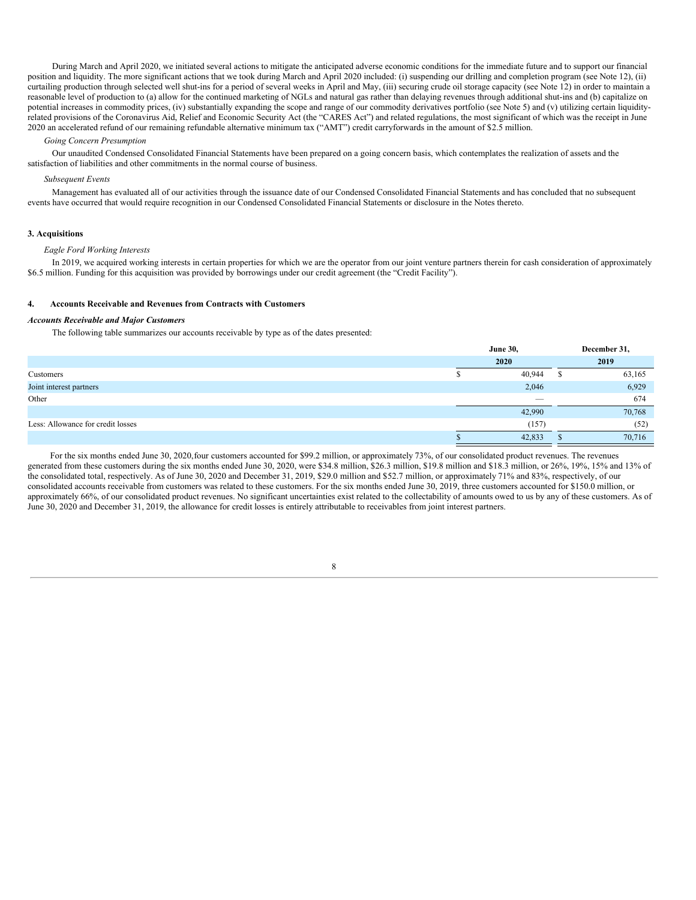During March and April 2020, we initiated several actions to mitigate the anticipated adverse economic conditions for the immediate future and to support our financial position and liquidity. The more significant actions that we took during March and April 2020 included: (i) suspending our drilling and completion program (see Note 12), (ii) curtailing production through selected well shut-ins for a period of several weeks in April and May, (iii) securing crude oil storage capacity (see Note 12) in order to maintain a reasonable level of production to (a) allow for the continued marketing of NGLs and natural gas rather than delaying revenues through additional shut-ins and (b) capitalize on potential increases in commodity prices, (iv) substantially expanding the scope and range of our commodity derivatives portfolio (see Note 5) and (v) utilizing certain liquidity-related provisions of the Coronavirus Aid, Relief and Economic Security Act (the "CARES Act") and related regulations, the most significant of which was the receipt in June 2020 an accelerated refund of our remaining refundable alternative minimum tax ("AMT") credit carryforwards in the amount of $2.5 million.

*Going Concern Presumption*

Our unaudited Condensed Consolidated Financial Statements have been prepared on a going concern basis, which contemplates the realization of assets and the satisfaction of liabilities and other commitments in the normal course of business.

*Subsequent Events*

Management has evaluated all of our activities through the issuance date of our Condensed Consolidated Financial Statements and has concluded that no subsequent events have occurred that would require recognition in our Condensed Consolidated Financial Statements or disclosure in the Notes thereto.

### 3. Acquisitions

*Eagle Ford Working Interests*

In 2019, we acquired working interests in certain properties for which we are the operator from our joint venture partners therein for cash consideration of approximately $6.5 million. Funding for this acquisition was provided by borrowings under our credit agreement (the "Credit Facility").

### 4. Accounts Receivable and Revenues from Contracts with Customers

***Accounts Receivable and Major Customers***

The following table summarizes our accounts receivable by type as of the dates presented:

| | June 30, 2020 | December 31, 2019 |
|---|---|---|
| Customers | $ 40,944 | $ 63,165 |
| Joint interest partners | 2,046 | 6,929 |
| Other | — | 674 |
| | 42,990 | 70,768 |
| Less: Allowance for credit losses | (157) | (52) |
| | $ 42,833 | $ 70,716 |

For the six months ended June 30, 2020,four customers accounted for $99.2 million, or approximately 73%, of our consolidated product revenues. The revenues generated from these customers during the six months ended June 30, 2020, were $34.8 million, $26.3 million, $19.8 million and $18.3 million, or 26%, 19%, 15% and 13% of the consolidated total, respectively. As of June 30, 2020 and December 31, 2019, $29.0 million and $52.7 million, or approximately 71% and 83%, respectively, of our consolidated accounts receivable from customers was related to these customers. For the six months ended June 30, 2019, three customers accounted for $150.0 million, or approximately 66%, of our consolidated product revenues. No significant uncertainties exist related to the collectability of amounts owed to us by any of these customers. As of June 30, 2020 and December 31, 2019, the allowance for credit losses is entirely attributable to receivables from joint interest partners.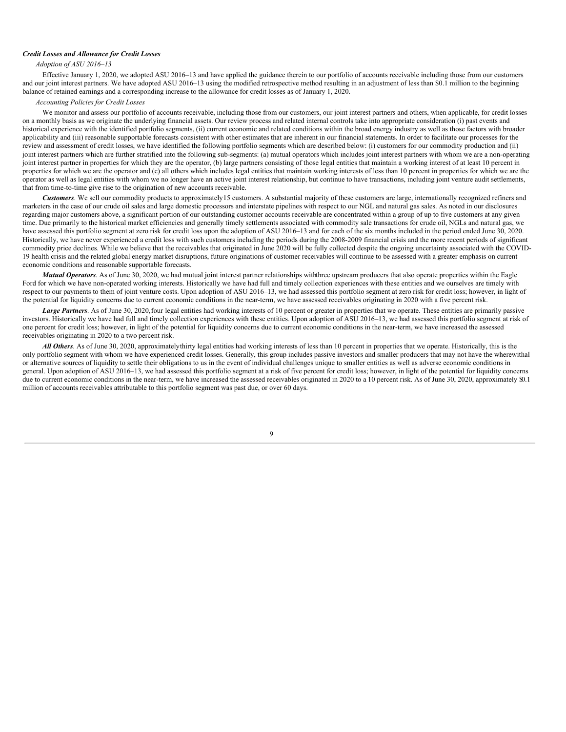***Credit Losses and Allowance for Credit Losses***

*Adoption of ASU 2016–13*

Effective January 1, 2020, we adopted ASU 2016–13 and have applied the guidance therein to our portfolio of accounts receivable including those from our customers and our joint interest partners. We have adopted ASU 2016–13 using the modified retrospective method resulting in an adjustment of less than $0.1 million to the beginning balance of retained earnings and a corresponding increase to the allowance for credit losses as of January 1, 2020.

*Accounting Policies for Credit Losses*

We monitor and assess our portfolio of accounts receivable, including those from our customers, our joint interest partners and others, when applicable, for credit losses on a monthly basis as we originate the underlying financial assets. Our review process and related internal controls take into appropriate consideration (i) past events and historical experience with the identified portfolio segments, (ii) current economic and related conditions within the broad energy industry as well as those factors with broader applicability and (iii) reasonable supportable forecasts consistent with other estimates that are inherent in our financial statements. In order to facilitate our processes for the review and assessment of credit losses, we have identified the following portfolio segments which are described below: (i) customers for our commodity production and (ii) joint interest partners which are further stratified into the following sub-segments: (a) mutual operators which includes joint interest partners with whom we are a non-operating joint interest partner in properties for which they are the operator, (b) large partners consisting of those legal entities that maintain a working interest of at least 10 percent in properties for which we are the operator and (c) all others which includes legal entities that maintain working interests of less than 10 percent in properties for which we are the operator as well as legal entities with whom we no longer have an active joint interest relationship, but continue to have transactions, including joint venture audit settlements, that from time-to-time give rise to the origination of new accounts receivable.

***Customers***. We sell our commodity products to approximately15 customers. A substantial majority of these customers are large, internationally recognized refiners and marketers in the case of our crude oil sales and large domestic processors and interstate pipelines with respect to our NGL and natural gas sales. As noted in our disclosures regarding major customers above, a significant portion of our outstanding customer accounts receivable are concentrated within a group of up to five customers at any given time. Due primarily to the historical market efficiencies and generally timely settlements associated with commodity sale transactions for crude oil, NGLs and natural gas, we have assessed this portfolio segment at zero risk for credit loss upon the adoption of ASU 2016–13 and for each of the six months included in the period ended June 30, 2020. Historically, we have never experienced a credit loss with such customers including the periods during the 2008-2009 financial crisis and the more recent periods of significant commodity price declines. While we believe that the receivables that originated in June 2020 will be fully collected despite the ongoing uncertainty associated with the COVID-19 health crisis and the related global energy market disruptions, future originations of customer receivables will continue to be assessed with a greater emphasis on current economic conditions and reasonable supportable forecasts.

***Mutual Operators***. As of June 30, 2020, we had mutual joint interest partner relationships withthree upstream producers that also operate properties within the Eagle Ford for which we have non-operated working interests. Historically we have had full and timely collection experiences with these entities and we ourselves are timely with respect to our payments to them of joint venture costs. Upon adoption of ASU 2016–13, we had assessed this portfolio segment at zero risk for credit loss; however, in light of the potential for liquidity concerns due to current economic conditions in the near-term, we have assessed receivables originating in 2020 with a five percent risk.

***Large Partners***. As of June 30, 2020,four legal entities had working interests of 10 percent or greater in properties that we operate. These entities are primarily passive investors. Historically we have had full and timely collection experiences with these entities. Upon adoption of ASU 2016–13, we had assessed this portfolio segment at risk of one percent for credit loss; however, in light of the potential for liquidity concerns due to current economic conditions in the near-term, we have increased the assessed receivables originating in 2020 to a two percent risk.

***All Others***. As of June 30, 2020, approximatelythirty legal entities had working interests of less than 10 percent in properties that we operate. Historically, this is the only portfolio segment with whom we have experienced credit losses. Generally, this group includes passive investors and smaller producers that may not have the wherewithal or alternative sources of liquidity to settle their obligations to us in the event of individual challenges unique to smaller entities as well as adverse economic conditions in general. Upon adoption of ASU 2016–13, we had assessed this portfolio segment at a risk of five percent for credit loss; however, in light of the potential for liquidity concerns due to current economic conditions in the near-term, we have increased the assessed receivables originated in 2020 to a 10 percent risk. As of June 30, 2020, approximately $0.1 million of accounts receivables attributable to this portfolio segment was past due, or over 60 days.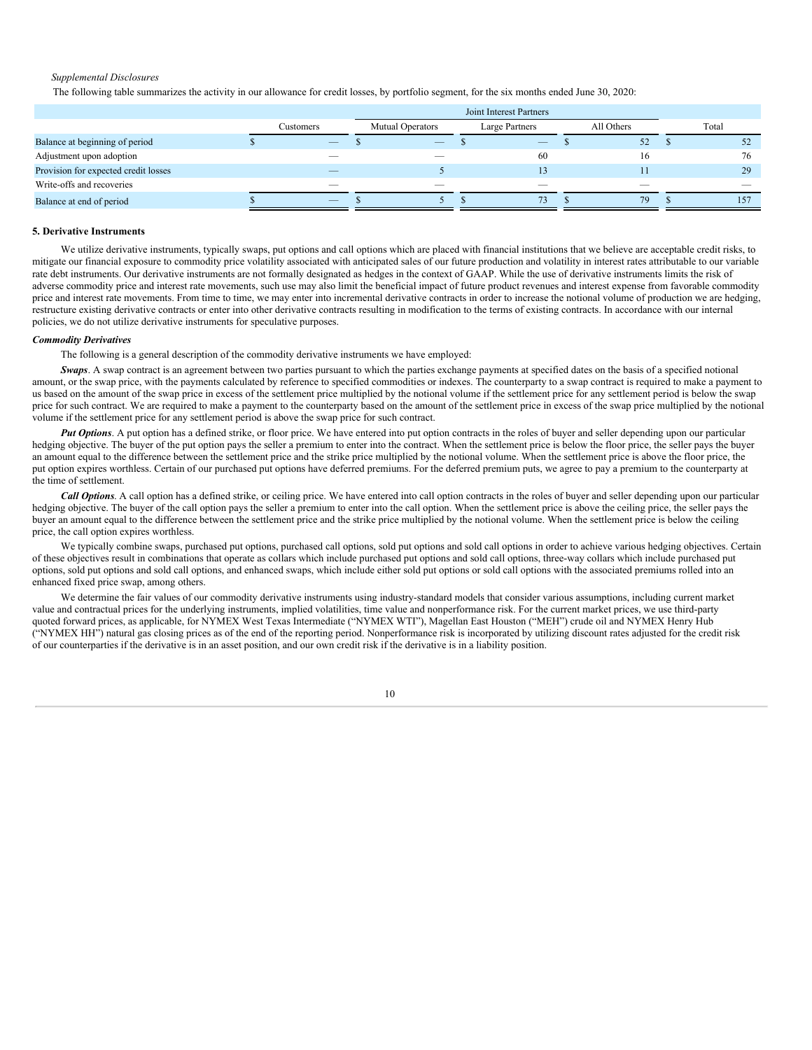*Supplemental Disclosures*

The following table summarizes the activity in our allowance for credit losses, by portfolio segment, for the six months ended June 30, 2020:

| | | Joint Interest Partners | | | |
|---|---|---|---|---|---|
| | Customers | Mutual Operators | Large Partners | All Others | Total |
| Balance at beginning of period | $ — | $ — | $ — | $ 52 | $ 52 |
| Adjustment upon adoption | — | — | 60 | 16 | 76 |
| Provision for expected credit losses | — | 5 | 13 | 11 | 29 |
| Write-offs and recoveries | — | — | — | — | — |
| Balance at end of period | $ — | $ 5 | $ 73 | $ 79 | $ 157 |

**5. Derivative Instruments**

We utilize derivative instruments, typically swaps, put options and call options which are placed with financial institutions that we believe are acceptable credit risks, to mitigate our financial exposure to commodity price volatility associated with anticipated sales of our future production and volatility in interest rates attributable to our variable rate debt instruments. Our derivative instruments are not formally designated as hedges in the context of GAAP. While the use of derivative instruments limits the risk of adverse commodity price and interest rate movements, such use may also limit the beneficial impact of future product revenues and interest expense from favorable commodity price and interest rate movements. From time to time, we may enter into incremental derivative contracts in order to increase the notional volume of production we are hedging, restructure existing derivative contracts or enter into other derivative contracts resulting in modification to the terms of existing contracts. In accordance with our internal policies, we do not utilize derivative instruments for speculative purposes.

***Commodity Derivatives***

The following is a general description of the commodity derivative instruments we have employed:

***Swaps***. A swap contract is an agreement between two parties pursuant to which the parties exchange payments at specified dates on the basis of a specified notional amount, or the swap price, with the payments calculated by reference to specified commodities or indexes. The counterparty to a swap contract is required to make a payment to us based on the amount of the swap price in excess of the settlement price multiplied by the notional volume if the settlement price for any settlement period is below the swap price for such contract. We are required to make a payment to the counterparty based on the amount of the settlement price in excess of the swap price multiplied by the notional volume if the settlement price for any settlement period is above the swap price for such contract.

***Put Options***. A put option has a defined strike, or floor price. We have entered into put option contracts in the roles of buyer and seller depending upon our particular hedging objective. The buyer of the put option pays the seller a premium to enter into the contract. When the settlement price is below the floor price, the seller pays the buyer an amount equal to the difference between the settlement price and the strike price multiplied by the notional volume. When the settlement price is above the floor price, the put option expires worthless. Certain of our purchased put options have deferred premiums. For the deferred premium puts, we agree to pay a premium to the counterparty at the time of settlement.

***Call Options***. A call option has a defined strike, or ceiling price. We have entered into call option contracts in the roles of buyer and seller depending upon our particular hedging objective. The buyer of the call option pays the seller a premium to enter into the call option. When the settlement price is above the ceiling price, the seller pays the buyer an amount equal to the difference between the settlement price and the strike price multiplied by the notional volume. When the settlement price is below the ceiling price, the call option expires worthless.

We typically combine swaps, purchased put options, purchased call options, sold put options and sold call options in order to achieve various hedging objectives. Certain of these objectives result in combinations that operate as collars which include purchased put options and sold call options, three-way collars which include purchased put options, sold put options and sold call options, and enhanced swaps, which include either sold put options or sold call options with the associated premiums rolled into an enhanced fixed price swap, among others.

We determine the fair values of our commodity derivative instruments using industry-standard models that consider various assumptions, including current market value and contractual prices for the underlying instruments, implied volatilities, time value and nonperformance risk. For the current market prices, we use third-party quoted forward prices, as applicable, for NYMEX West Texas Intermediate ("NYMEX WTI"), Magellan East Houston ("MEH") crude oil and NYMEX Henry Hub ("NYMEX HH") natural gas closing prices as of the end of the reporting period. Nonperformance risk is incorporated by utilizing discount rates adjusted for the credit risk of our counterparties if the derivative is in an asset position, and our own credit risk if the derivative is in a liability position.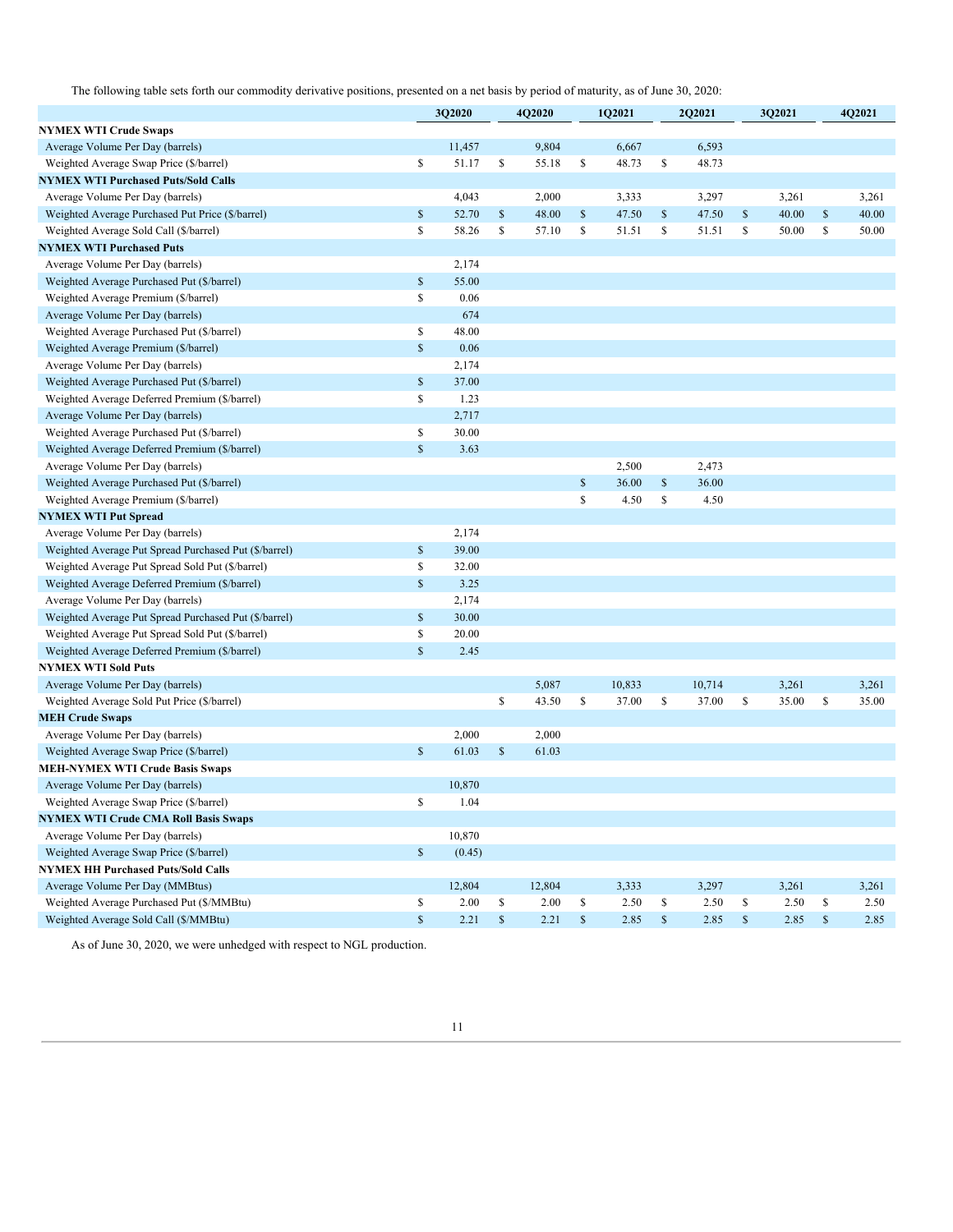The following table sets forth our commodity derivative positions, presented on a net basis by period of maturity, as of June 30, 2020:

| | 3Q2020 | 4Q2020 | 1Q2021 | 2Q2021 | 3Q2021 | 4Q2021 |
|---|---|---|---|---|---|---|
| **NYMEX WTI Crude Swaps** | | | | | | |
| Average Volume Per Day (barrels) | 11,457 | 9,804 | 6,667 | 6,593 | | |
| Weighted Average Swap Price ($/barrel) | $ 51.17 | $ 55.18 | $ 48.73 | $ 48.73 | | |
| **NYMEX WTI Purchased Puts/Sold Calls** | | | | | | |
| Average Volume Per Day (barrels) | 4,043 | 2,000 | 3,333 | 3,297 | 3,261 | 3,261 |
| Weighted Average Purchased Put Price ($/barrel) | $ 52.70 | $ 48.00 | $ 47.50 | $ 47.50 | $ 40.00 | $ 40.00 |
| Weighted Average Sold Call ($/barrel) | $ 58.26 | $ 57.10 | $ 51.51 | $ 51.51 | $ 50.00 | $ 50.00 |
| **NYMEX WTI Purchased Puts** | | | | | | |
| Average Volume Per Day (barrels) | 2,174 | | | | | |
| Weighted Average Purchased Put ($/barrel) | $ 55.00 | | | | | |
| Weighted Average Premium ($/barrel) | $ 0.06 | | | | | |
| Average Volume Per Day (barrels) | 674 | | | | | |
| Weighted Average Purchased Put ($/barrel) | $ 48.00 | | | | | |
| Weighted Average Premium ($/barrel) | $ 0.06 | | | | | |
| Average Volume Per Day (barrels) | 2,174 | | | | | |
| Weighted Average Purchased Put ($/barrel) | $ 37.00 | | | | | |
| Weighted Average Deferred Premium ($/barrel) | $ 1.23 | | | | | |
| Average Volume Per Day (barrels) | 2,717 | | | | | |
| Weighted Average Purchased Put ($/barrel) | $ 30.00 | | | | | |
| Weighted Average Deferred Premium ($/barrel) | $ 3.63 | | | | | |
| Average Volume Per Day (barrels) | | | 2,500 | 2,473 | | |
| Weighted Average Purchased Put ($/barrel) | | | $ 36.00 | $ 36.00 | | |
| Weighted Average Premium ($/barrel) | | | $ 4.50 | $ 4.50 | | |
| **NYMEX WTI Put Spread** | | | | | | |
| Average Volume Per Day (barrels) | 2,174 | | | | | |
| Weighted Average Put Spread Purchased Put ($/barrel) | $ 39.00 | | | | | |
| Weighted Average Put Spread Sold Put ($/barrel) | $ 32.00 | | | | | |
| Weighted Average Deferred Premium ($/barrel) | $ 3.25 | | | | | |
| Average Volume Per Day (barrels) | 2,174 | | | | | |
| Weighted Average Put Spread Purchased Put ($/barrel) | $ 30.00 | | | | | |
| Weighted Average Put Spread Sold Put ($/barrel) | $ 20.00 | | | | | |
| Weighted Average Deferred Premium ($/barrel) | $ 2.45 | | | | | |
| **NYMEX WTI Sold Puts** | | | | | | |
| Average Volume Per Day (barrels) | | 5,087 | 10,833 | 10,714 | 3,261 | 3,261 |
| Weighted Average Sold Put Price ($/barrel) | | $ 43.50 | $ 37.00 | $ 37.00 | $ 35.00 | $ 35.00 |
| **MEH Crude Swaps** | | | | | | |
| Average Volume Per Day (barrels) | 2,000 | 2,000 | | | | |
| Weighted Average Swap Price ($/barrel) | $ 61.03 | $ 61.03 | | | | |
| **MEH-NYMEX WTI Crude Basis Swaps** | | | | | | |
| Average Volume Per Day (barrels) | 10,870 | | | | | |
| Weighted Average Swap Price ($/barrel) | $ 1.04 | | | | | |
| **NYMEX WTI Crude CMA Roll Basis Swaps** | | | | | | |
| Average Volume Per Day (barrels) | 10,870 | | | | | |
| Weighted Average Swap Price ($/barrel) | $ (0.45) | | | | | |
| **NYMEX HH Purchased Puts/Sold Calls** | | | | | | |
| Average Volume Per Day (MMBtus) | 12,804 | 12,804 | 3,333 | 3,297 | 3,261 | 3,261 |
| Weighted Average Purchased Put ($/MMBtu) | $ 2.00 | $ 2.00 | $ 2.50 | $ 2.50 | $ 2.50 | $ 2.50 |
| Weighted Average Sold Call ($/MMBtu) | $ 2.21 | $ 2.21 | $ 2.85 | $ 2.85 | $ 2.85 | $ 2.85 |

As of June 30, 2020, we were unhedged with respect to NGL production.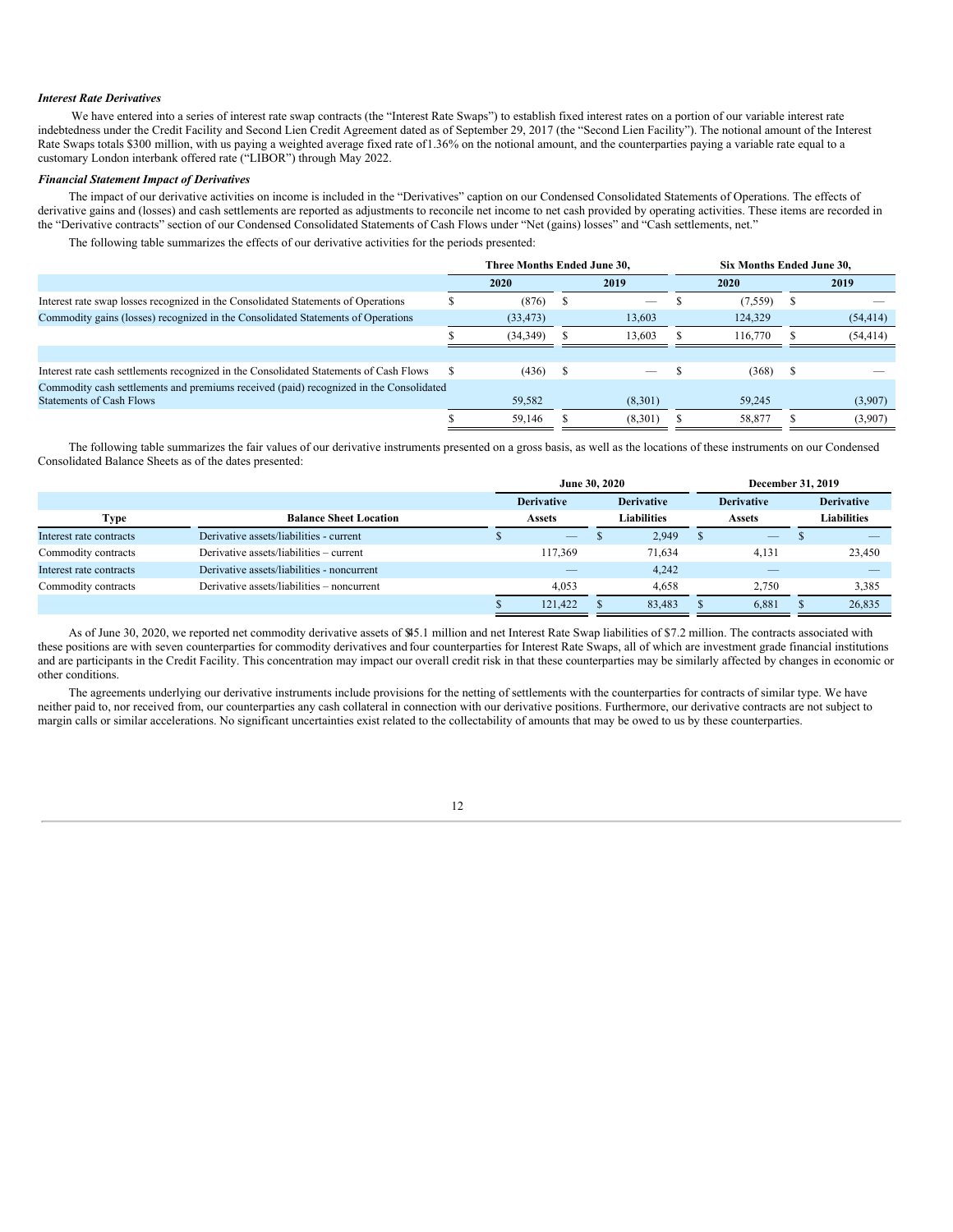### *Interest Rate Derivatives*

We have entered into a series of interest rate swap contracts (the "Interest Rate Swaps") to establish fixed interest rates on a portion of our variable interest rate indebtedness under the Credit Facility and Second Lien Credit Agreement dated as of September 29, 2017 (the "Second Lien Facility"). The notional amount of the Interest Rate Swaps totals $300 million, with us paying a weighted average fixed rate of 1.36% on the notional amount, and the counterparties paying a variable rate equal to a customary London interbank offered rate ("LIBOR") through May 2022.

### *Financial Statement Impact of Derivatives*

The impact of our derivative activities on income is included in the "Derivatives" caption on our Condensed Consolidated Statements of Operations. The effects of derivative gains and (losses) and cash settlements are reported as adjustments to reconcile net income to net cash provided by operating activities. These items are recorded in the "Derivative contracts" section of our Condensed Consolidated Statements of Cash Flows under "Net (gains) losses" and "Cash settlements, net."

The following table summarizes the effects of our derivative activities for the periods presented:

| | Three Months Ended June 30, | | Six Months Ended June 30, | |
|---|---|---|---|---|
| | 2020 | 2019 | 2020 | 2019 |
| Interest rate swap losses recognized in the Consolidated Statements of Operations | $ (876) | $ — | $ (7,559) | $ — |
| Commodity gains (losses) recognized in the Consolidated Statements of Operations | (33,473) | 13,603 | 124,329 | (54,414) |
| | $ (34,349) | $ 13,603 | $ 116,770 | $ (54,414) |
| | | | | |
| Interest rate cash settlements recognized in the Consolidated Statements of Cash Flows | $ (436) | $ — | $ (368) | $ — |
| Commodity cash settlements and premiums received (paid) recognized in the Consolidated Statements of Cash Flows | 59,582 | (8,301) | 59,245 | (3,907) |
| | $ 59,146 | $ (8,301) | $ 58,877 | $ (3,907) |

The following table summarizes the fair values of our derivative instruments presented on a gross basis, as well as the locations of these instruments on our Condensed Consolidated Balance Sheets as of the dates presented:

| | | June 30, 2020 | | December 31, 2019 | |
|---|---|---|---|---|---|
| Type | Balance Sheet Location | Derivative Assets | Derivative Liabilities | Derivative Assets | Derivative Liabilities |
| Interest rate contracts | Derivative assets/liabilities - current | $ — | $ 2,949 | $ — | $ — |
| Commodity contracts | Derivative assets/liabilities – current | 117,369 | 71,634 | 4,131 | 23,450 |
| Interest rate contracts | Derivative assets/liabilities - noncurrent | — | 4,242 | — | — |
| Commodity contracts | Derivative assets/liabilities – noncurrent | 4,053 | 4,658 | 2,750 | 3,385 |
| | | $ 121,422 | $ 83,483 | $ 6,881 | $ 26,835 |

As of June 30, 2020, we reported net commodity derivative assets of $45.1 million and net Interest Rate Swap liabilities of $7.2 million. The contracts associated with these positions are with seven counterparties for commodity derivatives and four counterparties for Interest Rate Swaps, all of which are investment grade financial institutions and are participants in the Credit Facility. This concentration may impact our overall credit risk in that these counterparties may be similarly affected by changes in economic or other conditions.

The agreements underlying our derivative instruments include provisions for the netting of settlements with the counterparties for contracts of similar type. We have neither paid to, nor received from, our counterparties any cash collateral in connection with our derivative positions. Furthermore, our derivative contracts are not subject to margin calls or similar accelerations. No significant uncertainties exist related to the collectability of amounts that may be owed to us by these counterparties.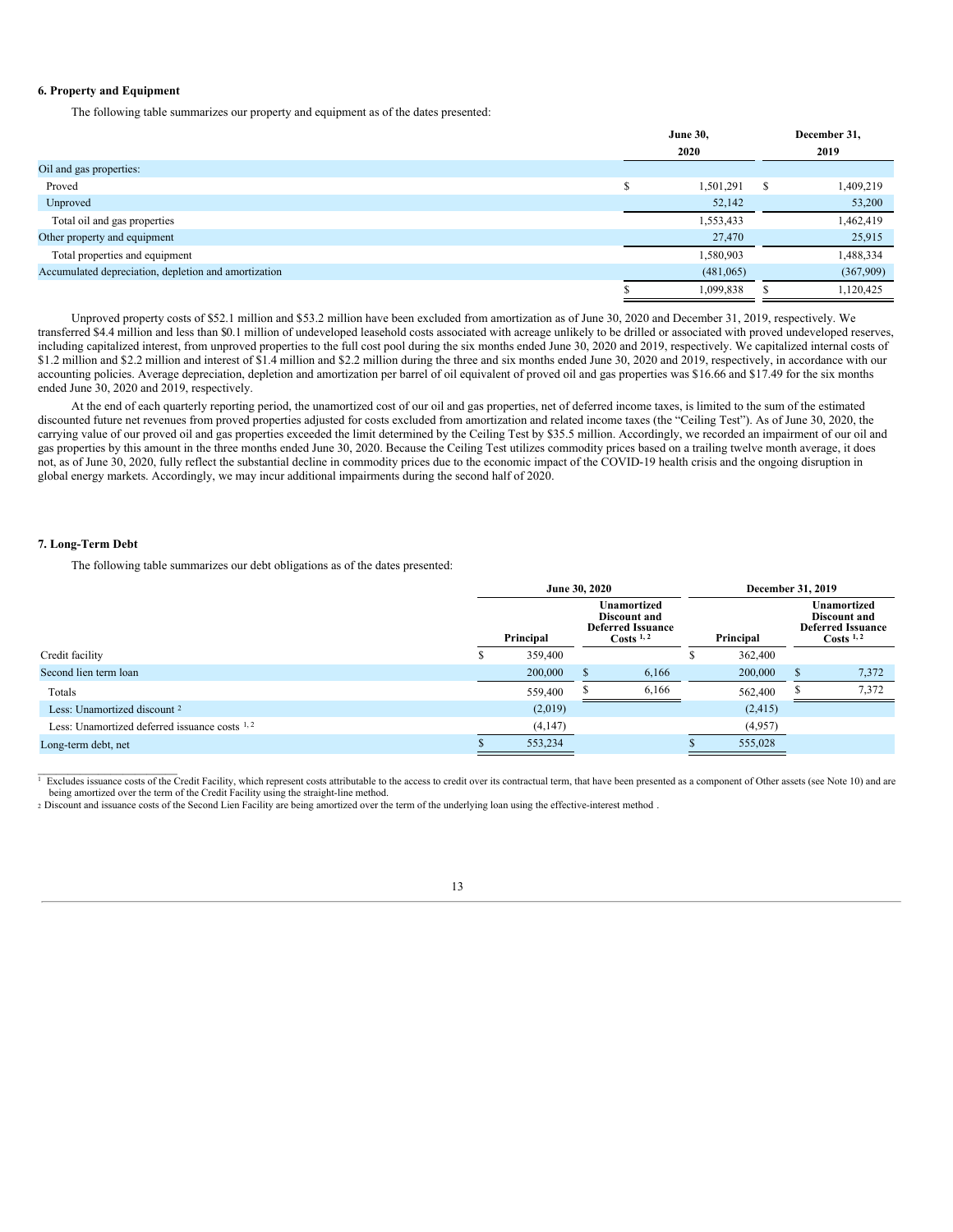### 6. Property and Equipment

The following table summarizes our property and equipment as of the dates presented:

| | June 30, 2020 | December 31, 2019 |
|---|---|---|
| Oil and gas properties: | | |
| Proved | $ 1,501,291 | $ 1,409,219 |
| Unproved | 52,142 | 53,200 |
| Total oil and gas properties | 1,553,433 | 1,462,419 |
| Other property and equipment | 27,470 | 25,915 |
| Total properties and equipment | 1,580,903 | 1,488,334 |
| Accumulated depreciation, depletion and amortization | (481,065) | (367,909) |
| | $ 1,099,838 | $ 1,120,425 |

Unproved property costs of $52.1 million and $53.2 million have been excluded from amortization as of June 30, 2020 and December 31, 2019, respectively. We transferred $4.4 million and less than $0.1 million of undeveloped leasehold costs associated with acreage unlikely to be drilled or associated with proved undeveloped reserves, including capitalized interest, from unproved properties to the full cost pool during the six months ended June 30, 2020 and 2019, respectively. We capitalized internal costs of $1.2 million and $2.2 million and interest of $1.4 million and $2.2 million during the three and six months ended June 30, 2020 and 2019, respectively, in accordance with our accounting policies. Average depreciation, depletion and amortization per barrel of oil equivalent of proved oil and gas properties was $16.66 and $17.49 for the six months ended June 30, 2020 and 2019, respectively.

At the end of each quarterly reporting period, the unamortized cost of our oil and gas properties, net of deferred income taxes, is limited to the sum of the estimated discounted future net revenues from proved properties adjusted for costs excluded from amortization and related income taxes (the "Ceiling Test"). As of June 30, 2020, the carrying value of our proved oil and gas properties exceeded the limit determined by the Ceiling Test by $35.5 million. Accordingly, we recorded an impairment of our oil and gas properties by this amount in the three months ended June 30, 2020. Because the Ceiling Test utilizes commodity prices based on a trailing twelve month average, it does not, as of June 30, 2020, fully reflect the substantial decline in commodity prices due to the economic impact of the COVID-19 health crisis and the ongoing disruption in global energy markets. Accordingly, we may incur additional impairments during the second half of 2020.

### 7. Long-Term Debt

The following table summarizes our debt obligations as of the dates presented:

| | June 30, 2020 | | December 31, 2019 | |
|---|---|---|---|---|
| | Principal | Unamortized Discount and Deferred Issuance Costs [1, 2] | Principal | Unamortized Discount and Deferred Issuance Costs [1, 2] |
| Credit facility | $ 359,400 | | $ 362,400 | |
| Second lien term loan | 200,000 | $ 6,166 | 200,000 | $ 7,372 |
| Totals | 559,400 | $ 6,166 | 562,400 | $ 7,372 |
| Less: Unamortized discount [2] | (2,019) | | (2,415) | |
| Less: Unamortized deferred issuance costs [1, 2] | (4,147) | | (4,957) | |
| Long-term debt, net | $ 553,234 | | $ 555,028 | |

[1] Excludes issuance costs of the Credit Facility, which represent costs attributable to the access to credit over its contractual term, that have been presented as a component of Other assets (see Note 10) and are being amortized over the term of the Credit Facility using the straight-line method.

[2] Discount and issuance costs of the Second Lien Facility are being amortized over the term of the underlying loan using the effective-interest method .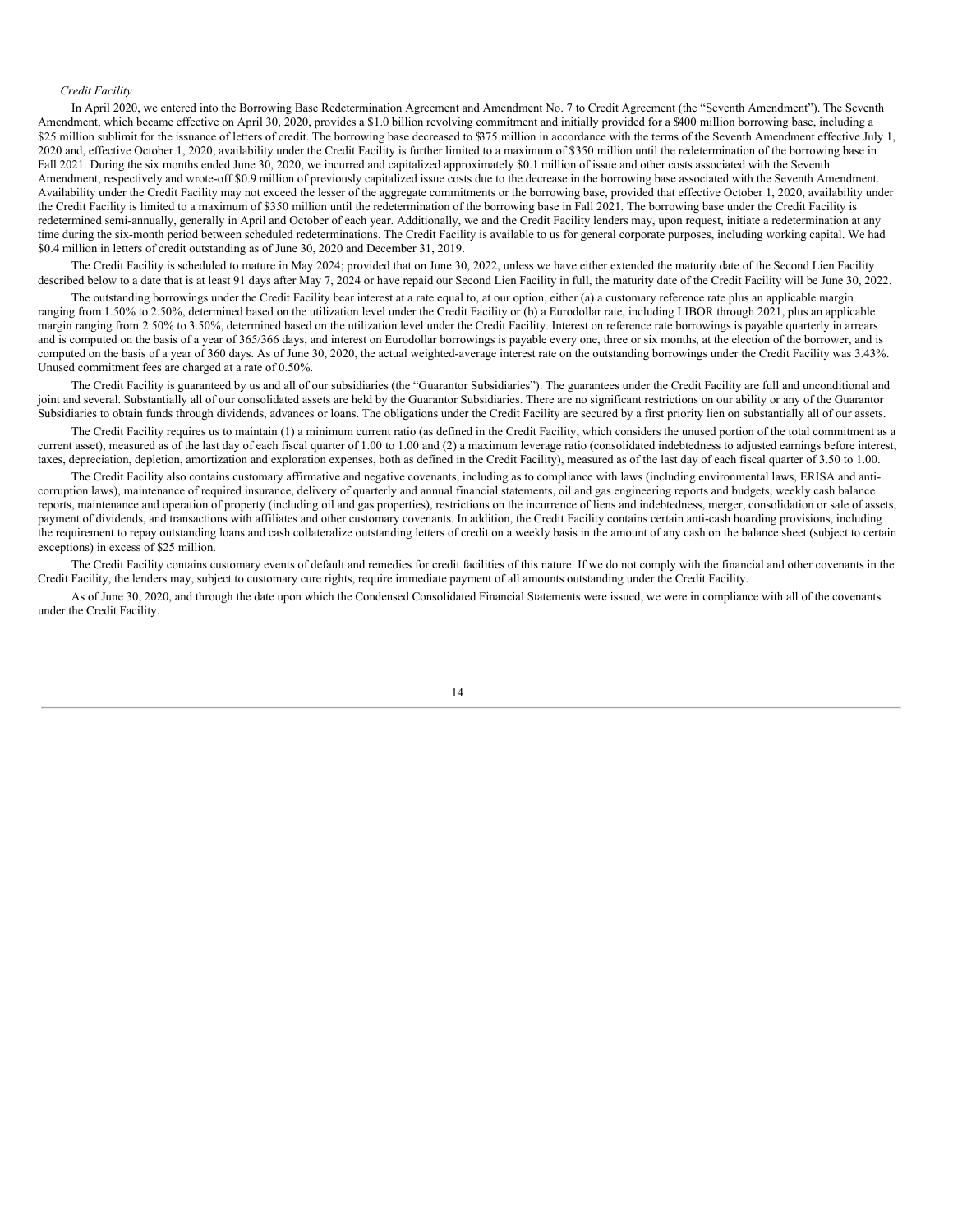*Credit Facility*

In April 2020, we entered into the Borrowing Base Redetermination Agreement and Amendment No. 7 to Credit Agreement (the “Seventh Amendment”). The Seventh Amendment, which became effective on April 30, 2020, provides a $1.0 billion revolving commitment and initially provided for a $400 million borrowing base, including a $25 million sublimit for the issuance of letters of credit. The borrowing base decreased to $375 million in accordance with the terms of the Seventh Amendment effective July 1, 2020 and, effective October 1, 2020, availability under the Credit Facility is further limited to a maximum of $350 million until the redetermination of the borrowing base in Fall 2021. During the six months ended June 30, 2020, we incurred and capitalized approximately $0.1 million of issue and other costs associated with the Seventh Amendment, respectively and wrote-off $0.9 million of previously capitalized issue costs due to the decrease in the borrowing base associated with the Seventh Amendment. Availability under the Credit Facility may not exceed the lesser of the aggregate commitments or the borrowing base, provided that effective October 1, 2020, availability under the Credit Facility is limited to a maximum of $350 million until the redetermination of the borrowing base in Fall 2021. The borrowing base under the Credit Facility is redetermined semi-annually, generally in April and October of each year. Additionally, we and the Credit Facility lenders may, upon request, initiate a redetermination at any time during the six-month period between scheduled redeterminations. The Credit Facility is available to us for general corporate purposes, including working capital. We had $0.4 million in letters of credit outstanding as of June 30, 2020 and December 31, 2019.

The Credit Facility is scheduled to mature in May 2024; provided that on June 30, 2022, unless we have either extended the maturity date of the Second Lien Facility described below to a date that is at least 91 days after May 7, 2024 or have repaid our Second Lien Facility in full, the maturity date of the Credit Facility will be June 30, 2022.

The outstanding borrowings under the Credit Facility bear interest at a rate equal to, at our option, either (a) a customary reference rate plus an applicable margin ranging from 1.50% to 2.50%, determined based on the utilization level under the Credit Facility or (b) a Eurodollar rate, including LIBOR through 2021, plus an applicable margin ranging from 2.50% to 3.50%, determined based on the utilization level under the Credit Facility. Interest on reference rate borrowings is payable quarterly in arrears and is computed on the basis of a year of 365/366 days, and interest on Eurodollar borrowings is payable every one, three or six months, at the election of the borrower, and is computed on the basis of a year of 360 days. As of June 30, 2020, the actual weighted-average interest rate on the outstanding borrowings under the Credit Facility was 3.43%. Unused commitment fees are charged at a rate of 0.50%.

The Credit Facility is guaranteed by us and all of our subsidiaries (the “Guarantor Subsidiaries”). The guarantees under the Credit Facility are full and unconditional and joint and several. Substantially all of our consolidated assets are held by the Guarantor Subsidiaries. There are no significant restrictions on our ability or any of the Guarantor Subsidiaries to obtain funds through dividends, advances or loans. The obligations under the Credit Facility are secured by a first priority lien on substantially all of our assets.

The Credit Facility requires us to maintain (1) a minimum current ratio (as defined in the Credit Facility, which considers the unused portion of the total commitment as a current asset), measured as of the last day of each fiscal quarter of 1.00 to 1.00 and (2) a maximum leverage ratio (consolidated indebtedness to adjusted earnings before interest, taxes, depreciation, depletion, amortization and exploration expenses, both as defined in the Credit Facility), measured as of the last day of each fiscal quarter of 3.50 to 1.00.

The Credit Facility also contains customary affirmative and negative covenants, including as to compliance with laws (including environmental laws, ERISA and anti-corruption laws), maintenance of required insurance, delivery of quarterly and annual financial statements, oil and gas engineering reports and budgets, weekly cash balance reports, maintenance and operation of property (including oil and gas properties), restrictions on the incurrence of liens and indebtedness, merger, consolidation or sale of assets, payment of dividends, and transactions with affiliates and other customary covenants. In addition, the Credit Facility contains certain anti-cash hoarding provisions, including the requirement to repay outstanding loans and cash collateralize outstanding letters of credit on a weekly basis in the amount of any cash on the balance sheet (subject to certain exceptions) in excess of $25 million.

The Credit Facility contains customary events of default and remedies for credit facilities of this nature. If we do not comply with the financial and other covenants in the Credit Facility, the lenders may, subject to customary cure rights, require immediate payment of all amounts outstanding under the Credit Facility.

As of June 30, 2020, and through the date upon which the Condensed Consolidated Financial Statements were issued, we were in compliance with all of the covenants under the Credit Facility.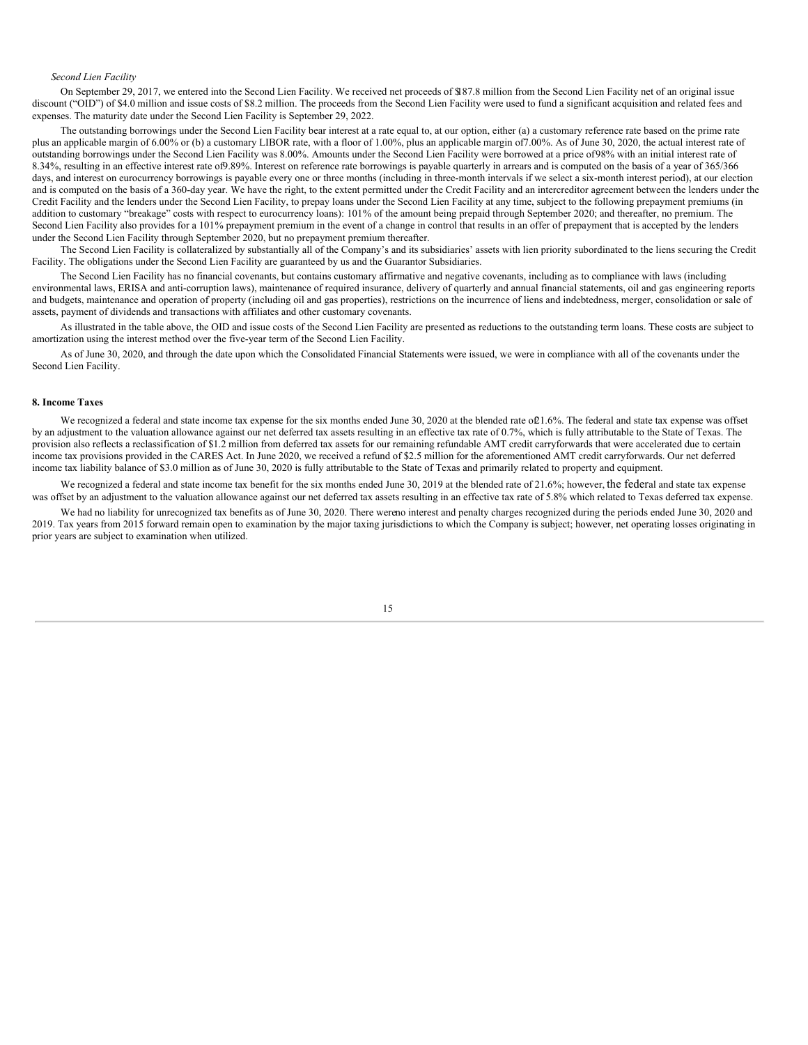*Second Lien Facility*

On September 29, 2017, we entered into the Second Lien Facility. We received net proceeds of $187.8 million from the Second Lien Facility net of an original issue discount ("OID") of $4.0 million and issue costs of $8.2 million. The proceeds from the Second Lien Facility were used to fund a significant acquisition and related fees and expenses. The maturity date under the Second Lien Facility is September 29, 2022.

The outstanding borrowings under the Second Lien Facility bear interest at a rate equal to, at our option, either (a) a customary reference rate based on the prime rate plus an applicable margin of 6.00% or (b) a customary LIBOR rate, with a floor of 1.00%, plus an applicable margin of 7.00%. As of June 30, 2020, the actual interest rate of outstanding borrowings under the Second Lien Facility was 8.00%. Amounts under the Second Lien Facility were borrowed at a price of 98% with an initial interest rate of 8.34%, resulting in an effective interest rate of 9.89%. Interest on reference rate borrowings is payable quarterly in arrears and is computed on the basis of a year of 365/366 days, and interest on eurocurrency borrowings is payable every one or three months (including in three-month intervals if we select a six-month interest period), at our election and is computed on the basis of a 360-day year. We have the right, to the extent permitted under the Credit Facility and an intercreditor agreement between the lenders under the Credit Facility and the lenders under the Second Lien Facility, to prepay loans under the Second Lien Facility at any time, subject to the following prepayment premiums (in addition to customary "breakage" costs with respect to eurocurrency loans): 101% of the amount being prepaid through September 2020; and thereafter, no premium. The Second Lien Facility also provides for a 101% prepayment premium in the event of a change in control that results in an offer of prepayment that is accepted by the lenders under the Second Lien Facility through September 2020, but no prepayment premium thereafter.

The Second Lien Facility is collateralized by substantially all of the Company's and its subsidiaries' assets with lien priority subordinated to the liens securing the Credit Facility. The obligations under the Second Lien Facility are guaranteed by us and the Guarantor Subsidiaries.

The Second Lien Facility has no financial covenants, but contains customary affirmative and negative covenants, including as to compliance with laws (including environmental laws, ERISA and anti-corruption laws), maintenance of required insurance, delivery of quarterly and annual financial statements, oil and gas engineering reports and budgets, maintenance and operation of property (including oil and gas properties), restrictions on the incurrence of liens and indebtedness, merger, consolidation or sale of assets, payment of dividends and transactions with affiliates and other customary covenants.

As illustrated in the table above, the OID and issue costs of the Second Lien Facility are presented as reductions to the outstanding term loans. These costs are subject to amortization using the interest method over the five-year term of the Second Lien Facility.

As of June 30, 2020, and through the date upon which the Consolidated Financial Statements were issued, we were in compliance with all of the covenants under the Second Lien Facility.

**8. Income Taxes**

We recognized a federal and state income tax expense for the six months ended June 30, 2020 at the blended rate of 21.6%. The federal and state tax expense was offset by an adjustment to the valuation allowance against our net deferred tax assets resulting in an effective tax rate of 0.7%, which is fully attributable to the State of Texas. The provision also reflects a reclassification of $1.2 million from deferred tax assets for our remaining refundable AMT credit carryforwards that were accelerated due to certain income tax provisions provided in the CARES Act. In June 2020, we received a refund of $2.5 million for the aforementioned AMT credit carryforwards. Our net deferred income tax liability balance of $3.0 million as of June 30, 2020 is fully attributable to the State of Texas and primarily related to property and equipment.

We recognized a federal and state income tax benefit for the six months ended June 30, 2019 at the blended rate of 21.6%; however, the federal and state tax expense was offset by an adjustment to the valuation allowance against our net deferred tax assets resulting in an effective tax rate of 5.8% which related to Texas deferred tax expense.

We had no liability for unrecognized tax benefits as of June 30, 2020. There were no interest and penalty charges recognized during the periods ended June 30, 2020 and 2019. Tax years from 2015 forward remain open to examination by the major taxing jurisdictions to which the Company is subject; however, net operating losses originating in prior years are subject to examination when utilized.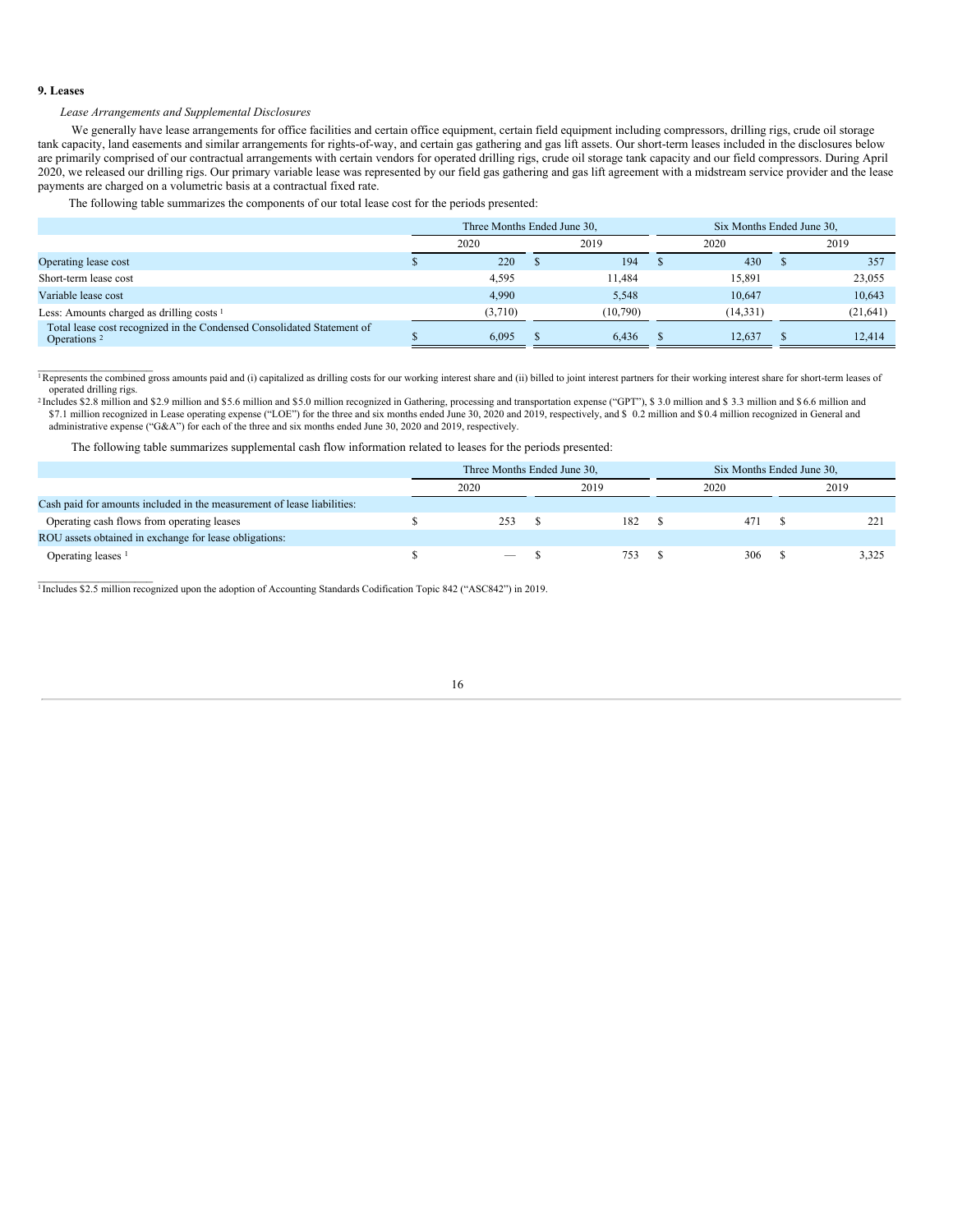**9. Leases**

*Lease Arrangements and Supplemental Disclosures*

We generally have lease arrangements for office facilities and certain office equipment, certain field equipment including compressors, drilling rigs, crude oil storage tank capacity, land easements and similar arrangements for rights-of-way, and certain gas gathering and gas lift assets. Our short-term leases included in the disclosures below are primarily comprised of our contractual arrangements with certain vendors for operated drilling rigs, crude oil storage tank capacity and our field compressors. During April 2020, we released our drilling rigs. Our primary variable lease was represented by our field gas gathering and gas lift agreement with a midstream service provider and the lease payments are charged on a volumetric basis at a contractual fixed rate.

The following table summarizes the components of our total lease cost for the periods presented:

| | Three Months Ended June 30, | | Six Months Ended June 30, | |
|---|---|---|---|---|
| | 2020 | 2019 | 2020 | 2019 |
| Operating lease cost | $ 220 | $ 194 | $ 430 | $ 357 |
| Short-term lease cost | 4,595 | 11,484 | 15,891 | 23,055 |
| Variable lease cost | 4,990 | 5,548 | 10,647 | 10,643 |
| Less: Amounts charged as drilling costs [1] | (3,710) | (10,790) | (14,331) | (21,641) |
| Total lease cost recognized in the Condensed Consolidated Statement of Operations [2] | $ 6,095 | $ 6,436 | $ 12,637 | $ 12,414 |

[1] Represents the combined gross amounts paid and (i) capitalized as drilling costs for our working interest share and (ii) billed to joint interest partners for their working interest share for short-term leases of operated drilling rigs.

[2] Includes $2.8 million and $2.9 million and $5.6 million and $5.0 million recognized in Gathering, processing and transportation expense ("GPT"), $ 3.0 million and $ 3.3 million and $ 6.6 million and $7.1 million recognized in Lease operating expense ("LOE") for the three and six months ended June 30, 2020 and 2019, respectively, and $ 0.2 million and $ 0.4 million recognized in General and administrative expense ("G&A") for each of the three and six months ended June 30, 2020 and 2019, respectively.

The following table summarizes supplemental cash flow information related to leases for the periods presented:

| | Three Months Ended June 30, | | Six Months Ended June 30, | |
|---|---|---|---|---|
| | 2020 | 2019 | 2020 | 2019 |
| Cash paid for amounts included in the measurement of lease liabilities: | | | | |
| Operating cash flows from operating leases | $ 253 | $ 182 | $ 471 | $ 221 |
| ROU assets obtained in exchange for lease obligations: | | | | |
| Operating leases [1] | $ — | $ 753 | $ 306 | $ 3,325 |

[1] Includes $2.5 million recognized upon the adoption of Accounting Standards Codification Topic 842 ("ASC842") in 2019.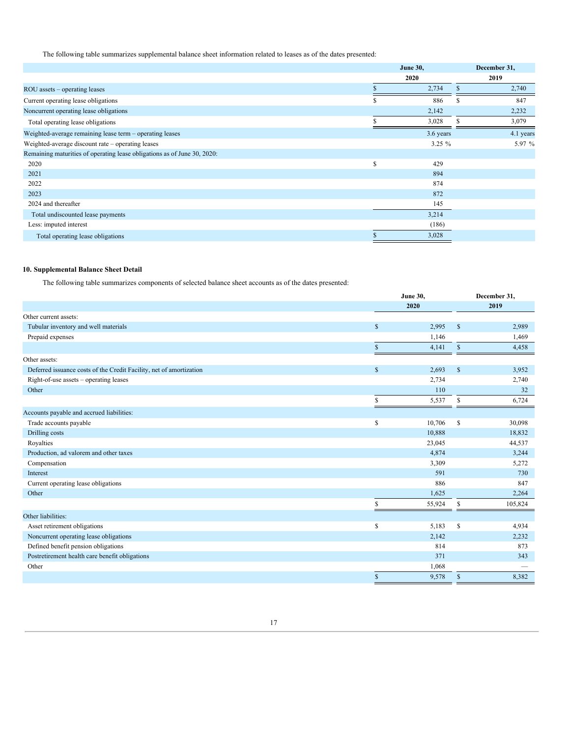The following table summarizes supplemental balance sheet information related to leases as of the dates presented:

| | June 30, 2020 | December 31, 2019 |
|---|---|---|
| ROU assets – operating leases | $ 2,734 | $ 2,740 |
| Current operating lease obligations | $ 886 | $ 847 |
| Noncurrent operating lease obligations | 2,142 | 2,232 |
| Total operating lease obligations | $ 3,028 | $ 3,079 |
| Weighted-average remaining lease term – operating leases | 3.6 years | 4.1 years |
| Weighted-average discount rate – operating leases | 3.25 % | 5.97 % |
| Remaining maturities of operating lease obligations as of June 30, 2020: | | |
| 2020 | $ 429 | |
| 2021 | 894 | |
| 2022 | 874 | |
| 2023 | 872 | |
| 2024 and thereafter | 145 | |
| Total undiscounted lease payments | 3,214 | |
| Less: imputed interest | (186) | |
| Total operating lease obligations | $ 3,028 | |

### 10. Supplemental Balance Sheet Detail

The following table summarizes components of selected balance sheet accounts as of the dates presented:

| | June 30, 2020 | December 31, 2019 |
|---|---|---|
| Other current assets: | | |
| Tubular inventory and well materials | $ 2,995 | $ 2,989 |
| Prepaid expenses | 1,146 | 1,469 |
| | $ 4,141 | $ 4,458 |
| Other assets: | | |
| Deferred issuance costs of the Credit Facility, net of amortization | $ 2,693 | $ 3,952 |
| Right-of-use assets – operating leases | 2,734 | 2,740 |
| Other | 110 | 32 |
| | $ 5,537 | $ 6,724 |
| Accounts payable and accrued liabilities: | | |
| Trade accounts payable | $ 10,706 | $ 30,098 |
| Drilling costs | 10,888 | 18,832 |
| Royalties | 23,045 | 44,537 |
| Production, ad valorem and other taxes | 4,874 | 3,244 |
| Compensation | 3,309 | 5,272 |
| Interest | 591 | 730 |
| Current operating lease obligations | 886 | 847 |
| Other | 1,625 | 2,264 |
| | $ 55,924 | $ 105,824 |
| Other liabilities: | | |
| Asset retirement obligations | $ 5,183 | $ 4,934 |
| Noncurrent operating lease obligations | 2,142 | 2,232 |
| Defined benefit pension obligations | 814 | 873 |
| Postretirement health care benefit obligations | 371 | 343 |
| Other | 1,068 | — |
| | $ 9,578 | $ 8,382 |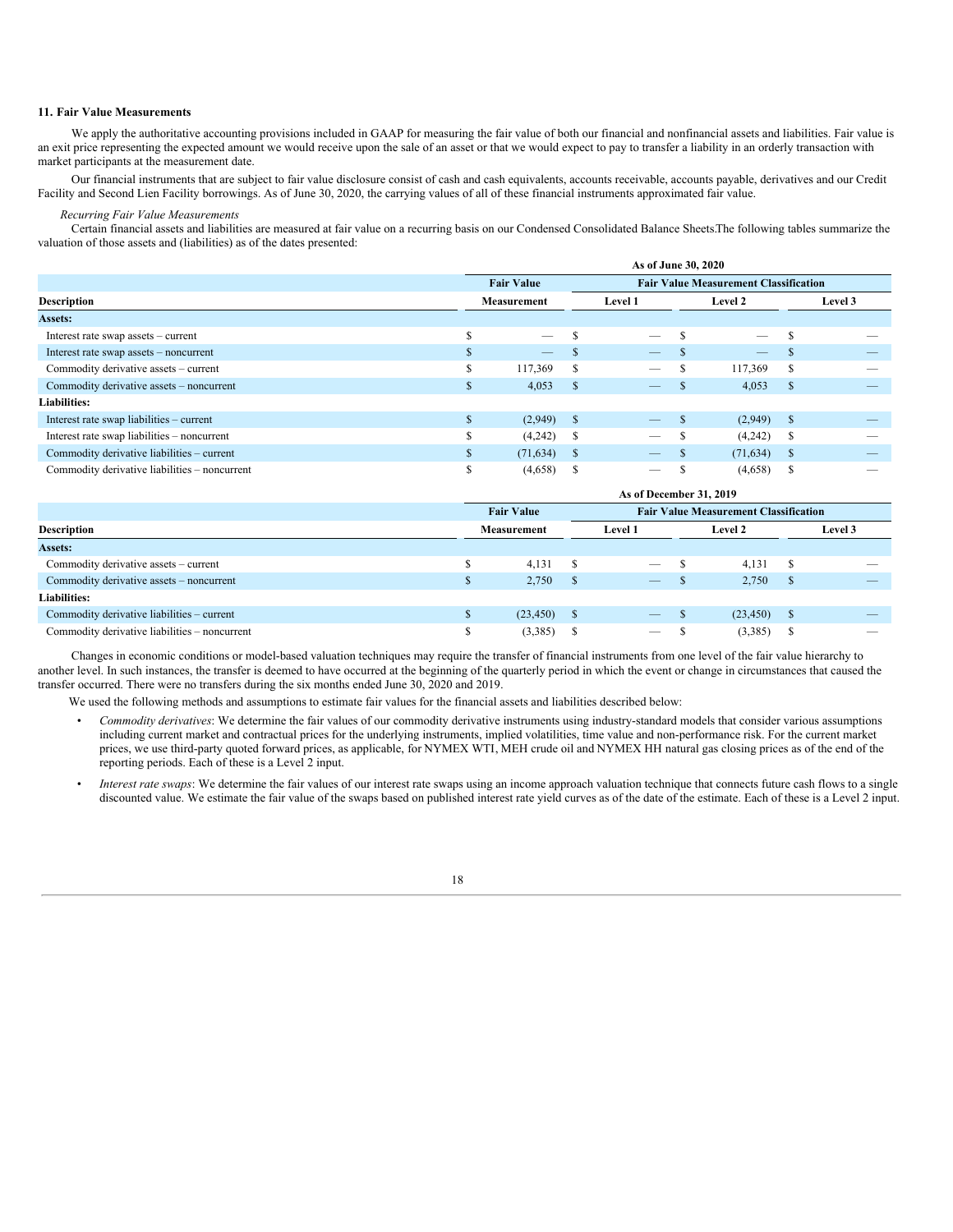### 11. Fair Value Measurements

We apply the authoritative accounting provisions included in GAAP for measuring the fair value of both our financial and nonfinancial assets and liabilities. Fair value is an exit price representing the expected amount we would receive upon the sale of an asset or that we would expect to pay to transfer a liability in an orderly transaction with market participants at the measurement date.

Our financial instruments that are subject to fair value disclosure consist of cash and cash equivalents, accounts receivable, accounts payable, derivatives and our Credit Facility and Second Lien Facility borrowings. As of June 30, 2020, the carrying values of all of these financial instruments approximated fair value.

*Recurring Fair Value Measurements*

Certain financial assets and liabilities are measured at fair value on a recurring basis on our Condensed Consolidated Balance Sheets.The following tables summarize the valuation of those assets and (liabilities) as of the dates presented:

| | As of June 30, 2020 | | | |
|---|---|---|---|---|
| | Fair Value | Fair Value Measurement Classification | | |
| Description | Measurement | Level 1 | Level 2 | Level 3 |
| **Assets:** | | | | |
| Interest rate swap assets – current | $ — | $ — | $ — | $ — |
| Interest rate swap assets – noncurrent | $ — | $ — | $ — | $ — |
| Commodity derivative assets – current | $ 117,369 | $ — | $ 117,369 | $ — |
| Commodity derivative assets – noncurrent | $ 4,053 | $ — | $ 4,053 | $ — |
| **Liabilities:** | | | | |
| Interest rate swap liabilities – current | $ (2,949) | $ — | $ (2,949) | $ — |
| Interest rate swap liabilities – noncurrent | $ (4,242) | $ — | $ (4,242) | $ — |
| Commodity derivative liabilities – current | $ (71,634) | $ — | $ (71,634) | $ — |
| Commodity derivative liabilities – noncurrent | $ (4,658) | $ — | $ (4,658) | $ — |

| | As of December 31, 2019 | | | |
|---|---|---|---|---|
| | Fair Value | Fair Value Measurement Classification | | |
| Description | Measurement | Level 1 | Level 2 | Level 3 |
| **Assets:** | | | | |
| Commodity derivative assets – current | $ 4,131 | $ — | $ 4,131 | $ — |
| Commodity derivative assets – noncurrent | $ 2,750 | $ — | $ 2,750 | $ — |
| **Liabilities:** | | | | |
| Commodity derivative liabilities – current | $ (23,450) | $ — | $ (23,450) | $ — |
| Commodity derivative liabilities – noncurrent | $ (3,385) | $ — | $ (3,385) | $ — |

Changes in economic conditions or model-based valuation techniques may require the transfer of financial instruments from one level of the fair value hierarchy to another level. In such instances, the transfer is deemed to have occurred at the beginning of the quarterly period in which the event or change in circumstances that caused the transfer occurred. There were no transfers during the six months ended June 30, 2020 and 2019.

We used the following methods and assumptions to estimate fair values for the financial assets and liabilities described below:

- *Commodity derivatives*: We determine the fair values of our commodity derivative instruments using industry-standard models that consider various assumptions including current market and contractual prices for the underlying instruments, implied volatilities, time value and non-performance risk. For the current market prices, we use third-party quoted forward prices, as applicable, for NYMEX WTI, MEH crude oil and NYMEX HH natural gas closing prices as of the end of the reporting periods. Each of these is a Level 2 input.
- *Interest rate swaps*: We determine the fair values of our interest rate swaps using an income approach valuation technique that connects future cash flows to a single discounted value. We estimate the fair value of the swaps based on published interest rate yield curves as of the date of the estimate. Each of these is a Level 2 input.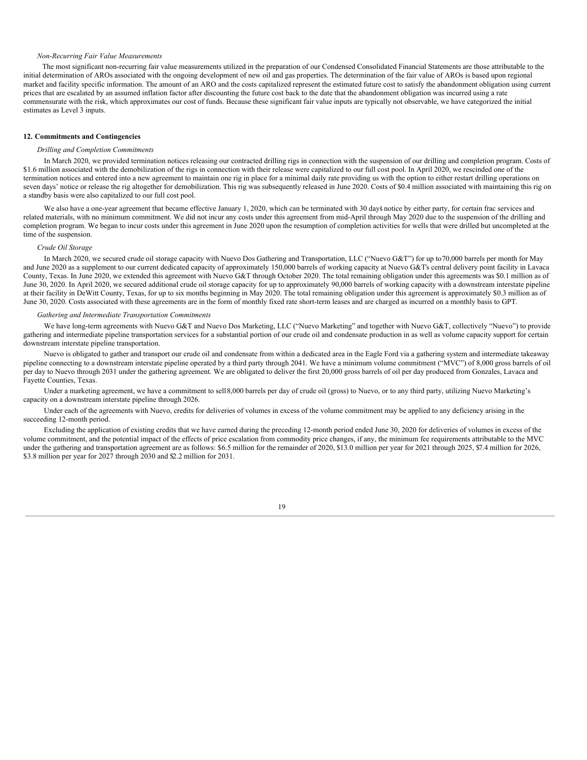*Non-Recurring Fair Value Measurements*

The most significant non-recurring fair value measurements utilized in the preparation of our Condensed Consolidated Financial Statements are those attributable to the initial determination of AROs associated with the ongoing development of new oil and gas properties. The determination of the fair value of AROs is based upon regional market and facility specific information. The amount of an ARO and the costs capitalized represent the estimated future cost to satisfy the abandonment obligation using current prices that are escalated by an assumed inflation factor after discounting the future cost back to the date that the abandonment obligation was incurred using a rate commensurate with the risk, which approximates our cost of funds. Because these significant fair value inputs are typically not observable, we have categorized the initial estimates as Level 3 inputs.

**12. Commitments and Contingencies**

*Drilling and Completion Commitments*

In March 2020, we provided termination notices releasing our contracted drilling rigs in connection with the suspension of our drilling and completion program. Costs of $1.6 million associated with the demobilization of the rigs in connection with their release were capitalized to our full cost pool. In April 2020, we rescinded one of the termination notices and entered into a new agreement to maintain one rig in place for a minimal daily rate providing us with the option to either restart drilling operations on seven days' notice or release the rig altogether for demobilization. This rig was subsequently released in June 2020. Costs of $0.4 million associated with maintaining this rig on a standby basis were also capitalized to our full cost pool.

We also have a one-year agreement that became effective January 1, 2020, which can be terminated with 30 days' notice by either party, for certain frac services and related materials, with no minimum commitment. We did not incur any costs under this agreement from mid-April through May 2020 due to the suspension of the drilling and completion program. We began to incur costs under this agreement in June 2020 upon the resumption of completion activities for wells that were drilled but uncompleted at the time of the suspension.

*Crude Oil Storage*

In March 2020, we secured crude oil storage capacity with Nuevo Dos Gathering and Transportation, LLC ("Nuevo G&T") for up to 70,000 barrels per month for May and June 2020 as a supplement to our current dedicated capacity of approximately 150,000 barrels of working capacity at Nuevo G&T's central delivery point facility in Lavaca County, Texas. In June 2020, we extended this agreement with Nuevo G&T through October 2020. The total remaining obligation under this agreements was $0.1 million as of June 30, 2020. In April 2020, we secured additional crude oil storage capacity for up to approximately 90,000 barrels of working capacity with a downstream interstate pipeline at their facility in DeWitt County, Texas, for up to six months beginning in May 2020. The total remaining obligation under this agreement is approximately $0.3 million as of June 30, 2020. Costs associated with these agreements are in the form of monthly fixed rate short-term leases and are charged as incurred on a monthly basis to GPT.

*Gathering and Intermediate Transportation Commitments*

We have long-term agreements with Nuevo G&T and Nuevo Dos Marketing, LLC ("Nuevo Marketing" and together with Nuevo G&T, collectively "Nuevo") to provide gathering and intermediate pipeline transportation services for a substantial portion of our crude oil and condensate production in as well as volume capacity support for certain downstream interstate pipeline transportation.

Nuevo is obligated to gather and transport our crude oil and condensate from within a dedicated area in the Eagle Ford via a gathering system and intermediate takeaway pipeline connecting to a downstream interstate pipeline operated by a third party through 2041. We have a minimum volume commitment ("MVC") of 8,000 gross barrels of oil per day to Nuevo through 2031 under the gathering agreement. We are obligated to deliver the first 20,000 gross barrels of oil per day produced from Gonzales, Lavaca and Fayette Counties, Texas.

Under a marketing agreement, we have a commitment to sell 8,000 barrels per day of crude oil (gross) to Nuevo, or to any third party, utilizing Nuevo Marketing's capacity on a downstream interstate pipeline through 2026.

Under each of the agreements with Nuevo, credits for deliveries of volumes in excess of the volume commitment may be applied to any deficiency arising in the succeeding 12-month period.

Excluding the application of existing credits that we have earned during the preceding 12-month period ended June 30, 2020 for deliveries of volumes in excess of the volume commitment, and the potential impact of the effects of price escalation from commodity price changes, if any, the minimum fee requirements attributable to the MVC under the gathering and transportation agreement are as follows: $6.5 million for the remainder of 2020, $13.0 million per year for 2021 through 2025, $7.4 million for 2026, $3.8 million per year for 2027 through 2030 and $2.2 million for 2031.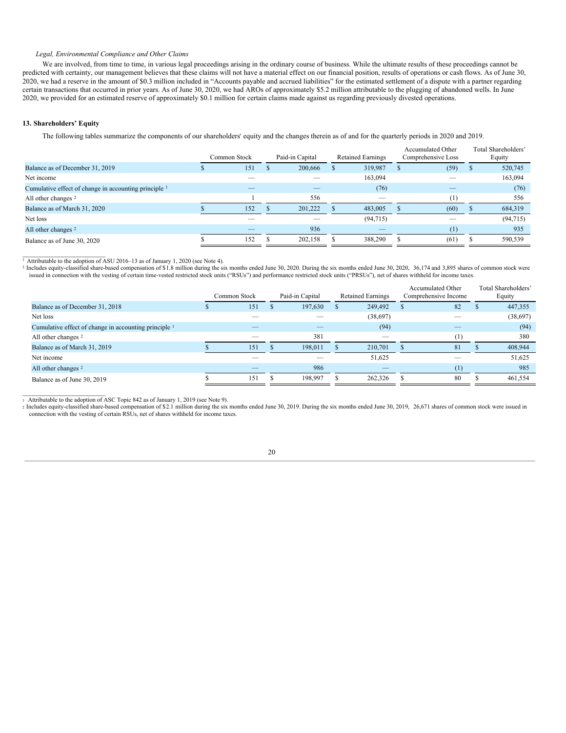*Legal, Environmental Compliance and Other Claims*

We are involved, from time to time, in various legal proceedings arising in the ordinary course of business. While the ultimate results of these proceedings cannot be predicted with certainty, our management believes that these claims will not have a material effect on our financial position, results of operations or cash flows. As of June 30, 2020, we had a reserve in the amount of $0.3 million included in "Accounts payable and accrued liabilities" for the estimated settlement of a dispute with a partner regarding certain transactions that occurred in prior years. As of June 30, 2020, we had AROs of approximately $5.2 million attributable to the plugging of abandoned wells. In June 2020, we provided for an estimated reserve of approximately $0.1 million for certain claims made against us regarding previously divested operations.

**13. Shareholders' Equity**

The following tables summarize the components of our shareholders' equity and the changes therein as of and for the quarterly periods in 2020 and 2019.

| | Common Stock | Paid-in Capital | Retained Earnings | Accumulated Other Comprehensive Loss | Total Shareholders' Equity |
|---|---|---|---|---|---|
| Balance as of December 31, 2019 | $ 151 | $ 200,666 | $ 319,987 | $ (59) | $ 520,745 |
| Net income | — | — | 163,094 | — | 163,094 |
| Cumulative effect of change in accounting principle [1] | — | — | (76) | — | (76) |
| All other changes [2] | 1 | 556 | — | (1) | 556 |
| Balance as of March 31, 2020 | $ 152 | $ 201,222 | $ 483,005 | $ (60) | $ 684,319 |
| Net loss | — | — | (94,715) | — | (94,715) |
| All other changes [2] | — | 936 | — | (1) | 935 |
| Balance as of June 30, 2020 | $ 152 | $ 202,158 | $ 388,290 | $ (61) | $ 590,539 |

[1] Attributable to the adoption of ASU 2016–13 as of January 1, 2020 (see Note 4).

[2] Includes equity-classified share-based compensation of $1.8 million during the six months ended June 30, 2020. During the six months ended June 30, 2020, 36,174 and 3,895 shares of common stock were issued in connection with the vesting of certain time-vested restricted stock units ("RSUs") and performance restricted stock units ("PRSUs"), net of shares withheld for income taxes.

| | Common Stock | Paid-in Capital | Retained Earnings | Accumulated Other Comprehensive Income | Total Shareholders' Equity |
|---|---|---|---|---|---|
| Balance as of December 31, 2018 | $ 151 | $ 197,630 | $ 249,492 | $ 82 | $ 447,355 |
| Net loss | — | — | (38,697) | — | (38,697) |
| Cumulative effect of change in accounting principle [1] | — | — | (94) | — | (94) |
| All other changes [2] | — | 381 | — | (1) | 380 |
| Balance as of March 31, 2019 | $ 151 | $ 198,011 | $ 210,701 | $ 81 | $ 408,944 |
| Net income | — | — | 51,625 | — | 51,625 |
| All other changes [2] | — | 986 | — | (1) | 985 |
| Balance as of June 30, 2019 | $ 151 | $ 198,997 | $ 262,326 | $ 80 | $ 461,554 |

[1] Attributable to the adoption of ASC Topic 842 as of January 1, 2019 (see Note 9).

[2] Includes equity-classified share-based compensation of $2.1 million during the six months ended June 30, 2019. During the six months ended June 30, 2019, 26,671 shares of common stock were issued in connection with the vesting of certain RSUs, net of shares withheld for income taxes.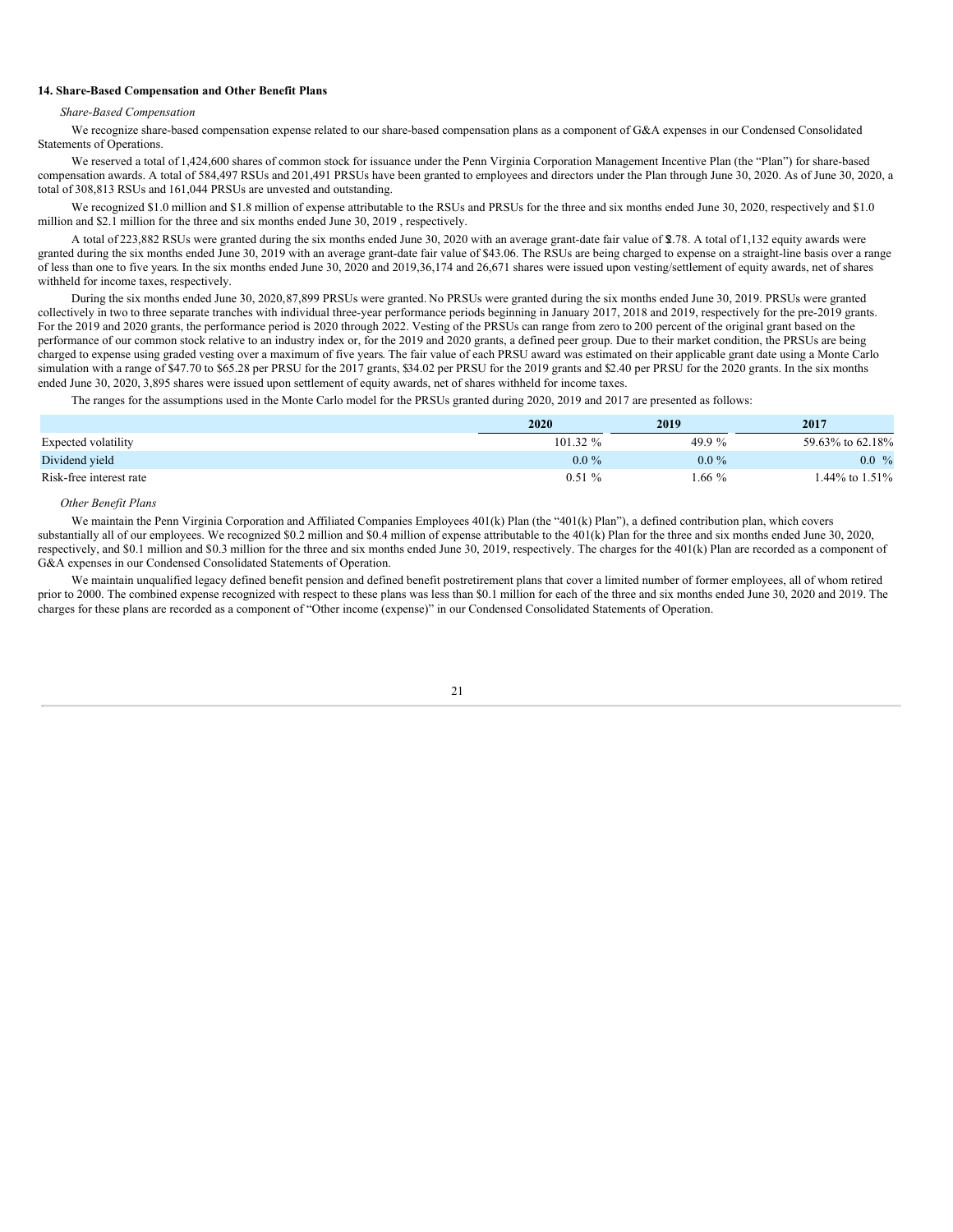### 14. Share-Based Compensation and Other Benefit Plans

*Share-Based Compensation*

We recognize share-based compensation expense related to our share-based compensation plans as a component of G&A expenses in our Condensed Consolidated Statements of Operations.

We reserved a total of 1,424,600 shares of common stock for issuance under the Penn Virginia Corporation Management Incentive Plan (the "Plan") for share-based compensation awards. A total of 584,497 RSUs and 201,491 PRSUs have been granted to employees and directors under the Plan through June 30, 2020. As of June 30, 2020, a total of 308,813 RSUs and 161,044 PRSUs are unvested and outstanding.

We recognized $1.0 million and $1.8 million of expense attributable to the RSUs and PRSUs for the three and six months ended June 30, 2020, respectively and $1.0 million and $2.1 million for the three and six months ended June 30, 2019 , respectively.

A total of 223,882 RSUs were granted during the six months ended June 30, 2020 with an average grant-date fair value of $2.78. A total of 1,132 equity awards were granted during the six months ended June 30, 2019 with an average grant-date fair value of $43.06. The RSUs are being charged to expense on a straight-line basis over a range of less than one to five years. In the six months ended June 30, 2020 and 2019, 36,174 and 26,671 shares were issued upon vesting/settlement of equity awards, net of shares withheld for income taxes, respectively.

During the six months ended June 30, 2020, 87,899 PRSUs were granted. No PRSUs were granted during the six months ended June 30, 2019. PRSUs were granted collectively in two to three separate tranches with individual three-year performance periods beginning in January 2017, 2018 and 2019, respectively for the pre-2019 grants. For the 2019 and 2020 grants, the performance period is 2020 through 2022. Vesting of the PRSUs can range from zero to 200 percent of the original grant based on the performance of our common stock relative to an industry index or, for the 2019 and 2020 grants, a defined peer group. Due to their market condition, the PRSUs are being charged to expense using graded vesting over a maximum of five years. The fair value of each PRSU award was estimated on their applicable grant date using a Monte Carlo simulation with a range of $47.70 to $65.28 per PRSU for the 2017 grants, $34.02 per PRSU for the 2019 grants and $2.40 per PRSU for the 2020 grants. In the six months ended June 30, 2020, 3,895 shares were issued upon settlement of equity awards, net of shares withheld for income taxes.

The ranges for the assumptions used in the Monte Carlo model for the PRSUs granted during 2020, 2019 and 2017 are presented as follows:

| | 2020 | 2019 | 2017 |
|---|---|---|---|
| Expected volatility | 101.32 % | 49.9 % | 59.63% to 62.18% |
| Dividend yield | 0.0 % | 0.0 % | 0.0 % |
| Risk-free interest rate | 0.51 % | 1.66 % | 1.44% to 1.51% |

*Other Benefit Plans*

We maintain the Penn Virginia Corporation and Affiliated Companies Employees 401(k) Plan (the "401(k) Plan"), a defined contribution plan, which covers substantially all of our employees. We recognized $0.2 million and $0.4 million of expense attributable to the 401(k) Plan for the three and six months ended June 30, 2020, respectively, and $0.1 million and $0.3 million for the three and six months ended June 30, 2019, respectively. The charges for the 401(k) Plan are recorded as a component of G&A expenses in our Condensed Consolidated Statements of Operation.

We maintain unqualified legacy defined benefit pension and defined benefit postretirement plans that cover a limited number of former employees, all of whom retired prior to 2000. The combined expense recognized with respect to these plans was less than $0.1 million for each of the three and six months ended June 30, 2020 and 2019. The charges for these plans are recorded as a component of "Other income (expense)" in our Condensed Consolidated Statements of Operation.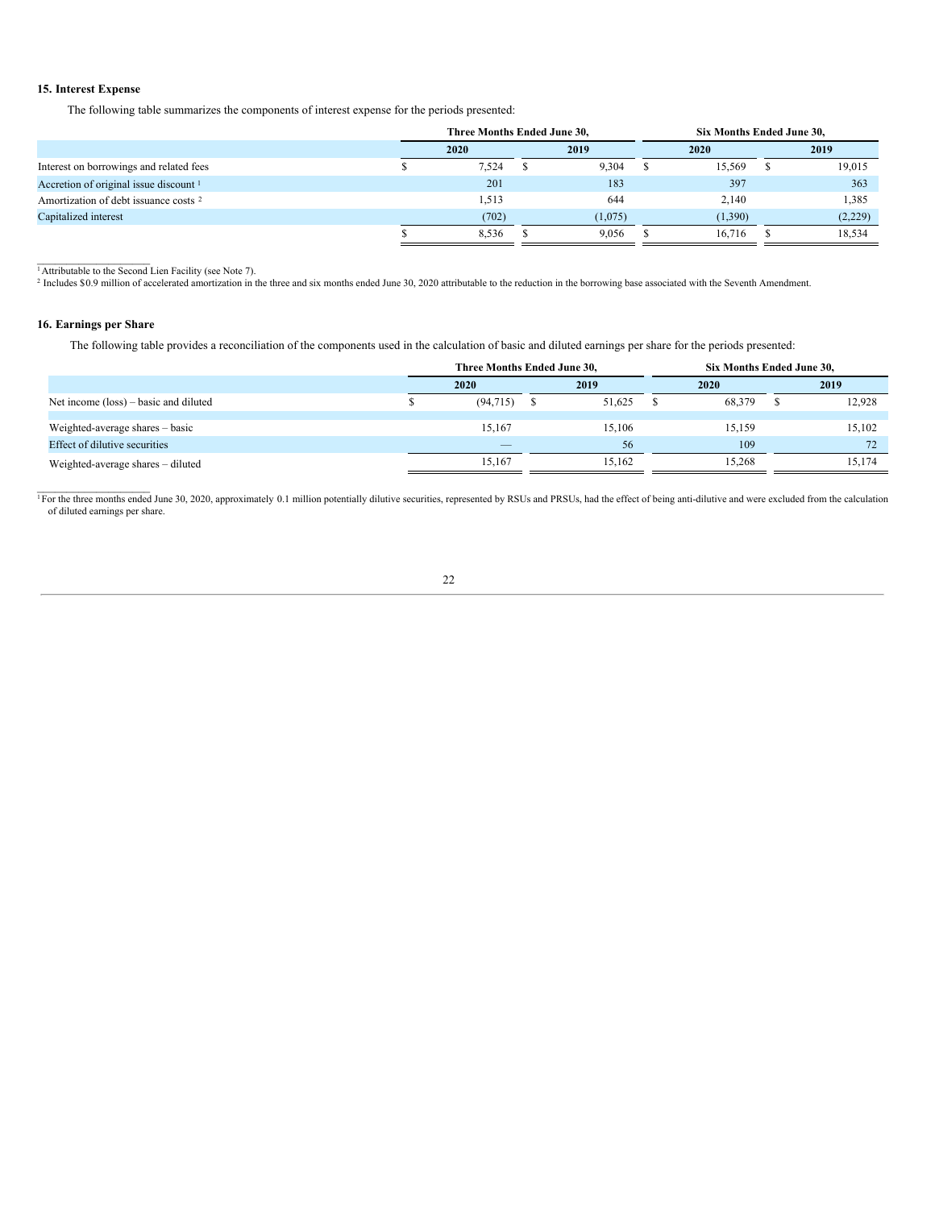### 15. Interest Expense

The following table summarizes the components of interest expense for the periods presented:

| | Three Months Ended June 30, | | Six Months Ended June 30, | |
|---|---|---|---|---|
| | 2020 | 2019 | 2020 | 2019 |
| Interest on borrowings and related fees | $ 7,524 | $ 9,304 | $ 15,569 | $ 19,015 |
| Accretion of original issue discount [1] | 201 | 183 | 397 | 363 |
| Amortization of debt issuance costs [2] | 1,513 | 644 | 2,140 | 1,385 |
| Capitalized interest | (702) | (1,075) | (1,390) | (2,229) |
| | $ 8,536 | $ 9,056 | $ 16,716 | $ 18,534 |

[1] Attributable to the Second Lien Facility (see Note 7).
[2] Includes $0.9 million of accelerated amortization in the three and six months ended June 30, 2020 attributable to the reduction in the borrowing base associated with the Seventh Amendment.

### 16. Earnings per Share

The following table provides a reconciliation of the components used in the calculation of basic and diluted earnings per share for the periods presented:

| | Three Months Ended June 30, | | Six Months Ended June 30, | |
|---|---|---|---|---|
| | 2020 | 2019 | 2020 | 2019 |
| Net income (loss) – basic and diluted | $ (94,715) | $ 51,625 | $ 68,379 | $ 12,928 |
| Weighted-average shares – basic | 15,167 | 15,106 | 15,159 | 15,102 |
| Effect of dilutive securities | — | 56 | 109 | 72 |
| Weighted-average shares – diluted | 15,167 | 15,162 | 15,268 | 15,174 |

[1] For the three months ended June 30, 2020, approximately 0.1 million potentially dilutive securities, represented by RSUs and PRSUs, had the effect of being anti-dilutive and were excluded from the calculation of diluted earnings per share.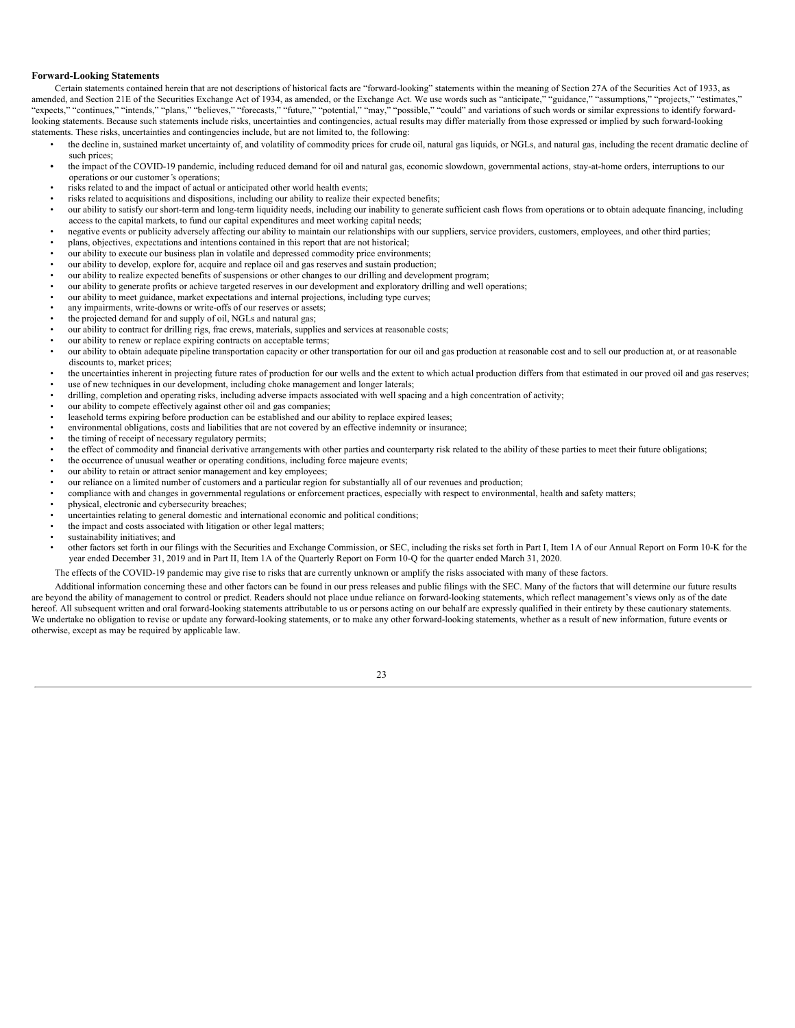**Forward-Looking Statements**

Certain statements contained herein that are not descriptions of historical facts are "forward-looking" statements within the meaning of Section 27A of the Securities Act of 1933, as amended, and Section 21E of the Securities Exchange Act of 1934, as amended, or the Exchange Act. We use words such as "anticipate," "guidance," "assumptions," "projects," "estimates," "expects," "continues," "intends," "plans," "believes," "forecasts," "future," "potential," "may," "possible," "could" and variations of such words or similar expressions to identify forward-looking statements. Because such statements include risks, uncertainties and contingencies, actual results may differ materially from those expressed or implied by such forward-looking statements. These risks, uncertainties and contingencies include, but are not limited to, the following:

- the decline in, sustained market uncertainty of, and volatility of commodity prices for crude oil, natural gas liquids, or NGLs, and natural gas, including the recent dramatic decline of such prices;
- the impact of the COVID-19 pandemic, including reduced demand for oil and natural gas, economic slowdown, governmental actions, stay-at-home orders, interruptions to our operations or our customer's operations;
- risks related to and the impact of actual or anticipated other world health events;
- risks related to acquisitions and dispositions, including our ability to realize their expected benefits;
- our ability to satisfy our short-term and long-term liquidity needs, including our inability to generate sufficient cash flows from operations or to obtain adequate financing, including access to the capital markets, to fund our capital expenditures and meet working capital needs;
- negative events or publicity adversely affecting our ability to maintain our relationships with our suppliers, service providers, customers, employees, and other third parties;
- plans, objectives, expectations and intentions contained in this report that are not historical;
- our ability to execute our business plan in volatile and depressed commodity price environments;
- our ability to develop, explore for, acquire and replace oil and gas reserves and sustain production;
- our ability to realize expected benefits of suspensions or other changes to our drilling and development program;
- our ability to generate profits or achieve targeted reserves in our development and exploratory drilling and well operations;
- our ability to meet guidance, market expectations and internal projections, including type curves;
- any impairments, write-downs or write-offs of our reserves or assets;
- the projected demand for and supply of oil, NGLs and natural gas;
- our ability to contract for drilling rigs, frac crews, materials, supplies and services at reasonable costs;
- our ability to renew or replace expiring contracts on acceptable terms;
- our ability to obtain adequate pipeline transportation capacity or other transportation for our oil and gas production at reasonable cost and to sell our production at, or at reasonable discounts to, market prices;
- the uncertainties inherent in projecting future rates of production for our wells and the extent to which actual production differs from that estimated in our proved oil and gas reserves;
- use of new techniques in our development, including choke management and longer laterals;
- drilling, completion and operating risks, including adverse impacts associated with well spacing and a high concentration of activity;
- our ability to compete effectively against other oil and gas companies;
- leasehold terms expiring before production can be established and our ability to replace expired leases;
- environmental obligations, costs and liabilities that are not covered by an effective indemnity or insurance;
- the timing of receipt of necessary regulatory permits;
- the effect of commodity and financial derivative arrangements with other parties and counterparty risk related to the ability of these parties to meet their future obligations;
- the occurrence of unusual weather or operating conditions, including force majeure events;
- our ability to retain or attract senior management and key employees;
- our reliance on a limited number of customers and a particular region for substantially all of our revenues and production;
- compliance with and changes in governmental regulations or enforcement practices, especially with respect to environmental, health and safety matters;
- physical, electronic and cybersecurity breaches;
- uncertainties relating to general domestic and international economic and political conditions;
- the impact and costs associated with litigation or other legal matters;
- sustainability initiatives; and
- other factors set forth in our filings with the Securities and Exchange Commission, or SEC, including the risks set forth in Part I, Item 1A of our Annual Report on Form 10-K for the year ended December 31, 2019 and in Part II, Item 1A of the Quarterly Report on Form 10-Q for the quarter ended March 31, 2020.

The effects of the COVID-19 pandemic may give rise to risks that are currently unknown or amplify the risks associated with many of these factors.

Additional information concerning these and other factors can be found in our press releases and public filings with the SEC. Many of the factors that will determine our future results are beyond the ability of management to control or predict. Readers should not place undue reliance on forward-looking statements, which reflect management's views only as of the date hereof. All subsequent written and oral forward-looking statements attributable to us or persons acting on our behalf are expressly qualified in their entirety by these cautionary statements. We undertake no obligation to revise or update any forward-looking statements, or to make any other forward-looking statements, whether as a result of new information, future events or otherwise, except as may be required by applicable law.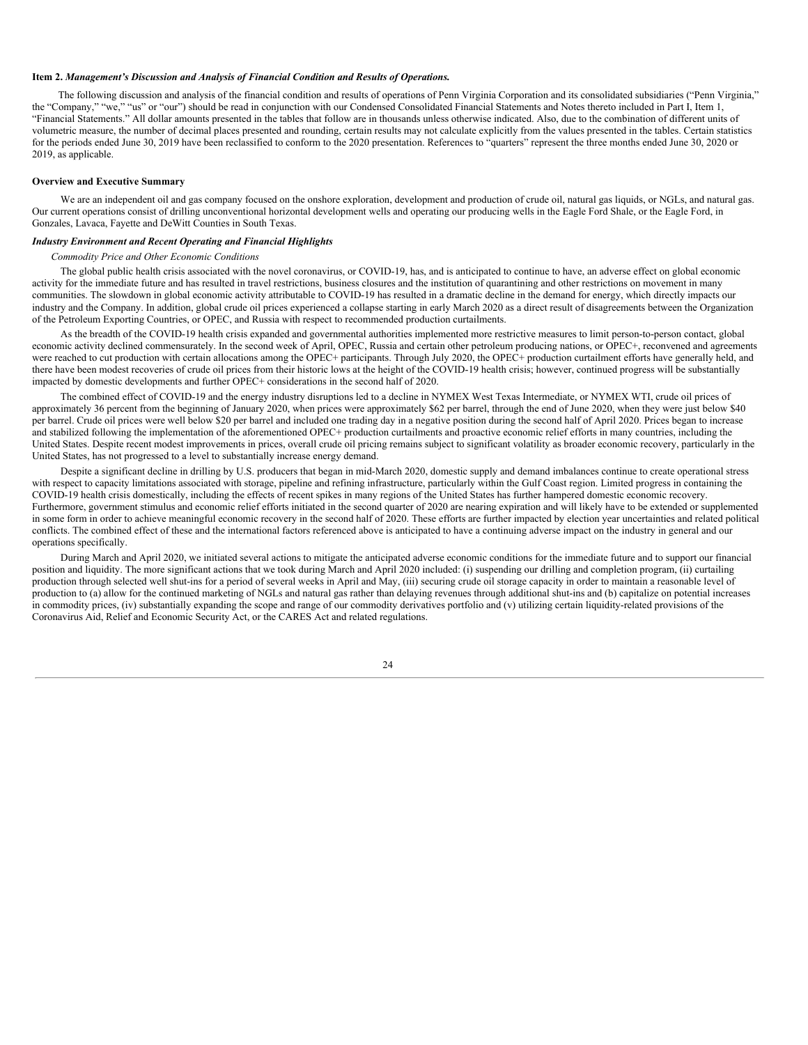**Item 2.** ***Management's Discussion and Analysis of Financial Condition and Results of Operations.***

The following discussion and analysis of the financial condition and results of operations of Penn Virginia Corporation and its consolidated subsidiaries ("Penn Virginia," the "Company," "we," "us" or "our") should be read in conjunction with our Condensed Consolidated Financial Statements and Notes thereto included in Part I, Item 1, "Financial Statements." All dollar amounts presented in the tables that follow are in thousands unless otherwise indicated. Also, due to the combination of different units of volumetric measure, the number of decimal places presented and rounding, certain results may not calculate explicitly from the values presented in the tables. Certain statistics for the periods ended June 30, 2019 have been reclassified to conform to the 2020 presentation. References to "quarters" represent the three months ended June 30, 2020 or 2019, as applicable.

**Overview and Executive Summary**

We are an independent oil and gas company focused on the onshore exploration, development and production of crude oil, natural gas liquids, or NGLs, and natural gas. Our current operations consist of drilling unconventional horizontal development wells and operating our producing wells in the Eagle Ford Shale, or the Eagle Ford, in Gonzales, Lavaca, Fayette and DeWitt Counties in South Texas.

***Industry Environment and Recent Operating and Financial Highlights***

*Commodity Price and Other Economic Conditions*

The global public health crisis associated with the novel coronavirus, or COVID-19, has, and is anticipated to continue to have, an adverse effect on global economic activity for the immediate future and has resulted in travel restrictions, business closures and the institution of quarantining and other restrictions on movement in many communities. The slowdown in global economic activity attributable to COVID-19 has resulted in a dramatic decline in the demand for energy, which directly impacts our industry and the Company. In addition, global crude oil prices experienced a collapse starting in early March 2020 as a direct result of disagreements between the Organization of the Petroleum Exporting Countries, or OPEC, and Russia with respect to recommended production curtailments.

As the breadth of the COVID-19 health crisis expanded and governmental authorities implemented more restrictive measures to limit person-to-person contact, global economic activity declined commensurately. In the second week of April, OPEC, Russia and certain other petroleum producing nations, or OPEC+, reconvened and agreements were reached to cut production with certain allocations among the OPEC+ participants. Through July 2020, the OPEC+ production curtailment efforts have generally held, and there have been modest recoveries of crude oil prices from their historic lows at the height of the COVID-19 health crisis; however, continued progress will be substantially impacted by domestic developments and further OPEC+ considerations in the second half of 2020.

The combined effect of COVID-19 and the energy industry disruptions led to a decline in NYMEX West Texas Intermediate, or NYMEX WTI, crude oil prices of approximately 36 percent from the beginning of January 2020, when prices were approximately $62 per barrel, through the end of June 2020, when they were just below $40 per barrel. Crude oil prices were well below $20 per barrel and included one trading day in a negative position during the second half of April 2020. Prices began to increase and stabilized following the implementation of the aforementioned OPEC+ production curtailments and proactive economic relief efforts in many countries, including the United States. Despite recent modest improvements in prices, overall crude oil pricing remains subject to significant volatility as broader economic recovery, particularly in the United States, has not progressed to a level to substantially increase energy demand.

Despite a significant decline in drilling by U.S. producers that began in mid-March 2020, domestic supply and demand imbalances continue to create operational stress with respect to capacity limitations associated with storage, pipeline and refining infrastructure, particularly within the Gulf Coast region. Limited progress in containing the COVID-19 health crisis domestically, including the effects of recent spikes in many regions of the United States has further hampered domestic economic recovery. Furthermore, government stimulus and economic relief efforts initiated in the second quarter of 2020 are nearing expiration and will likely have to be extended or supplemented in some form in order to achieve meaningful economic recovery in the second half of 2020. These efforts are further impacted by election year uncertainties and related political conflicts. The combined effect of these and the international factors referenced above is anticipated to have a continuing adverse impact on the industry in general and our operations specifically.

During March and April 2020, we initiated several actions to mitigate the anticipated adverse economic conditions for the immediate future and to support our financial position and liquidity. The more significant actions that we took during March and April 2020 included: (i) suspending our drilling and completion program, (ii) curtailing production through selected well shut-ins for a period of several weeks in April and May, (iii) securing crude oil storage capacity in order to maintain a reasonable level of production to (a) allow for the continued marketing of NGLs and natural gas rather than delaying revenues through additional shut-ins and (b) capitalize on potential increases in commodity prices, (iv) substantially expanding the scope and range of our commodity derivatives portfolio and (v) utilizing certain liquidity-related provisions of the Coronavirus Aid, Relief and Economic Security Act, or the CARES Act and related regulations.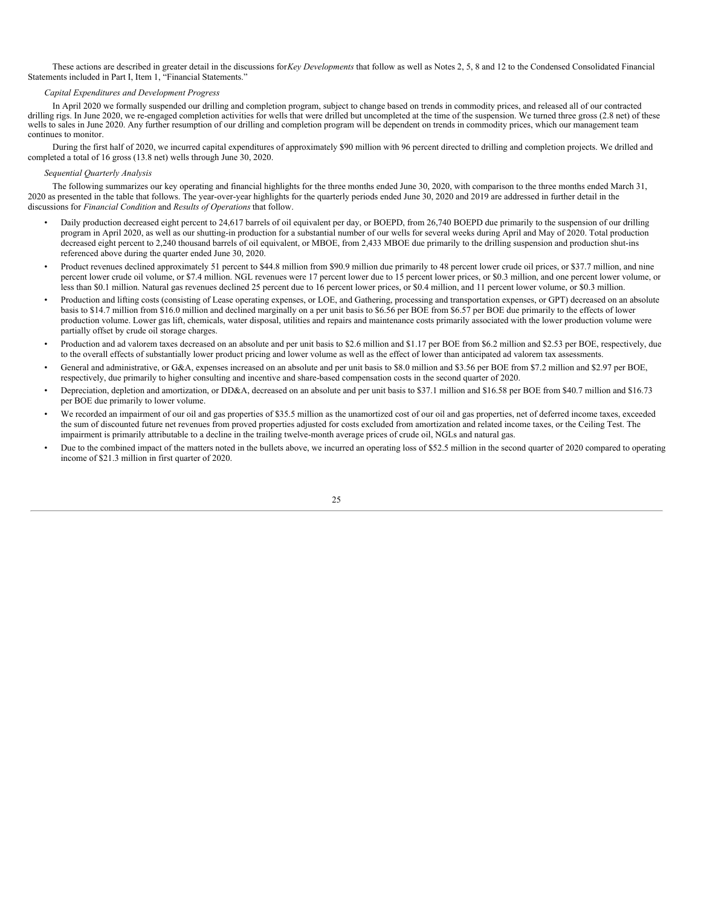These actions are described in greater detail in the discussions for *Key Developments* that follow as well as Notes 2, 5, 8 and 12 to the Condensed Consolidated Financial Statements included in Part I, Item 1, "Financial Statements."

*Capital Expenditures and Development Progress*

In April 2020 we formally suspended our drilling and completion program, subject to change based on trends in commodity prices, and released all of our contracted drilling rigs. In June 2020, we re-engaged completion activities for wells that were drilled but uncompleted at the time of the suspension. We turned three gross (2.8 net) of these wells to sales in June 2020. Any further resumption of our drilling and completion program will be dependent on trends in commodity prices, which our management team continues to monitor.

During the first half of 2020, we incurred capital expenditures of approximately $90 million with 96 percent directed to drilling and completion projects. We drilled and completed a total of 16 gross (13.8 net) wells through June 30, 2020.

*Sequential Quarterly Analysis*

The following summarizes our key operating and financial highlights for the three months ended June 30, 2020, with comparison to the three months ended March 31, 2020 as presented in the table that follows. The year-over-year highlights for the quarterly periods ended June 30, 2020 and 2019 are addressed in further detail in the discussions for *Financial Condition* and *Results of Operations* that follow.

- Daily production decreased eight percent to 24,617 barrels of oil equivalent per day, or BOEPD, from 26,740 BOEPD due primarily to the suspension of our drilling program in April 2020, as well as our shutting-in production for a substantial number of our wells for several weeks during April and May of 2020. Total production decreased eight percent to 2,240 thousand barrels of oil equivalent, or MBOE, from 2,433 MBOE due primarily to the drilling suspension and production shut-ins referenced above during the quarter ended June 30, 2020.
- Product revenues declined approximately 51 percent to $44.8 million from $90.9 million due primarily to 48 percent lower crude oil prices, or $37.7 million, and nine percent lower crude oil volume, or $7.4 million. NGL revenues were 17 percent lower due to 15 percent lower prices, or $0.3 million, and one percent lower volume, or less than $0.1 million. Natural gas revenues declined 25 percent due to 16 percent lower prices, or $0.4 million, and 11 percent lower volume, or $0.3 million.
- Production and lifting costs (consisting of Lease operating expenses, or LOE, and Gathering, processing and transportation expenses, or GPT) decreased on an absolute basis to $14.7 million from $16.0 million and declined marginally on a per unit basis to $6.56 per BOE from $6.57 per BOE due primarily to the effects of lower production volume. Lower gas lift, chemicals, water disposal, utilities and repairs and maintenance costs primarily associated with the lower production volume were partially offset by crude oil storage charges.
- Production and ad valorem taxes decreased on an absolute and per unit basis to $2.6 million and $1.17 per BOE from $6.2 million and $2.53 per BOE, respectively, due to the overall effects of substantially lower product pricing and lower volume as well as the effect of lower than anticipated ad valorem tax assessments.
- General and administrative, or G&A, expenses increased on an absolute and per unit basis to $8.0 million and $3.56 per BOE from $7.2 million and $2.97 per BOE, respectively, due primarily to higher consulting and incentive and share-based compensation costs in the second quarter of 2020.
- Depreciation, depletion and amortization, or DD&A, decreased on an absolute and per unit basis to $37.1 million and $16.58 per BOE from $40.7 million and $16.73 per BOE due primarily to lower volume.
- We recorded an impairment of our oil and gas properties of $35.5 million as the unamortized cost of our oil and gas properties, net of deferred income taxes, exceeded the sum of discounted future net revenues from proved properties adjusted for costs excluded from amortization and related income taxes, or the Ceiling Test. The impairment is primarily attributable to a decline in the trailing twelve-month average prices of crude oil, NGLs and natural gas.
- Due to the combined impact of the matters noted in the bullets above, we incurred an operating loss of $52.5 million in the second quarter of 2020 compared to operating income of $21.3 million in first quarter of 2020.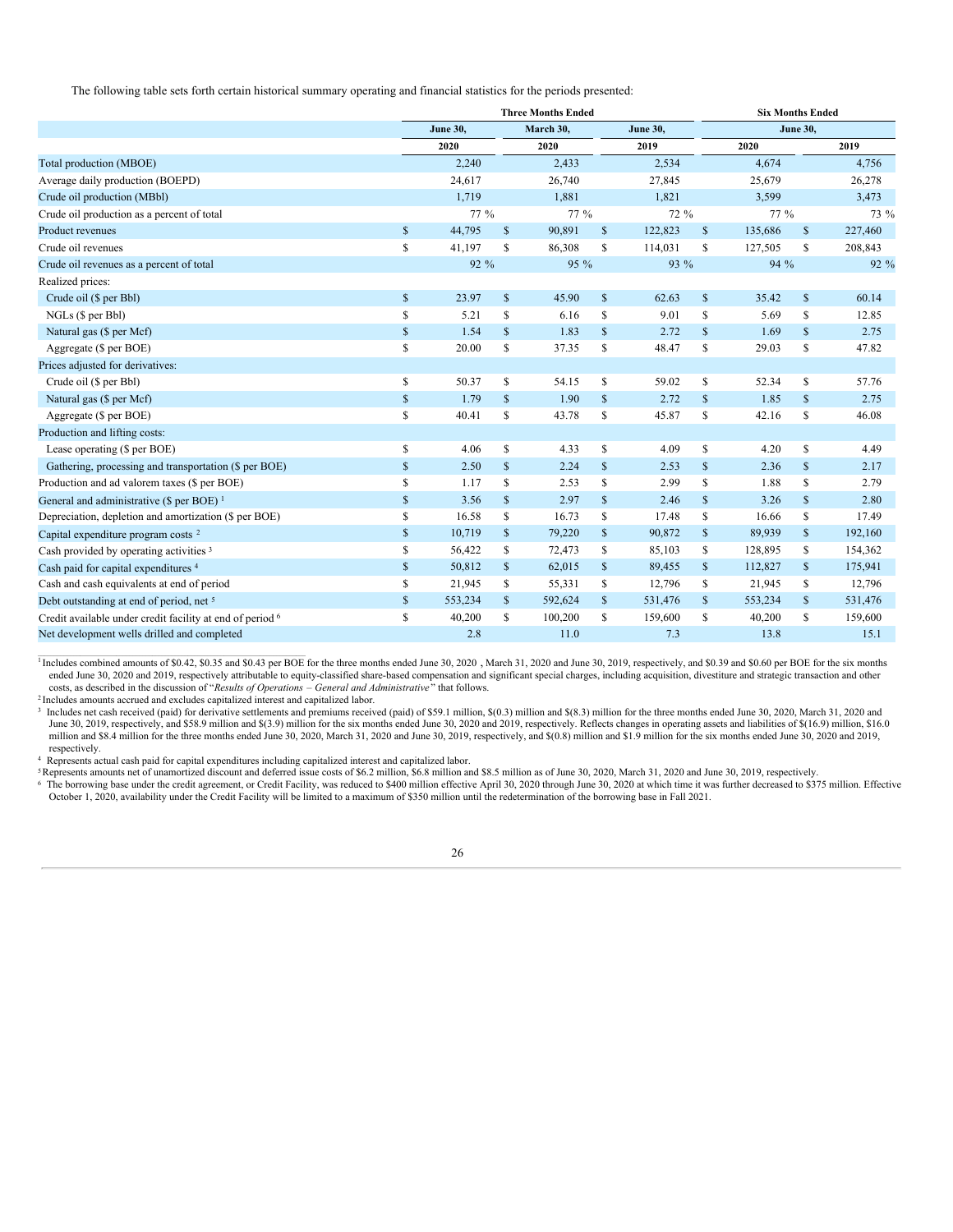The following table sets forth certain historical summary operating and financial statistics for the periods presented:

| | Three Months Ended | | | Six Months Ended | |
|---|---|---|---|---|---|
| | June 30, | March 30, | June 30, | June 30, | |
| | 2020 | 2020 | 2019 | 2020 | 2019 |
| Total production (MBOE) | 2,240 | 2,433 | 2,534 | 4,674 | 4,756 |
| Average daily production (BOEPD) | 24,617 | 26,740 | 27,845 | 25,679 | 26,278 |
| Crude oil production (MBbl) | 1,719 | 1,881 | 1,821 | 3,599 | 3,473 |
| Crude oil production as a percent of total | 77 % | 77 % | 72 % | 77 % | 73 % |
| Product revenues | $ 44,795 | $ 90,891 | $ 122,823 | $ 135,686 | $ 227,460 |
| Crude oil revenues | $ 41,197 | $ 86,308 | $ 114,031 | $ 127,505 | $ 208,843 |
| Crude oil revenues as a percent of total | 92 % | 95 % | 93 % | 94 % | 92 % |
| Realized prices: | | | | | |
| Crude oil ($ per Bbl) | $ 23.97 | $ 45.90 | $ 62.63 | $ 35.42 | $ 60.14 |
| NGLs ($ per Bbl) | $ 5.21 | $ 6.16 | $ 9.01 | $ 5.69 | $ 12.85 |
| Natural gas ($ per Mcf) | $ 1.54 | $ 1.83 | $ 2.72 | $ 1.69 | $ 2.75 |
| Aggregate ($ per BOE) | $ 20.00 | $ 37.35 | $ 48.47 | $ 29.03 | $ 47.82 |
| Prices adjusted for derivatives: | | | | | |
| Crude oil ($ per Bbl) | $ 50.37 | $ 54.15 | $ 59.02 | $ 52.34 | $ 57.76 |
| Natural gas ($ per Mcf) | $ 1.79 | $ 1.90 | $ 2.72 | $ 1.85 | $ 2.75 |
| Aggregate ($ per BOE) | $ 40.41 | $ 43.78 | $ 45.87 | $ 42.16 | $ 46.08 |
| Production and lifting costs: | | | | | |
| Lease operating ($ per BOE) | $ 4.06 | $ 4.33 | $ 4.09 | $ 4.20 | $ 4.49 |
| Gathering, processing and transportation ($ per BOE) | $ 2.50 | $ 2.24 | $ 2.53 | $ 2.36 | $ 2.17 |
| Production and ad valorem taxes ($ per BOE) | $ 1.17 | $ 2.53 | $ 2.99 | $ 1.88 | $ 2.79 |
| General and administrative ($ per BOE) [1] | $ 3.56 | $ 2.97 | $ 2.46 | $ 3.26 | $ 2.80 |
| Depreciation, depletion and amortization ($ per BOE) | $ 16.58 | $ 16.73 | $ 17.48 | $ 16.66 | $ 17.49 |
| Capital expenditure program costs [2] | $ 10,719 | $ 79,220 | $ 90,872 | $ 89,939 | $ 192,160 |
| Cash provided by operating activities [3] | $ 56,422 | $ 72,473 | $ 85,103 | $ 128,895 | $ 154,362 |
| Cash paid for capital expenditures [4] | $ 50,812 | $ 62,015 | $ 89,455 | $ 112,827 | $ 175,941 |
| Cash and cash equivalents at end of period | $ 21,945 | $ 55,331 | $ 12,796 | $ 21,945 | $ 12,796 |
| Debt outstanding at end of period, net [5] | $ 553,234 | $ 592,624 | $ 531,476 | $ 553,234 | $ 531,476 |
| Credit available under credit facility at end of period [6] | $ 40,200 | $ 100,200 | $ 159,600 | $ 40,200 | $ 159,600 |
| Net development wells drilled and completed | 2.8 | 11.0 | 7.3 | 13.8 | 15.1 |

[1] Includes combined amounts of $0.42, $0.35 and $0.43 per BOE for the three months ended June 30, 2020 , March 31, 2020 and June 30, 2019, respectively, and $0.39 and $0.60 per BOE for the six months ended June 30, 2020 and 2019, respectively attributable to equity-classified share-based compensation and significant special charges, including acquisition, divestiture and strategic transaction and other costs, as described in the discussion of "*Results of Operations – General and Administrative*" that follows.

[2] Includes amounts accrued and excludes capitalized interest and capitalized labor.

[3] Includes net cash received (paid) for derivative settlements and premiums received (paid) of $59.1 million, $(0.3) million and $(8.3) million for the three months ended June 30, 2020, March 31, 2020 and June 30, 2019, respectively, and $58.9 million and $(3.9) million for the six months ended June 30, 2020 and 2019, respectively. Reflects changes in operating assets and liabilities of $(16.9) million, $16.0 million and $8.4 million for the three months ended June 30, 2020, March 31, 2020 and June 30, 2019, respectively, and $(0.8) million and $1.9 million for the six months ended June 30, 2020 and 2019, respectively.

[4] Represents actual cash paid for capital expenditures including capitalized interest and capitalized labor.

[5] Represents amounts net of unamortized discount and deferred issue costs of $6.2 million, $6.8 million and $8.5 million as of June 30, 2020, March 31, 2020 and June 30, 2019, respectively.

[6] The borrowing base under the credit agreement, or Credit Facility, was reduced to $400 million effective April 30, 2020 through June 30, 2020 at which time it was further decreased to $375 million. Effective October 1, 2020, availability under the Credit Facility will be limited to a maximum of $350 million until the redetermination of the borrowing base in Fall 2021.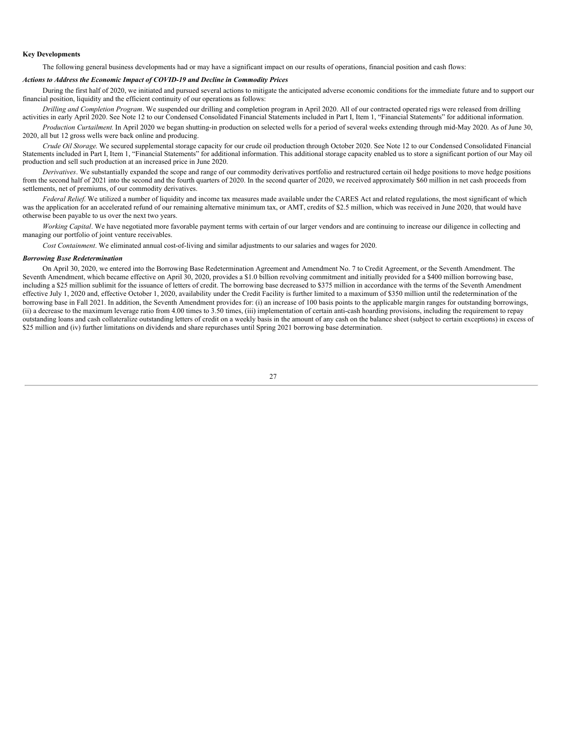**Key Developments**

The following general business developments had or may have a significant impact on our results of operations, financial position and cash flows:

***Actions to Address the Economic Impact of COVID-19 and Decline in Commodity Prices***

During the first half of 2020, we initiated and pursued several actions to mitigate the anticipated adverse economic conditions for the immediate future and to support our financial position, liquidity and the efficient continuity of our operations as follows:

*Drilling and Completion Program*. We suspended our drilling and completion program in April 2020. All of our contracted operated rigs were released from drilling activities in early April 2020. See Note 12 to our Condensed Consolidated Financial Statements included in Part I, Item 1, "Financial Statements" for additional information.

*Production Curtailment.* In April 2020 we began shutting-in production on selected wells for a period of several weeks extending through mid-May 2020. As of June 30, 2020, all but 12 gross wells were back online and producing.

*Crude Oil Storage.* We secured supplemental storage capacity for our crude oil production through October 2020. See Note 12 to our Condensed Consolidated Financial Statements included in Part I, Item 1, "Financial Statements" for additional information. This additional storage capacity enabled us to store a significant portion of our May oil production and sell such production at an increased price in June 2020.

*Derivatives*. We substantially expanded the scope and range of our commodity derivatives portfolio and restructured certain oil hedge positions to move hedge positions from the second half of 2021 into the second and the fourth quarters of 2020. In the second quarter of 2020, we received approximately $60 million in net cash proceeds from settlements, net of premiums, of our commodity derivatives.

*Federal Relief.* We utilized a number of liquidity and income tax measures made available under the CARES Act and related regulations, the most significant of which was the application for an accelerated refund of our remaining alternative minimum tax, or AMT, credits of $2.5 million, which was received in June 2020, that would have otherwise been payable to us over the next two years.

*Working Capital*. We have negotiated more favorable payment terms with certain of our larger vendors and are continuing to increase our diligence in collecting and managing our portfolio of joint venture receivables.

*Cost Containment*. We eliminated annual cost-of-living and similar adjustments to our salaries and wages for 2020.

***Borrowing Base Redetermination***

On April 30, 2020, we entered into the Borrowing Base Redetermination Agreement and Amendment No. 7 to Credit Agreement, or the Seventh Amendment. The Seventh Amendment, which became effective on April 30, 2020, provides a $1.0 billion revolving commitment and initially provided for a $400 million borrowing base, including a $25 million sublimit for the issuance of letters of credit. The borrowing base decreased to $375 million in accordance with the terms of the Seventh Amendment effective July 1, 2020 and, effective October 1, 2020, availability under the Credit Facility is further limited to a maximum of $350 million until the redetermination of the borrowing base in Fall 2021. In addition, the Seventh Amendment provides for: (i) an increase of 100 basis points to the applicable margin ranges for outstanding borrowings, (ii) a decrease to the maximum leverage ratio from 4.00 times to 3.50 times, (iii) implementation of certain anti-cash hoarding provisions, including the requirement to repay outstanding loans and cash collateralize outstanding letters of credit on a weekly basis in the amount of any cash on the balance sheet (subject to certain exceptions) in excess of $25 million and (iv) further limitations on dividends and share repurchases until Spring 2021 borrowing base determination.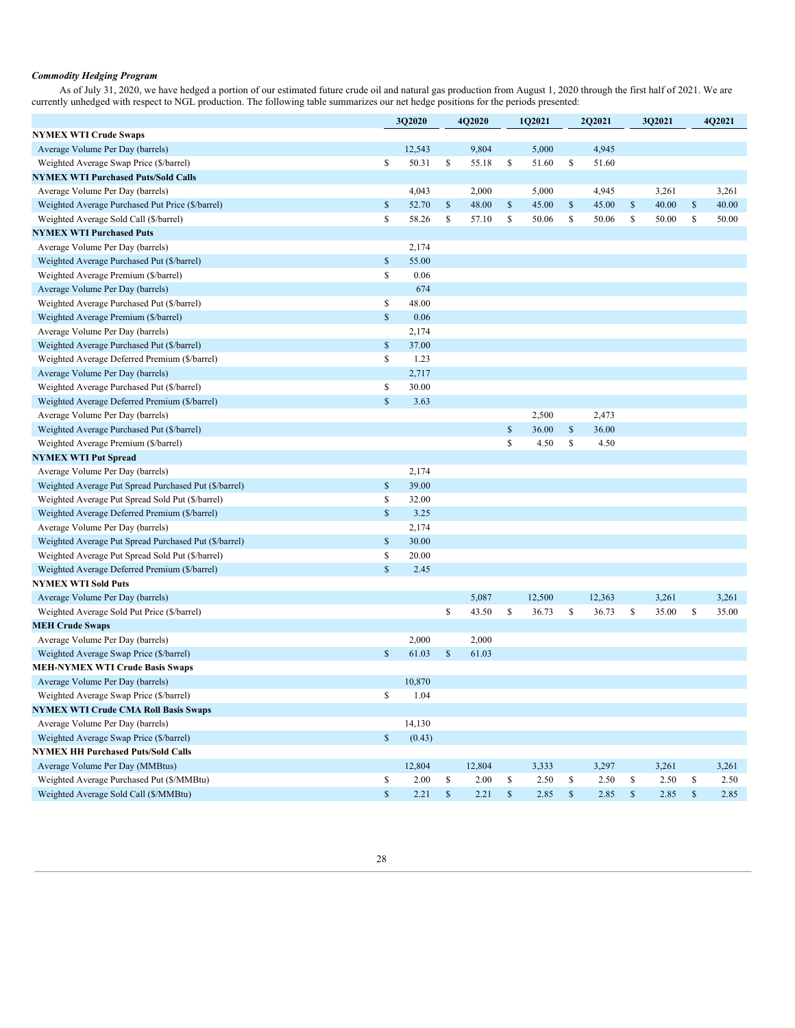***Commodity Hedging Program***

As of July 31, 2020, we have hedged a portion of our estimated future crude oil and natural gas production from August 1, 2020 through the first half of 2021. We are currently unhedged with respect to NGL production. The following table summarizes our net hedge positions for the periods presented:

| | 3Q2020 | 4Q2020 | 1Q2021 | 2Q2021 | 3Q2021 | 4Q2021 |
|---|---|---|---|---|---|---|
| **NYMEX WTI Crude Swaps** | | | | | | |
| Average Volume Per Day (barrels) | 12,543 | 9,804 | 5,000 | 4,945 | | |
| Weighted Average Swap Price ($/barrel) | $ 50.31 | $ 55.18 | $ 51.60 | $ 51.60 | | |
| **NYMEX WTI Purchased Puts/Sold Calls** | | | | | | |
| Average Volume Per Day (barrels) | 4,043 | 2,000 | 5,000 | 4,945 | 3,261 | 3,261 |
| Weighted Average Purchased Put Price ($/barrel) | $ 52.70 | $ 48.00 | $ 45.00 | $ 45.00 | $ 40.00 | $ 40.00 |
| Weighted Average Sold Call ($/barrel) | $ 58.26 | $ 57.10 | $ 50.06 | $ 50.06 | $ 50.00 | $ 50.00 |
| **NYMEX WTI Purchased Puts** | | | | | | |
| Average Volume Per Day (barrels) | 2,174 | | | | | |
| Weighted Average Purchased Put ($/barrel) | $ 55.00 | | | | | |
| Weighted Average Premium ($/barrel) | $ 0.06 | | | | | |
| Average Volume Per Day (barrels) | 674 | | | | | |
| Weighted Average Purchased Put ($/barrel) | $ 48.00 | | | | | |
| Weighted Average Premium ($/barrel) | $ 0.06 | | | | | |
| Average Volume Per Day (barrels) | 2,174 | | | | | |
| Weighted Average Purchased Put ($/barrel) | $ 37.00 | | | | | |
| Weighted Average Deferred Premium ($/barrel) | $ 1.23 | | | | | |
| Average Volume Per Day (barrels) | 2,717 | | | | | |
| Weighted Average Purchased Put ($/barrel) | $ 30.00 | | | | | |
| Weighted Average Deferred Premium ($/barrel) | $ 3.63 | | | | | |
| Average Volume Per Day (barrels) | | | 2,500 | 2,473 | | |
| Weighted Average Purchased Put ($/barrel) | | | $ 36.00 | $ 36.00 | | |
| Weighted Average Premium ($/barrel) | | | $ 4.50 | $ 4.50 | | |
| **NYMEX WTI Put Spread** | | | | | | |
| Average Volume Per Day (barrels) | 2,174 | | | | | |
| Weighted Average Put Spread Purchased Put ($/barrel) | $ 39.00 | | | | | |
| Weighted Average Put Spread Sold Put ($/barrel) | $ 32.00 | | | | | |
| Weighted Average Deferred Premium ($/barrel) | $ 3.25 | | | | | |
| Average Volume Per Day (barrels) | 2,174 | | | | | |
| Weighted Average Put Spread Purchased Put ($/barrel) | $ 30.00 | | | | | |
| Weighted Average Put Spread Sold Put ($/barrel) | $ 20.00 | | | | | |
| Weighted Average Deferred Premium ($/barrel) | $ 2.45 | | | | | |
| **NYMEX WTI Sold Puts** | | | | | | |
| Average Volume Per Day (barrels) | | 5,087 | 12,500 | 12,363 | 3,261 | 3,261 |
| Weighted Average Sold Put Price ($/barrel) | | $ 43.50 | $ 36.73 | $ 36.73 | $ 35.00 | $ 35.00 |
| **MEH Crude Swaps** | | | | | | |
| Average Volume Per Day (barrels) | 2,000 | 2,000 | | | | |
| Weighted Average Swap Price ($/barrel) | $ 61.03 | $ 61.03 | | | | |
| **MEH-NYMEX WTI Crude Basis Swaps** | | | | | | |
| Average Volume Per Day (barrels) | 10,870 | | | | | |
| Weighted Average Swap Price ($/barrel) | $ 1.04 | | | | | |
| **NYMEX WTI Crude CMA Roll Basis Swaps** | | | | | | |
| Average Volume Per Day (barrels) | 14,130 | | | | | |
| Weighted Average Swap Price ($/barrel) | $ (0.43) | | | | | |
| **NYMEX HH Purchased Puts/Sold Calls** | | | | | | |
| Average Volume Per Day (MMBtus) | 12,804 | 12,804 | 3,333 | 3,297 | 3,261 | 3,261 |
| Weighted Average Purchased Put ($/MMBtu) | $ 2.00 | $ 2.00 | $ 2.50 | $ 2.50 | $ 2.50 | $ 2.50 |
| Weighted Average Sold Call ($/MMBtu) | $ 2.21 | $ 2.21 | $ 2.85 | $ 2.85 | $ 2.85 | $ 2.85 |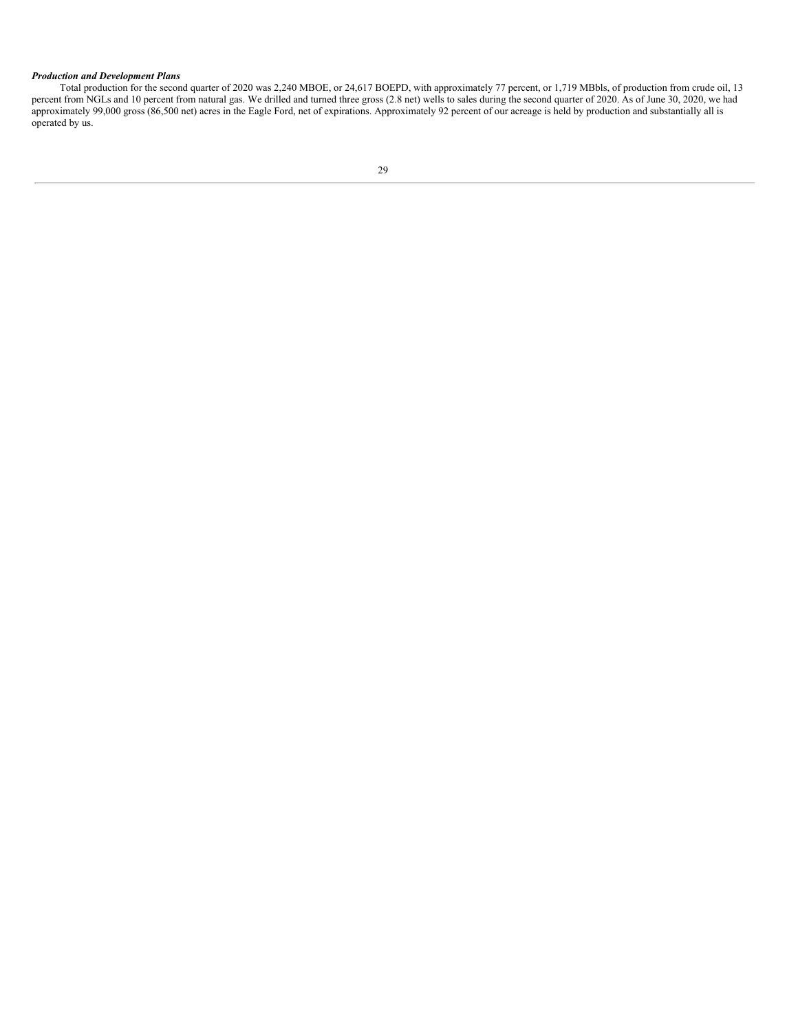***Production and Development Plans***

Total production for the second quarter of 2020 was 2,240 MBOE, or 24,617 BOEPD, with approximately 77 percent, or 1,719 MBbls, of production from crude oil, 13 percent from NGLs and 10 percent from natural gas. We drilled and turned three gross (2.8 net) wells to sales during the second quarter of 2020. As of June 30, 2020, we had approximately 99,000 gross (86,500 net) acres in the Eagle Ford, net of expirations. Approximately 92 percent of our acreage is held by production and substantially all is operated by us.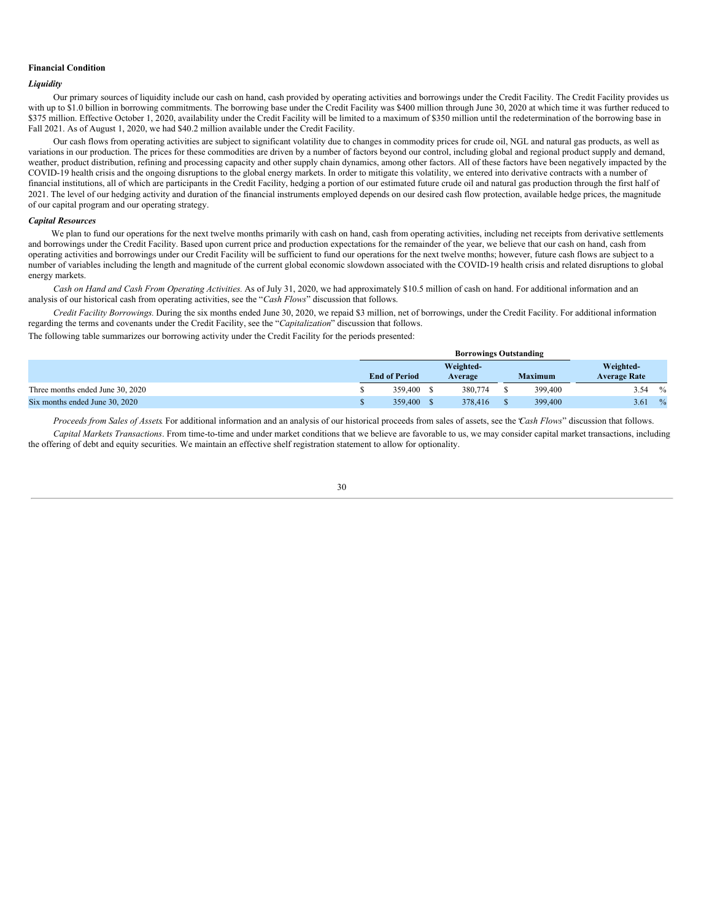**Financial Condition**

***Liquidity***

Our primary sources of liquidity include our cash on hand, cash provided by operating activities and borrowings under the Credit Facility. The Credit Facility provides us with up to $1.0 billion in borrowing commitments. The borrowing base under the Credit Facility was $400 million through June 30, 2020 at which time it was further reduced to $375 million. Effective October 1, 2020, availability under the Credit Facility will be limited to a maximum of $350 million until the redetermination of the borrowing base in Fall 2021. As of August 1, 2020, we had $40.2 million available under the Credit Facility.

Our cash flows from operating activities are subject to significant volatility due to changes in commodity prices for crude oil, NGL and natural gas products, as well as variations in our production. The prices for these commodities are driven by a number of factors beyond our control, including global and regional product supply and demand, weather, product distribution, refining and processing capacity and other supply chain dynamics, among other factors. All of these factors have been negatively impacted by the COVID-19 health crisis and the ongoing disruptions to the global energy markets. In order to mitigate this volatility, we entered into derivative contracts with a number of financial institutions, all of which are participants in the Credit Facility, hedging a portion of our estimated future crude oil and natural gas production through the first half of 2021. The level of our hedging activity and duration of the financial instruments employed depends on our desired cash flow protection, available hedge prices, the magnitude of our capital program and our operating strategy.

***Capital Resources***

We plan to fund our operations for the next twelve months primarily with cash on hand, cash from operating activities, including net receipts from derivative settlements and borrowings under the Credit Facility. Based upon current price and production expectations for the remainder of the year, we believe that our cash on hand, cash from operating activities and borrowings under our Credit Facility will be sufficient to fund our operations for the next twelve months; however, future cash flows are subject to a number of variables including the length and magnitude of the current global economic slowdown associated with the COVID-19 health crisis and related disruptions to global energy markets.

*Cash on Hand and Cash From Operating Activities.* As of July 31, 2020, we had approximately $10.5 million of cash on hand. For additional information and an analysis of our historical cash from operating activities, see the "*Cash Flows*" discussion that follows.

*Credit Facility Borrowings.* During the six months ended June 30, 2020, we repaid $3 million, net of borrowings, under the Credit Facility. For additional information regarding the terms and covenants under the Credit Facility, see the "*Capitalization*" discussion that follows.

The following table summarizes our borrowing activity under the Credit Facility for the periods presented:

| | Borrowings Outstanding | | | |
|---|---|---|---|---|
| | End of Period | Weighted-Average | Maximum | Weighted-Average Rate |
| Three months ended June 30, 2020 | $ 359,400 | $ 380,774 | $ 399,400 | 3.54 % |
| Six months ended June 30, 2020 | $ 359,400 | $ 378,416 | $ 399,400 | 3.61 % |

*Proceeds from Sales of Assets*. For additional information and an analysis of our historical proceeds from sales of assets, see the "*Cash Flows*" discussion that follows.

*Capital Markets Transactions*. From time-to-time and under market conditions that we believe are favorable to us, we may consider capital market transactions, including the offering of debt and equity securities. We maintain an effective shelf registration statement to allow for optionality.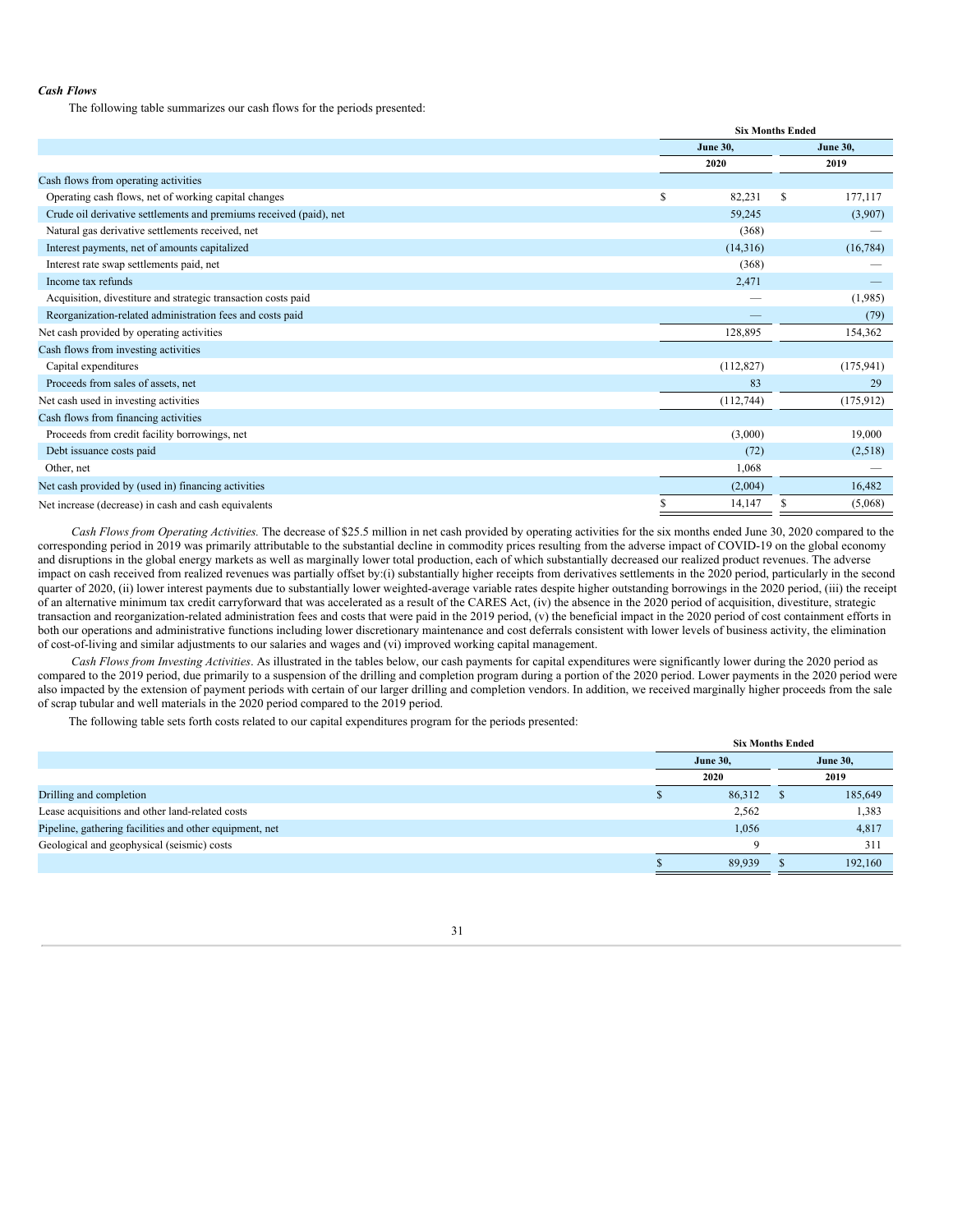### *Cash Flows*

The following table summarizes our cash flows for the periods presented:

| | Six Months Ended | |
|---|---|---|
| | June 30, 2020 | June 30, 2019 |
| Cash flows from operating activities | | |
| Operating cash flows, net of working capital changes | $ 82,231 | $ 177,117 |
| Crude oil derivative settlements and premiums received (paid), net | 59,245 | (3,907) |
| Natural gas derivative settlements received, net | (368) | — |
| Interest payments, net of amounts capitalized | (14,316) | (16,784) |
| Interest rate swap settlements paid, net | (368) | — |
| Income tax refunds | 2,471 | — |
| Acquisition, divestiture and strategic transaction costs paid | — | (1,985) |
| Reorganization-related administration fees and costs paid | — | (79) |
| Net cash provided by operating activities | 128,895 | 154,362 |
| Cash flows from investing activities | | |
| Capital expenditures | (112,827) | (175,941) |
| Proceeds from sales of assets, net | 83 | 29 |
| Net cash used in investing activities | (112,744) | (175,912) |
| Cash flows from financing activities | | |
| Proceeds from credit facility borrowings, net | (3,000) | 19,000 |
| Debt issuance costs paid | (72) | (2,518) |
| Other, net | 1,068 | — |
| Net cash provided by (used in) financing activities | (2,004) | 16,482 |
| Net increase (decrease) in cash and cash equivalents | $ 14,147 | $ (5,068) |

*Cash Flows from Operating Activities.* The decrease of $25.5 million in net cash provided by operating activities for the six months ended June 30, 2020 compared to the corresponding period in 2019 was primarily attributable to the substantial decline in commodity prices resulting from the adverse impact of COVID-19 on the global economy and disruptions in the global energy markets as well as marginally lower total production, each of which substantially decreased our realized product revenues. The adverse impact on cash received from realized revenues was partially offset by:(i) substantially higher receipts from derivatives settlements in the 2020 period, particularly in the second quarter of 2020, (ii) lower interest payments due to substantially lower weighted-average variable rates despite higher outstanding borrowings in the 2020 period, (iii) the receipt of an alternative minimum tax credit carryforward that was accelerated as a result of the CARES Act, (iv) the absence in the 2020 period of acquisition, divestiture, strategic transaction and reorganization-related administration fees and costs that were paid in the 2019 period, (v) the beneficial impact in the 2020 period of cost containment efforts in both our operations and administrative functions including lower discretionary maintenance and cost deferrals consistent with lower levels of business activity, the elimination of cost-of-living and similar adjustments to our salaries and wages and (vi) improved working capital management.

*Cash Flows from Investing Activities*. As illustrated in the tables below, our cash payments for capital expenditures were significantly lower during the 2020 period as compared to the 2019 period, due primarily to a suspension of the drilling and completion program during a portion of the 2020 period. Lower payments in the 2020 period were also impacted by the extension of payment periods with certain of our larger drilling and completion vendors. In addition, we received marginally higher proceeds from the sale of scrap tubular and well materials in the 2020 period compared to the 2019 period.

The following table sets forth costs related to our capital expenditures program for the periods presented:

| | Six Months Ended | |
|---|---|---|
| | June 30, 2020 | June 30, 2019 |
| Drilling and completion | $ 86,312 | $ 185,649 |
| Lease acquisitions and other land-related costs | 2,562 | 1,383 |
| Pipeline, gathering facilities and other equipment, net | 1,056 | 4,817 |
| Geological and geophysical (seismic) costs | 9 | 311 |
| | $ 89,939 | $ 192,160 |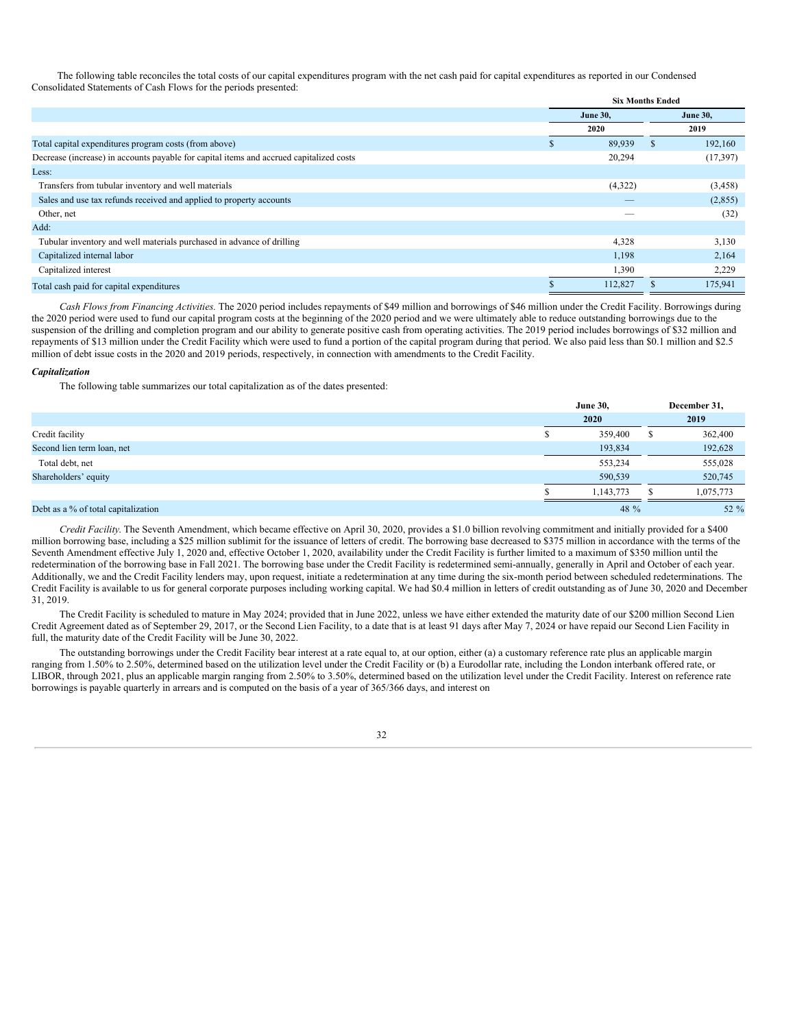The following table reconciles the total costs of our capital expenditures program with the net cash paid for capital expenditures as reported in our Condensed Consolidated Statements of Cash Flows for the periods presented:

| | Six Months Ended | |
|---|---|---|
| | June 30, 2020 | June 30, 2019 |
| Total capital expenditures program costs (from above) | $ 89,939 | $ 192,160 |
| Decrease (increase) in accounts payable for capital items and accrued capitalized costs | 20,294 | (17,397) |
| Less: | | |
| Transfers from tubular inventory and well materials | (4,322) | (3,458) |
| Sales and use tax refunds received and applied to property accounts | — | (2,855) |
| Other, net | — | (32) |
| Add: | | |
| Tubular inventory and well materials purchased in advance of drilling | 4,328 | 3,130 |
| Capitalized internal labor | 1,198 | 2,164 |
| Capitalized interest | 1,390 | 2,229 |
| Total cash paid for capital expenditures | $ 112,827 | $ 175,941 |

*Cash Flows from Financing Activities.* The 2020 period includes repayments of $49 million and borrowings of $46 million under the Credit Facility. Borrowings during the 2020 period were used to fund our capital program costs at the beginning of the 2020 period and we were ultimately able to reduce outstanding borrowings due to the suspension of the drilling and completion program and our ability to generate positive cash from operating activities. The 2019 period includes borrowings of $32 million and repayments of $13 million under the Credit Facility which were used to fund a portion of the capital program during that period. We also paid less than $0.1 million and $2.5 million of debt issue costs in the 2020 and 2019 periods, respectively, in connection with amendments to the Credit Facility.

***Capitalization***

The following table summarizes our total capitalization as of the dates presented:

| | June 30, 2020 | December 31, 2019 |
|---|---|---|
| Credit facility | $ 359,400 | $ 362,400 |
| Second lien term loan, net | 193,834 | 192,628 |
| Total debt, net | 553,234 | 555,028 |
| Shareholders' equity | 590,539 | 520,745 |
| | $ 1,143,773 | $ 1,075,773 |
| Debt as a % of total capitalization | 48 % | 52 % |

*Credit Facility.* The Seventh Amendment, which became effective on April 30, 2020, provides a $1.0 billion revolving commitment and initially provided for a $400 million borrowing base, including a $25 million sublimit for the issuance of letters of credit. The borrowing base decreased to $375 million in accordance with the terms of the Seventh Amendment effective July 1, 2020 and, effective October 1, 2020, availability under the Credit Facility is further limited to a maximum of $350 million until the redetermination of the borrowing base in Fall 2021. The borrowing base under the Credit Facility is redetermined semi-annually, generally in April and October of each year. Additionally, we and the Credit Facility lenders may, upon request, initiate a redetermination at any time during the six-month period between scheduled redeterminations. The Credit Facility is available to us for general corporate purposes including working capital. We had $0.4 million in letters of credit outstanding as of June 30, 2020 and December 31, 2019.

The Credit Facility is scheduled to mature in May 2024; provided that in June 2022, unless we have either extended the maturity date of our $200 million Second Lien Credit Agreement dated as of September 29, 2017, or the Second Lien Facility, to a date that is at least 91 days after May 7, 2024 or have repaid our Second Lien Facility in full, the maturity date of the Credit Facility will be June 30, 2022.

The outstanding borrowings under the Credit Facility bear interest at a rate equal to, at our option, either (a) a customary reference rate plus an applicable margin ranging from 1.50% to 2.50%, determined based on the utilization level under the Credit Facility or (b) a Eurodollar rate, including the London interbank offered rate, or LIBOR, through 2021, plus an applicable margin ranging from 2.50% to 3.50%, determined based on the utilization level under the Credit Facility. Interest on reference rate borrowings is payable quarterly in arrears and is computed on the basis of a year of 365/366 days, and interest on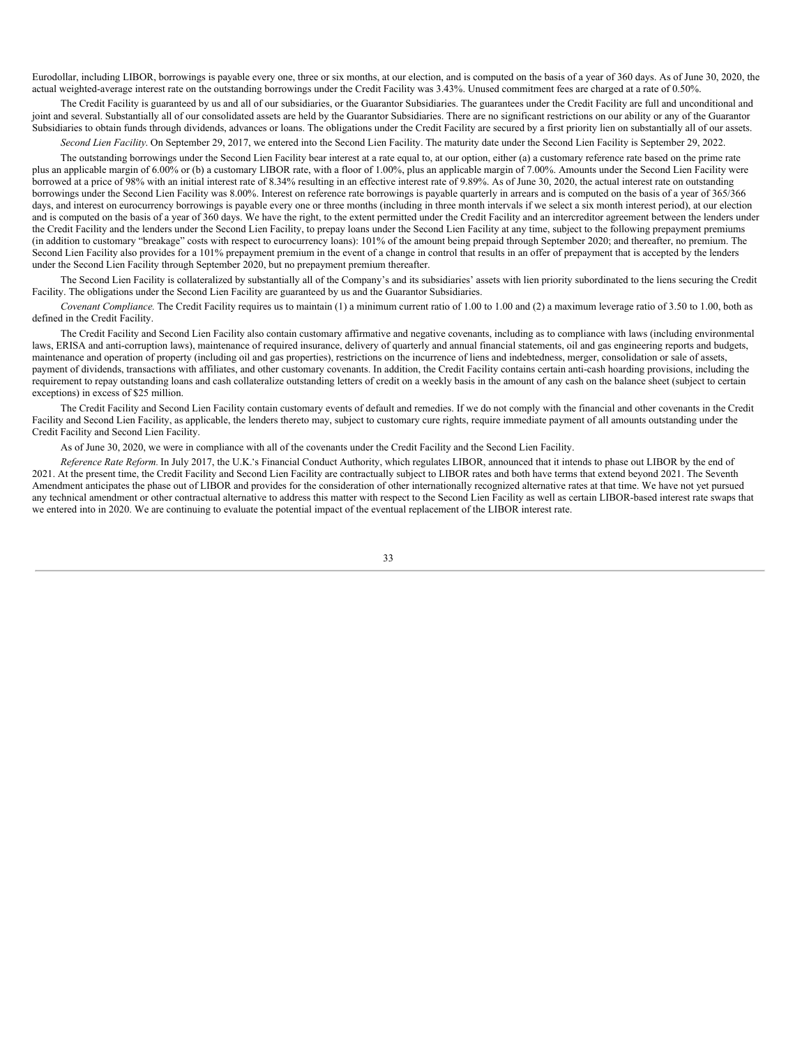Eurodollar, including LIBOR, borrowings is payable every one, three or six months, at our election, and is computed on the basis of a year of 360 days. As of June 30, 2020, the actual weighted-average interest rate on the outstanding borrowings under the Credit Facility was 3.43%. Unused commitment fees are charged at a rate of 0.50%.

The Credit Facility is guaranteed by us and all of our subsidiaries, or the Guarantor Subsidiaries. The guarantees under the Credit Facility are full and unconditional and joint and several. Substantially all of our consolidated assets are held by the Guarantor Subsidiaries. There are no significant restrictions on our ability or any of the Guarantor Subsidiaries to obtain funds through dividends, advances or loans. The obligations under the Credit Facility are secured by a first priority lien on substantially all of our assets.

*Second Lien Facility*. On September 29, 2017, we entered into the Second Lien Facility. The maturity date under the Second Lien Facility is September 29, 2022.

The outstanding borrowings under the Second Lien Facility bear interest at a rate equal to, at our option, either (a) a customary reference rate based on the prime rate plus an applicable margin of 6.00% or (b) a customary LIBOR rate, with a floor of 1.00%, plus an applicable margin of 7.00%. Amounts under the Second Lien Facility were borrowed at a price of 98% with an initial interest rate of 8.34% resulting in an effective interest rate of 9.89%. As of June 30, 2020, the actual interest rate on outstanding borrowings under the Second Lien Facility was 8.00%. Interest on reference rate borrowings is payable quarterly in arrears and is computed on the basis of a year of 365/366 days, and interest on eurocurrency borrowings is payable every one or three months (including in three month intervals if we select a six month interest period), at our election and is computed on the basis of a year of 360 days. We have the right, to the extent permitted under the Credit Facility and an intercreditor agreement between the lenders under the Credit Facility and the lenders under the Second Lien Facility, to prepay loans under the Second Lien Facility at any time, subject to the following prepayment premiums (in addition to customary "breakage" costs with respect to eurocurrency loans): 101% of the amount being prepaid through September 2020; and thereafter, no premium. The Second Lien Facility also provides for a 101% prepayment premium in the event of a change in control that results in an offer of prepayment that is accepted by the lenders under the Second Lien Facility through September 2020, but no prepayment premium thereafter.

The Second Lien Facility is collateralized by substantially all of the Company's and its subsidiaries' assets with lien priority subordinated to the liens securing the Credit Facility. The obligations under the Second Lien Facility are guaranteed by us and the Guarantor Subsidiaries.

*Covenant Compliance.* The Credit Facility requires us to maintain (1) a minimum current ratio of 1.00 to 1.00 and (2) a maximum leverage ratio of 3.50 to 1.00, both as defined in the Credit Facility.

The Credit Facility and Second Lien Facility also contain customary affirmative and negative covenants, including as to compliance with laws (including environmental laws, ERISA and anti-corruption laws), maintenance of required insurance, delivery of quarterly and annual financial statements, oil and gas engineering reports and budgets, maintenance and operation of property (including oil and gas properties), restrictions on the incurrence of liens and indebtedness, merger, consolidation or sale of assets, payment of dividends, transactions with affiliates, and other customary covenants. In addition, the Credit Facility contains certain anti-cash hoarding provisions, including the requirement to repay outstanding loans and cash collateralize outstanding letters of credit on a weekly basis in the amount of any cash on the balance sheet (subject to certain exceptions) in excess of $25 million.

The Credit Facility and Second Lien Facility contain customary events of default and remedies. If we do not comply with the financial and other covenants in the Credit Facility and Second Lien Facility, as applicable, the lenders thereto may, subject to customary cure rights, require immediate payment of all amounts outstanding under the Credit Facility and Second Lien Facility.

As of June 30, 2020, we were in compliance with all of the covenants under the Credit Facility and the Second Lien Facility.

*Reference Rate Reform*. In July 2017, the U.K.'s Financial Conduct Authority, which regulates LIBOR, announced that it intends to phase out LIBOR by the end of 2021. At the present time, the Credit Facility and Second Lien Facility are contractually subject to LIBOR rates and both have terms that extend beyond 2021. The Seventh Amendment anticipates the phase out of LIBOR and provides for the consideration of other internationally recognized alternative rates at that time. We have not yet pursued any technical amendment or other contractual alternative to address this matter with respect to the Second Lien Facility as well as certain LIBOR-based interest rate swaps that we entered into in 2020. We are continuing to evaluate the potential impact of the eventual replacement of the LIBOR interest rate.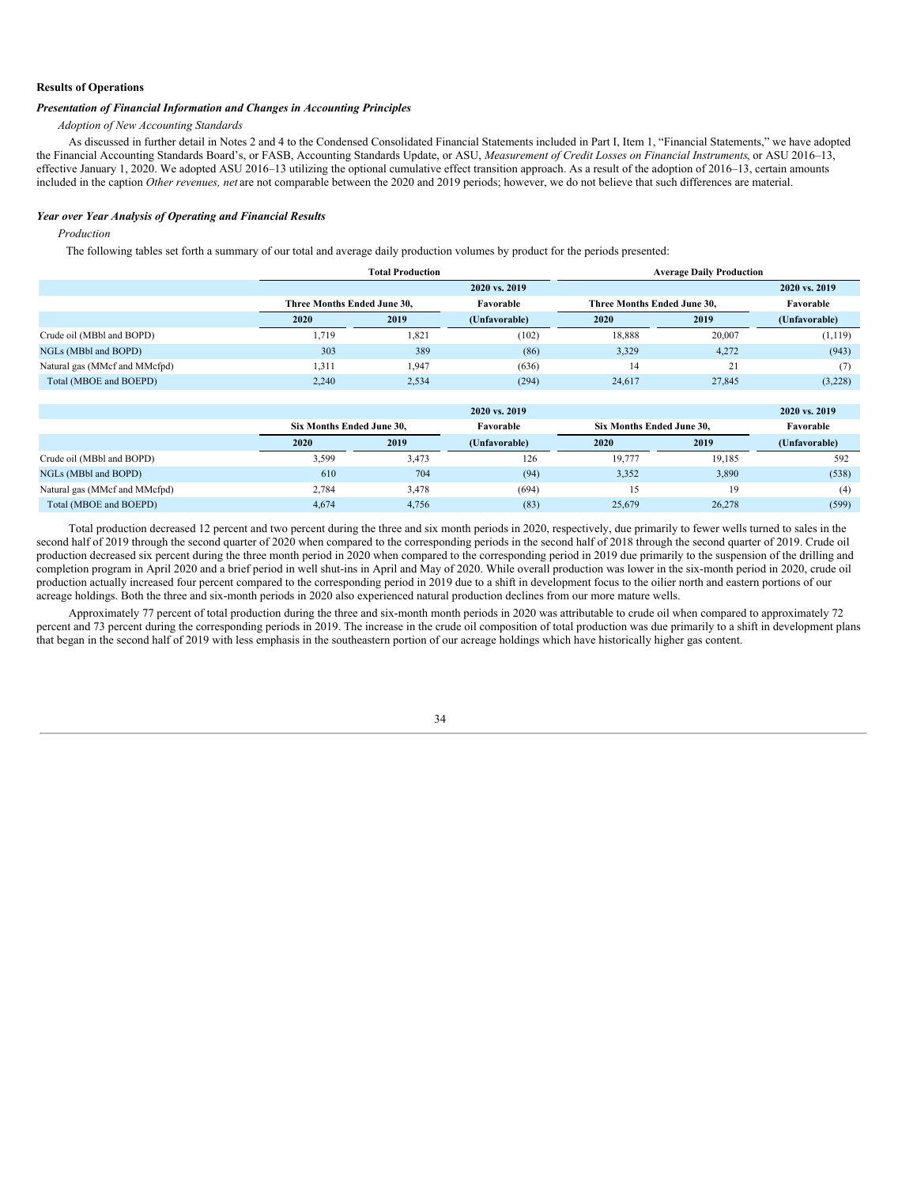**Results of Operations**

***Presentation of Financial Information and Changes in Accounting Principles***

*Adoption of New Accounting Standards*

As discussed in further detail in Notes 2 and 4 to the Condensed Consolidated Financial Statements included in Part I, Item 1, "Financial Statements," we have adopted the Financial Accounting Standards Board's, or FASB, Accounting Standards Update, or ASU, *Measurement of Credit Losses on Financial Instruments*, or ASU 2016–13, effective January 1, 2020. We adopted ASU 2016–13 utilizing the optional cumulative effect transition approach. As a result of the adoption of 2016–13, certain amounts included in the caption *Other revenues, net* are not comparable between the 2020 and 2019 periods; however, we do not believe that such differences are material.

***Year over Year Analysis of Operating and Financial Results***

*Production*

The following tables set forth a summary of our total and average daily production volumes by product for the periods presented:

| | Total Production | | | Average Daily Production | | |
|---|---|---|---|---|---|---|
| | | | 2020 vs. 2019 | | | 2020 vs. 2019 |
| | Three Months Ended June 30, | | Favorable | Three Months Ended June 30, | | Favorable |
| | 2020 | 2019 | (Unfavorable) | 2020 | 2019 | (Unfavorable) |
| Crude oil (MBbl and BOPD) | 1,719 | 1,821 | (102) | 18,888 | 20,007 | (1,119) |
| NGLs (MBbl and BOPD) | 303 | 389 | (86) | 3,329 | 4,272 | (943) |
| Natural gas (MMcf and MMcfpd) | 1,311 | 1,947 | (636) | 14 | 21 | (7) |
| Total (MBOE and BOEPD) | 2,240 | 2,534 | (294) | 24,617 | 27,845 | (3,228) |

| | | | 2020 vs. 2019 | | | 2020 vs. 2019 |
|---|---|---|---|---|---|---|
| | Six Months Ended June 30, | | Favorable | Six Months Ended June 30, | | Favorable |
| | 2020 | 2019 | (Unfavorable) | 2020 | 2019 | (Unfavorable) |
| Crude oil (MBbl and BOPD) | 3,599 | 3,473 | 126 | 19,777 | 19,185 | 592 |
| NGLs (MBbl and BOPD) | 610 | 704 | (94) | 3,352 | 3,890 | (538) |
| Natural gas (MMcf and MMcfpd) | 2,784 | 3,478 | (694) | 15 | 19 | (4) |
| Total (MBOE and BOEPD) | 4,674 | 4,756 | (83) | 25,679 | 26,278 | (599) |

Total production decreased 12 percent and two percent during the three and six month periods in 2020, respectively, due primarily to fewer wells turned to sales in the second half of 2019 through the second quarter of 2020 when compared to the corresponding periods in the second half of 2018 through the second quarter of 2019. Crude oil production decreased six percent during the three month period in 2020 when compared to the corresponding period in 2019 due primarily to the suspension of the drilling and completion program in April 2020 and a brief period in well shut-ins in April and May of 2020. While overall production was lower in the six-month period in 2020, crude oil production actually increased four percent compared to the corresponding period in 2019 due to a shift in development focus to the oilier north and eastern portions of our acreage holdings. Both the three and six-month periods in 2020 also experienced natural production declines from our more mature wells.

Approximately 77 percent of total production during the three and six-month month periods in 2020 was attributable to crude oil when compared to approximately 72 percent and 73 percent during the corresponding periods in 2019. The increase in the crude oil composition of total production was due primarily to a shift in development plans that began in the second half of 2019 with less emphasis in the southeastern portion of our acreage holdings which have historically higher gas content.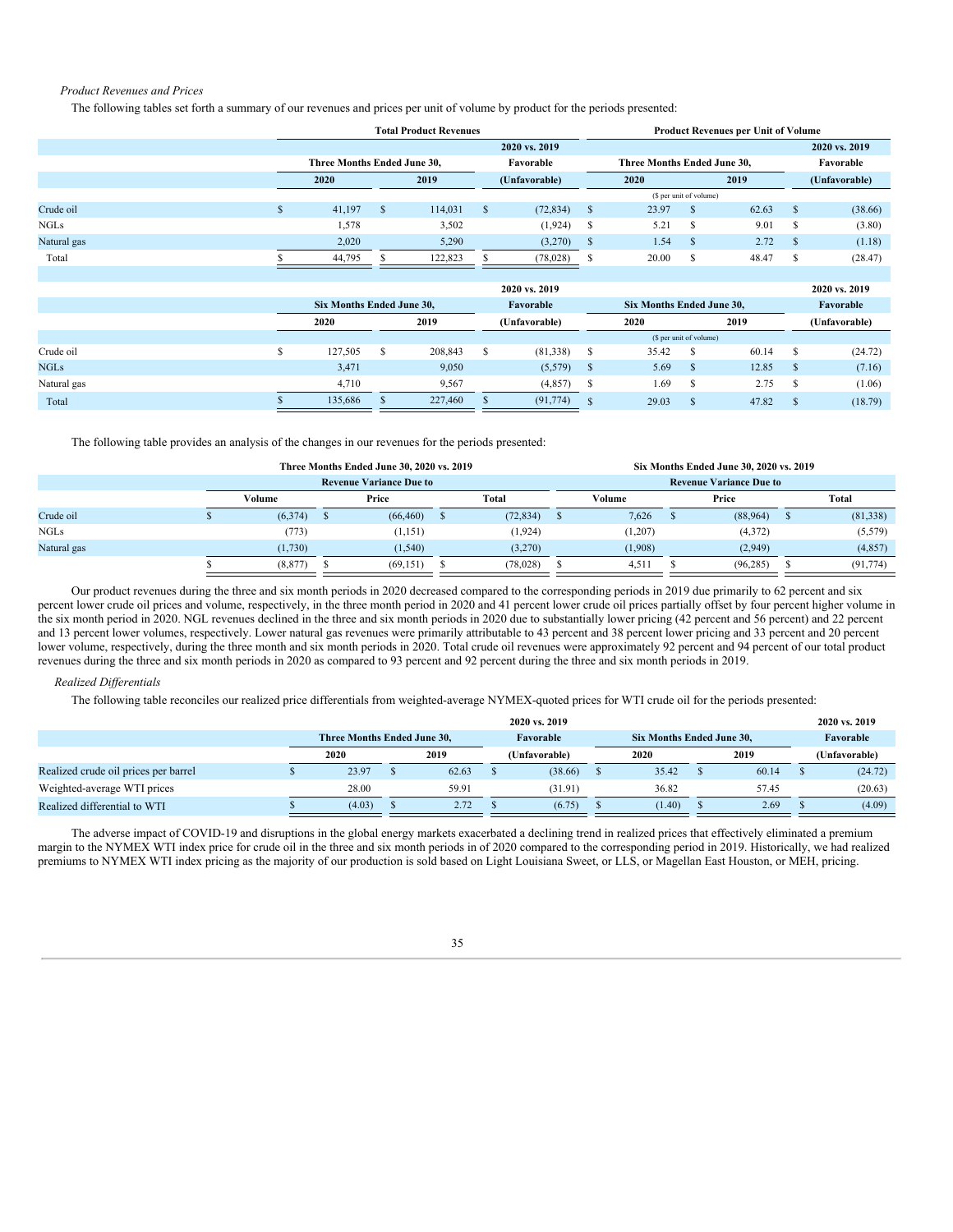*Product Revenues and Prices*

The following tables set forth a summary of our revenues and prices per unit of volume by product for the periods presented:

| | Total Product Revenues | | | Product Revenues per Unit of Volume | | |
|---|---|---|---|---|---|---|
| | Three Months Ended June 30, | | 2020 vs. 2019 Favorable | Three Months Ended June 30, | | 2020 vs. 2019 Favorable |
| | 2020 | 2019 | (Unfavorable) | 2020 | 2019 | (Unfavorable) |
| | | | | ($ per unit of volume) | | |
| Crude oil | $ 41,197 | $ 114,031 | $ (72,834) | $ 23.97 | $ 62.63 | $ (38.66) |
| NGLs | 1,578 | 3,502 | (1,924) | $ 5.21 | $ 9.01 | $ (3.80) |
| Natural gas | 2,020 | 5,290 | (3,270) | $ 1.54 | $ 2.72 | $ (1.18) |
| Total | $ 44,795 | $ 122,823 | $ (78,028) | $ 20.00 | $ 48.47 | $ (28.47) |
| | Six Months Ended June 30, | | 2020 vs. 2019 Favorable | Six Months Ended June 30, | | 2020 vs. 2019 Favorable |
| | 2020 | 2019 | (Unfavorable) | 2020 | 2019 | (Unfavorable) |
| | | | | ($ per unit of volume) | | |
| Crude oil | $ 127,505 | $ 208,843 | $ (81,338) | $ 35.42 | $ 60.14 | $ (24.72) |
| NGLs | 3,471 | 9,050 | (5,579) | $ 5.69 | $ 12.85 | $ (7.16) |
| Natural gas | 4,710 | 9,567 | (4,857) | $ 1.69 | $ 2.75 | $ (1.06) |
| Total | $ 135,686 | $ 227,460 | $ (91,774) | $ 29.03 | $ 47.82 | $ (18.79) |

The following table provides an analysis of the changes in our revenues for the periods presented:

| | Three Months Ended June 30, 2020 vs. 2019 | | | Six Months Ended June 30, 2020 vs. 2019 | | |
|---|---|---|---|---|---|---|
| | Revenue Variance Due to | | | Revenue Variance Due to | | |
| | Volume | Price | Total | Volume | Price | Total |
| Crude oil | $ (6,374) | $ (66,460) | $ (72,834) | $ 7,626 | $ (88,964) | $ (81,338) |
| NGLs | (773) | (1,151) | (1,924) | (1,207) | (4,372) | (5,579) |
| Natural gas | (1,730) | (1,540) | (3,270) | (1,908) | (2,949) | (4,857) |
| | $ (8,877) | $ (69,151) | $ (78,028) | $ 4,511 | $ (96,285) | $ (91,774) |

Our product revenues during the three and six month periods in 2020 decreased compared to the corresponding periods in 2019 due primarily to 62 percent and six percent lower crude oil prices and volume, respectively, in the three month period in 2020 and 41 percent lower crude oil prices partially offset by four percent higher volume in the six month period in 2020. NGL revenues declined in the three and six month periods in 2020 due to substantially lower pricing (42 percent and 56 percent) and 22 percent and 13 percent lower volumes, respectively. Lower natural gas revenues were primarily attributable to 43 percent and 38 percent lower pricing and 33 percent and 20 percent lower volume, respectively, during the three month and six month periods in 2020. Total crude oil revenues were approximately 92 percent and 94 percent of our total product revenues during the three and six month periods in 2020 as compared to 93 percent and 92 percent during the three and six month periods in 2019.

*Realized Differentials*

The following table reconciles our realized price differentials from weighted-average NYMEX-quoted prices for WTI crude oil for the periods presented:

| | Three Months Ended June 30, | | 2020 vs. 2019 Favorable | Six Months Ended June 30, | | 2020 vs. 2019 Favorable |
|---|---|---|---|---|---|---|
| | 2020 | 2019 | (Unfavorable) | 2020 | 2019 | (Unfavorable) |
| Realized crude oil prices per barrel | $ 23.97 | $ 62.63 | $ (38.66) | $ 35.42 | $ 60.14 | $ (24.72) |
| Weighted-average WTI prices | 28.00 | 59.91 | (31.91) | 36.82 | 57.45 | (20.63) |
| Realized differential to WTI | $ (4.03) | $ 2.72 | $ (6.75) | $ (1.40) | $ 2.69 | $ (4.09) |

The adverse impact of COVID-19 and disruptions in the global energy markets exacerbated a declining trend in realized prices that effectively eliminated a premium margin to the NYMEX WTI index price for crude oil in the three and six month periods in of 2020 compared to the corresponding period in 2019. Historically, we had realized premiums to NYMEX WTI index pricing as the majority of our production is sold based on Light Louisiana Sweet, or LLS, or Magellan East Houston, or MEH, pricing.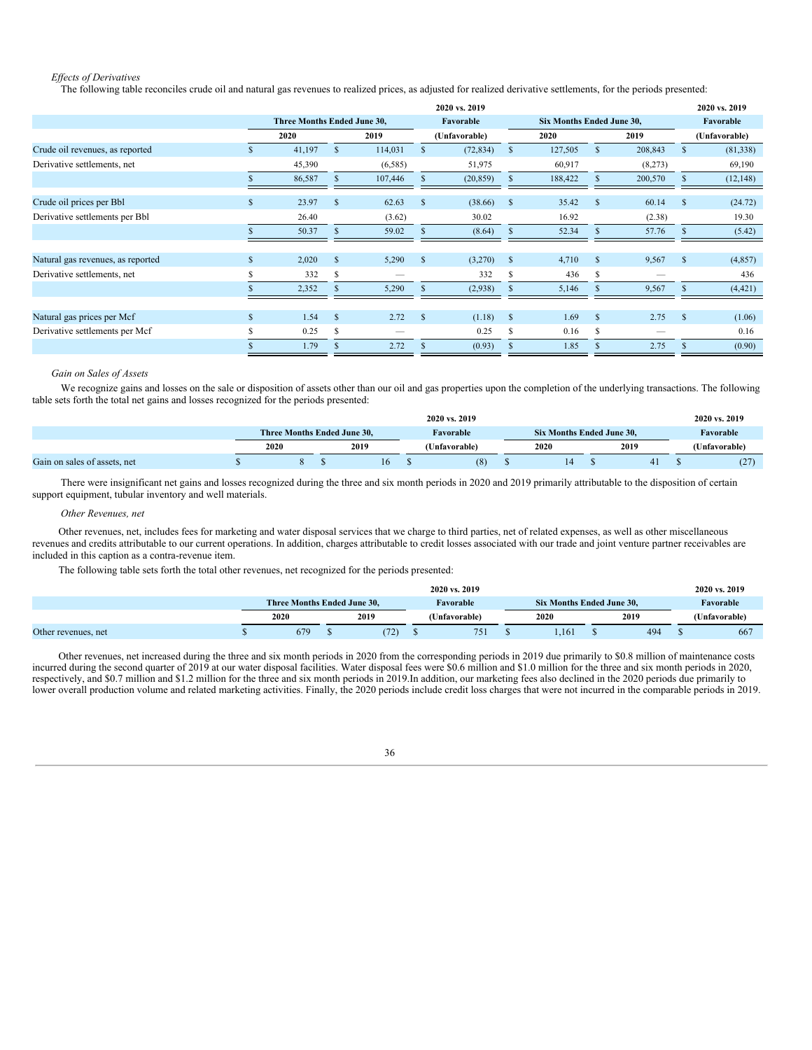*Effects of Derivatives*

The following table reconciles crude oil and natural gas revenues to realized prices, as adjusted for realized derivative settlements, for the periods presented:

| | Three Months Ended June 30, | | 2020 vs. 2019 Favorable | Six Months Ended June 30, | | 2020 vs. 2019 Favorable |
|---|---|---|---|---|---|---|
| | 2020 | 2019 | (Unfavorable) | 2020 | 2019 | (Unfavorable) |
| Crude oil revenues, as reported | $ 41,197 | $ 114,031 | $ (72,834) | $ 127,505 | $ 208,843 | $ (81,338) |
| Derivative settlements, net | 45,390 | (6,585) | 51,975 | 60,917 | (8,273) | 69,190 |
| | $ 86,587 | $ 107,446 | $ (20,859) | $ 188,422 | $ 200,570 | $ (12,148) |
| | | | | | | |
| Crude oil prices per Bbl | $ 23.97 | $ 62.63 | $ (38.66) | $ 35.42 | $ 60.14 | $ (24.72) |
| Derivative settlements per Bbl | 26.40 | (3.62) | 30.02 | 16.92 | (2.38) | 19.30 |
| | $ 50.37 | $ 59.02 | $ (8.64) | $ 52.34 | $ 57.76 | $ (5.42) |
| | | | | | | |
| Natural gas revenues, as reported | $ 2,020 | $ 5,290 | $ (3,270) | $ 4,710 | $ 9,567 | $ (4,857) |
| Derivative settlements, net | $ 332 | $ — | 332 | $ 436 | $ — | 436 |
| | $ 2,352 | $ 5,290 | $ (2,938) | $ 5,146 | $ 9,567 | $ (4,421) |
| | | | | | | |
| Natural gas prices per Mcf | $ 1.54 | $ 2.72 | $ (1.18) | $ 1.69 | $ 2.75 | $ (1.06) |
| Derivative settlements per Mcf | $ 0.25 | $ — | 0.25 | $ 0.16 | $ — | 0.16 |
| | $ 1.79 | $ 2.72 | $ (0.93) | $ 1.85 | $ 2.75 | $ (0.90) |

*Gain on Sales of Assets*

We recognize gains and losses on the sale or disposition of assets other than our oil and gas properties upon the completion of the underlying transactions. The following table sets forth the total net gains and losses recognized for the periods presented:

| | Three Months Ended June 30, | | 2020 vs. 2019 Favorable | Six Months Ended June 30, | | 2020 vs. 2019 Favorable |
|---|---|---|---|---|---|---|
| | 2020 | 2019 | (Unfavorable) | 2020 | 2019 | (Unfavorable) |
| Gain on sales of assets, net | $ 8 | $ 16 | $ (8) | $ 14 | $ 41 | $ (27) |

There were insignificant net gains and losses recognized during the three and six month periods in 2020 and 2019 primarily attributable to the disposition of certain support equipment, tubular inventory and well materials.

*Other Revenues, net*

Other revenues, net, includes fees for marketing and water disposal services that we charge to third parties, net of related expenses, as well as other miscellaneous revenues and credits attributable to our current operations. In addition, charges attributable to credit losses associated with our trade and joint venture partner receivables are included in this caption as a contra-revenue item.

The following table sets forth the total other revenues, net recognized for the periods presented:

| | Three Months Ended June 30, | | 2020 vs. 2019 Favorable | Six Months Ended June 30, | | 2020 vs. 2019 Favorable |
|---|---|---|---|---|---|---|
| | 2020 | 2019 | (Unfavorable) | 2020 | 2019 | (Unfavorable) |
| Other revenues, net | $ 679 | $ (72) | $ 751 | $ 1,161 | $ 494 | $ 667 |

Other revenues, net increased during the three and six month periods in 2020 from the corresponding periods in 2019 due primarily to $0.8 million of maintenance costs incurred during the second quarter of 2019 at our water disposal facilities. Water disposal fees were $0.6 million and $1.0 million for the three and six month periods in 2020, respectively, and $0.7 million and $1.2 million for the three and six month periods in 2019.In addition, our marketing fees also declined in the 2020 periods due primarily to lower overall production volume and related marketing activities. Finally, the 2020 periods include credit loss charges that were not incurred in the comparable periods in 2019.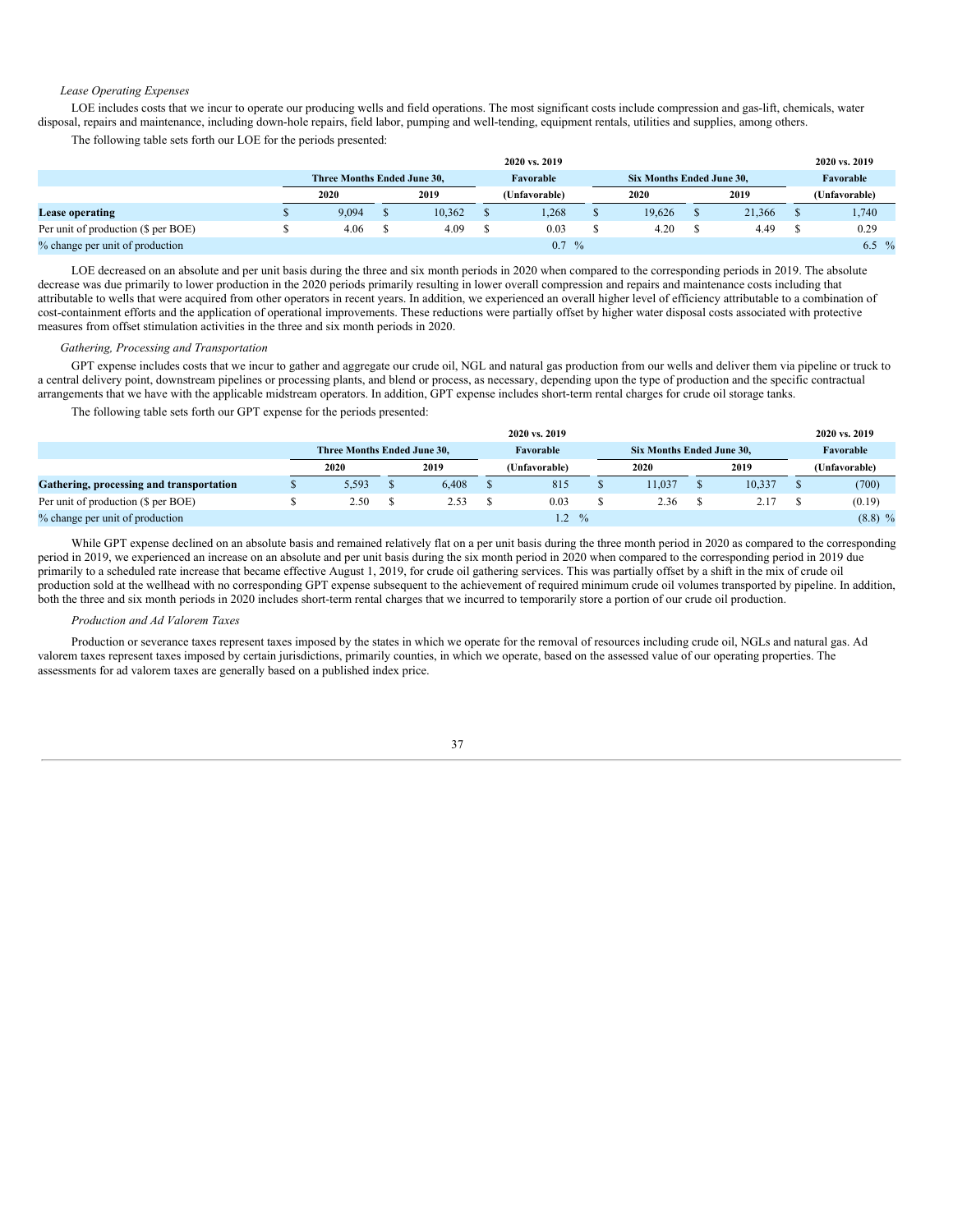*Lease Operating Expenses*

LOE includes costs that we incur to operate our producing wells and field operations. The most significant costs include compression and gas-lift, chemicals, water disposal, repairs and maintenance, including down-hole repairs, field labor, pumping and well-tending, equipment rentals, utilities and supplies, among others.

The following table sets forth our LOE for the periods presented:

| | Three Months Ended June 30, | | 2020 vs. 2019 Favorable | Six Months Ended June 30, | | 2020 vs. 2019 Favorable |
|---|---|---|---|---|---|---|
| | 2020 | 2019 | (Unfavorable) | 2020 | 2019 | (Unfavorable) |
| **Lease operating** | $ 9,094 | $ 10,362 | $ 1,268 | $ 19,626 | $ 21,366 | $ 1,740 |
| Per unit of production ($ per BOE) | $ 4.06 | $ 4.09 | $ 0.03 | $ 4.20 | $ 4.49 | $ 0.29 |
| % change per unit of production | | | 0.7 % | | | 6.5 % |

LOE decreased on an absolute and per unit basis during the three and six month periods in 2020 when compared to the corresponding periods in 2019. The absolute decrease was due primarily to lower production in the 2020 periods primarily resulting in lower overall compression and repairs and maintenance costs including that attributable to wells that were acquired from other operators in recent years. In addition, we experienced an overall higher level of efficiency attributable to a combination of cost-containment efforts and the application of operational improvements. These reductions were partially offset by higher water disposal costs associated with protective measures from offset stimulation activities in the three and six month periods in 2020.

*Gathering, Processing and Transportation*

GPT expense includes costs that we incur to gather and aggregate our crude oil, NGL and natural gas production from our wells and deliver them via pipeline or truck to a central delivery point, downstream pipelines or processing plants, and blend or process, as necessary, depending upon the type of production and the specific contractual arrangements that we have with the applicable midstream operators. In addition, GPT expense includes short-term rental charges for crude oil storage tanks.

The following table sets forth our GPT expense for the periods presented:

| | Three Months Ended June 30, | | 2020 vs. 2019 Favorable | Six Months Ended June 30, | | 2020 vs. 2019 Favorable |
|---|---|---|---|---|---|---|
| | 2020 | 2019 | (Unfavorable) | 2020 | 2019 | (Unfavorable) |
| **Gathering, processing and transportation** | $ 5,593 | $ 6,408 | $ 815 | $ 11,037 | $ 10,337 | $ (700) |
| Per unit of production ($ per BOE) | $ 2.50 | $ 2.53 | $ 0.03 | $ 2.36 | $ 2.17 | $ (0.19) |
| % change per unit of production | | | 1.2 % | | | (8.8) % |

While GPT expense declined on an absolute basis and remained relatively flat on a per unit basis during the three month period in 2020 as compared to the corresponding period in 2019, we experienced an increase on an absolute and per unit basis during the six month period in 2020 when compared to the corresponding period in 2019 due primarily to a scheduled rate increase that became effective August 1, 2019, for crude oil gathering services. This was partially offset by a shift in the mix of crude oil production sold at the wellhead with no corresponding GPT expense subsequent to the achievement of required minimum crude oil volumes transported by pipeline. In addition, both the three and six month periods in 2020 includes short-term rental charges that we incurred to temporarily store a portion of our crude oil production.

*Production and Ad Valorem Taxes*

Production or severance taxes represent taxes imposed by the states in which we operate for the removal of resources including crude oil, NGLs and natural gas. Ad valorem taxes represent taxes imposed by certain jurisdictions, primarily counties, in which we operate, based on the assessed value of our operating properties. The assessments for ad valorem taxes are generally based on a published index price.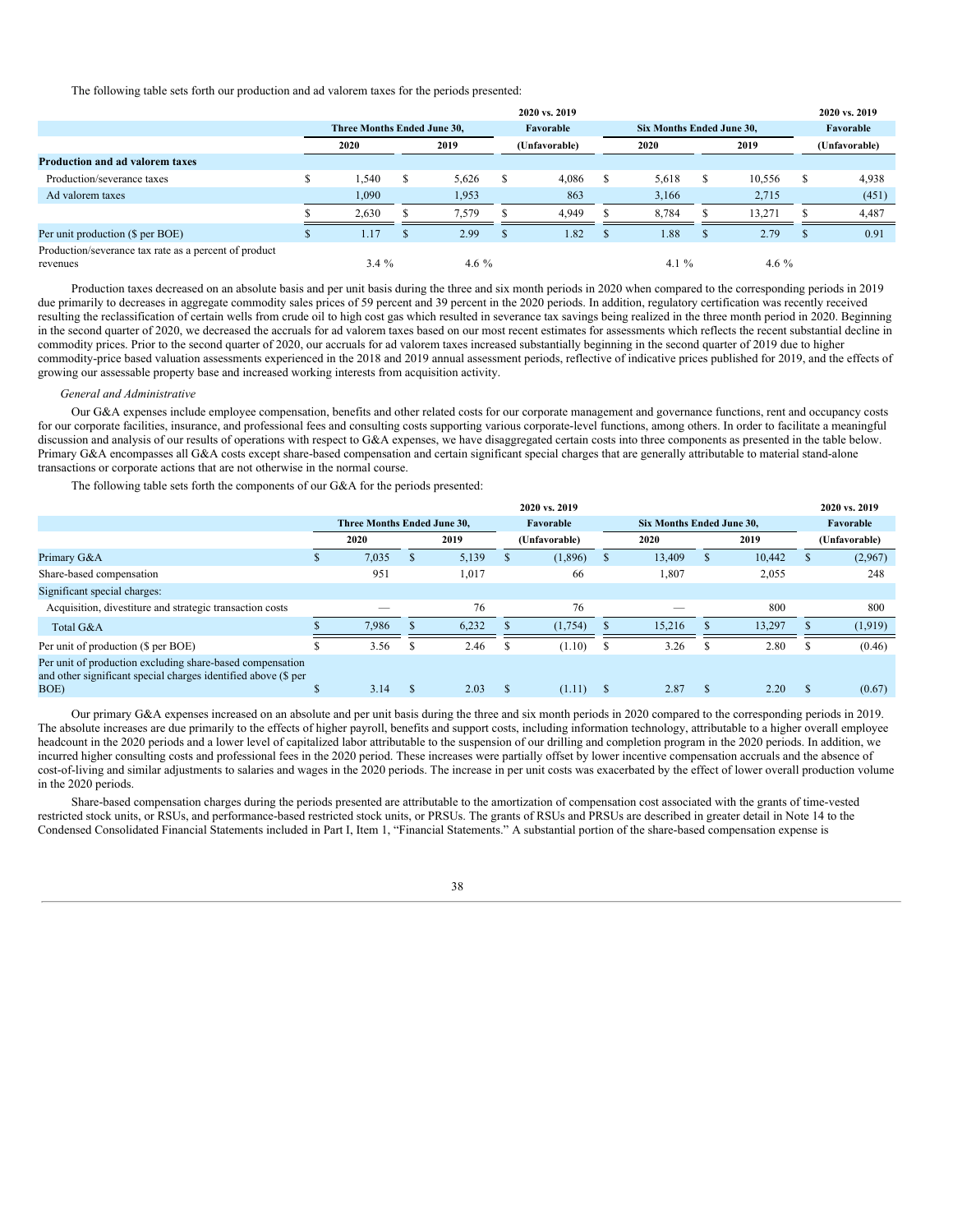The following table sets forth our production and ad valorem taxes for the periods presented:

| | Three Months Ended June 30, | | 2020 vs. 2019 | Six Months Ended June 30, | | 2020 vs. 2019 |
|---|---|---|---|---|---|---|
| | 2020 | 2019 | Favorable (Unfavorable) | 2020 | 2019 | Favorable (Unfavorable) |
| **Production and ad valorem taxes** | | | | | | |
| Production/severance taxes | $ 1,540 | $ 5,626 | $ 4,086 | $ 5,618 | $ 10,556 | $ 4,938 |
| Ad valorem taxes | 1,090 | 1,953 | 863 | 3,166 | 2,715 | (451) |
| | $ 2,630 | $ 7,579 | $ 4,949 | $ 8,784 | $ 13,271 | $ 4,487 |
| Per unit production ($ per BOE) | $ 1.17 | $ 2.99 | $ 1.82 | $ 1.88 | $ 2.79 | $ 0.91 |
| Production/severance tax rate as a percent of product revenues | 3.4 % | 4.6 % | | 4.1 % | 4.6 % | |

Production taxes decreased on an absolute basis and per unit basis during the three and six month periods in 2020 when compared to the corresponding periods in 2019 due primarily to decreases in aggregate commodity sales prices of 59 percent and 39 percent in the 2020 periods. In addition, regulatory certification was recently received resulting the reclassification of certain wells from crude oil to high cost gas which resulted in severance tax savings being realized in the three month period in 2020. Beginning in the second quarter of 2020, we decreased the accruals for ad valorem taxes based on our most recent estimates for assessments which reflects the recent substantial decline in commodity prices. Prior to the second quarter of 2020, our accruals for ad valorem taxes increased substantially beginning in the second quarter of 2019 due to higher commodity-price based valuation assessments experienced in the 2018 and 2019 annual assessment periods, reflective of indicative prices published for 2019, and the effects of growing our assessable property base and increased working interests from acquisition activity.

*General and Administrative*

Our G&A expenses include employee compensation, benefits and other related costs for our corporate management and governance functions, rent and occupancy costs for our corporate facilities, insurance, and professional fees and consulting costs supporting various corporate-level functions, among others. In order to facilitate a meaningful discussion and analysis of our results of operations with respect to G&A expenses, we have disaggregated certain costs into three components as presented in the table below. Primary G&A encompasses all G&A costs except share-based compensation and certain significant special charges that are generally attributable to material stand-alone transactions or corporate actions that are not otherwise in the normal course.

The following table sets forth the components of our G&A for the periods presented:

| | Three Months Ended June 30, | | 2020 vs. 2019 | Six Months Ended June 30, | | 2020 vs. 2019 |
|---|---|---|---|---|---|---|
| | 2020 | 2019 | Favorable (Unfavorable) | 2020 | 2019 | Favorable (Unfavorable) |
| Primary G&A | $ 7,035 | $ 5,139 | $ (1,896) | $ 13,409 | $ 10,442 | $ (2,967) |
| Share-based compensation | 951 | 1,017 | 66 | 1,807 | 2,055 | 248 |
| Significant special charges: | | | | | | |
| Acquisition, divestiture and strategic transaction costs | — | 76 | 76 | — | 800 | 800 |
| Total G&A | $ 7,986 | $ 6,232 | $ (1,754) | $ 15,216 | $ 13,297 | $ (1,919) |
| Per unit of production ($ per BOE) | $ 3.56 | $ 2.46 | $ (1.10) | $ 3.26 | $ 2.80 | $ (0.46) |
| Per unit of production excluding share-based compensation and other significant special charges identified above ($ per BOE) | $ 3.14 | $ 2.03 | $ (1.11) | $ 2.87 | $ 2.20 | $ (0.67) |

Our primary G&A expenses increased on an absolute and per unit basis during the three and six month periods in 2020 compared to the corresponding periods in 2019. The absolute increases are due primarily to the effects of higher payroll, benefits and support costs, including information technology, attributable to a higher overall employee headcount in the 2020 periods and a lower level of capitalized labor attributable to the suspension of our drilling and completion program in the 2020 periods. In addition, we incurred higher consulting costs and professional fees in the 2020 period. These increases were partially offset by lower incentive compensation accruals and the absence of cost-of-living and similar adjustments to salaries and wages in the 2020 periods. The increase in per unit costs was exacerbated by the effect of lower overall production volume in the 2020 periods.

Share-based compensation charges during the periods presented are attributable to the amortization of compensation cost associated with the grants of time-vested restricted stock units, or RSUs, and performance-based restricted stock units, or PRSUs. The grants of RSUs and PRSUs are described in greater detail in Note 14 to the Condensed Consolidated Financial Statements included in Part I, Item 1, "Financial Statements." A substantial portion of the share-based compensation expense is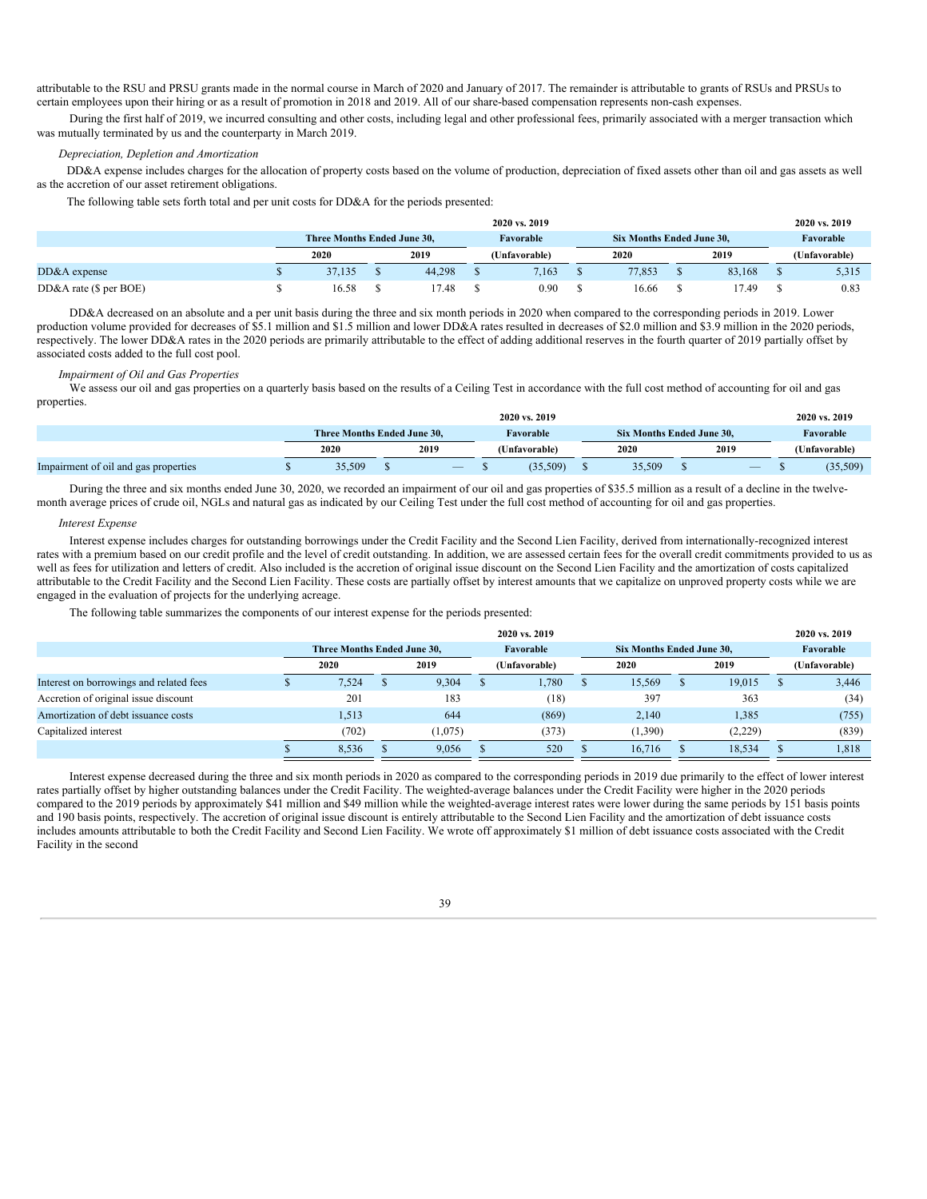attributable to the RSU and PRSU grants made in the normal course in March of 2020 and January of 2017. The remainder is attributable to grants of RSUs and PRSUs to certain employees upon their hiring or as a result of promotion in 2018 and 2019. All of our share-based compensation represents non-cash expenses.

During the first half of 2019, we incurred consulting and other costs, including legal and other professional fees, primarily associated with a merger transaction which was mutually terminated by us and the counterparty in March 2019.

*Depreciation, Depletion and Amortization*

DD&A expense includes charges for the allocation of property costs based on the volume of production, depreciation of fixed assets other than oil and gas assets as well as the accretion of our asset retirement obligations.

The following table sets forth total and per unit costs for DD&A for the periods presented:

| | Three Months Ended June 30, | | 2020 vs. 2019 Favorable | Six Months Ended June 30, | | 2020 vs. 2019 Favorable |
|---|---|---|---|---|---|---|
| | 2020 | 2019 | (Unfavorable) | 2020 | 2019 | (Unfavorable) |
| DD&A expense | $ 37,135 | $ 44,298 | $ 7,163 | $ 77,853 | $ 83,168 | $ 5,315 |
| DD&A rate ($ per BOE) | $ 16.58 | $ 17.48 | $ 0.90 | $ 16.66 | $ 17.49 | $ 0.83 |

DD&A decreased on an absolute and a per unit basis during the three and six month periods in 2020 when compared to the corresponding periods in 2019. Lower production volume provided for decreases of $5.1 million and $1.5 million and lower DD&A rates resulted in decreases of $2.0 million and $3.9 million in the 2020 periods, respectively. The lower DD&A rates in the 2020 periods are primarily attributable to the effect of adding additional reserves in the fourth quarter of 2019 partially offset by associated costs added to the full cost pool.

*Impairment of Oil and Gas Properties*

We assess our oil and gas properties on a quarterly basis based on the results of a Ceiling Test in accordance with the full cost method of accounting for oil and gas properties.

| | Three Months Ended June 30, | | 2020 vs. 2019 Favorable | Six Months Ended June 30, | | 2020 vs. 2019 Favorable |
|---|---|---|---|---|---|---|
| | 2020 | 2019 | (Unfavorable) | 2020 | 2019 | (Unfavorable) |
| Impairment of oil and gas properties | $ 35,509 | $ — | $ (35,509) | $ 35,509 | $ — | $ (35,509) |

During the three and six months ended June 30, 2020, we recorded an impairment of our oil and gas properties of $35.5 million as a result of a decline in the twelve-month average prices of crude oil, NGLs and natural gas as indicated by our Ceiling Test under the full cost method of accounting for oil and gas properties.

*Interest Expense*

Interest expense includes charges for outstanding borrowings under the Credit Facility and the Second Lien Facility, derived from internationally-recognized interest rates with a premium based on our credit profile and the level of credit outstanding. In addition, we are assessed certain fees for the overall credit commitments provided to us as well as fees for utilization and letters of credit. Also included is the accretion of original issue discount on the Second Lien Facility and the amortization of costs capitalized attributable to the Credit Facility and the Second Lien Facility. These costs are partially offset by interest amounts that we capitalize on unproved property costs while we are engaged in the evaluation of projects for the underlying acreage.

The following table summarizes the components of our interest expense for the periods presented:

| | Three Months Ended June 30, | | 2020 vs. 2019 Favorable | Six Months Ended June 30, | | 2020 vs. 2019 Favorable |
|---|---|---|---|---|---|---|
| | 2020 | 2019 | (Unfavorable) | 2020 | 2019 | (Unfavorable) |
| Interest on borrowings and related fees | $ 7,524 | $ 9,304 | $ 1,780 | $ 15,569 | $ 19,015 | $ 3,446 |
| Accretion of original issue discount | 201 | 183 | (18) | 397 | 363 | (34) |
| Amortization of debt issuance costs | 1,513 | 644 | (869) | 2,140 | 1,385 | (755) |
| Capitalized interest | (702) | (1,075) | (373) | (1,390) | (2,229) | (839) |
| | $ 8,536 | $ 9,056 | $ 520 | $ 16,716 | $ 18,534 | $ 1,818 |

Interest expense decreased during the three and six month periods in 2020 as compared to the corresponding periods in 2019 due primarily to the effect of lower interest rates partially offset by higher outstanding balances under the Credit Facility. The weighted-average balances under the Credit Facility were higher in the 2020 periods compared to the 2019 periods by approximately $41 million and $49 million while the weighted-average interest rates were lower during the same periods by 151 basis points and 190 basis points, respectively. The accretion of original issue discount is entirely attributable to the Second Lien Facility and the amortization of debt issuance costs includes amounts attributable to both the Credit Facility and Second Lien Facility. We wrote off approximately $1 million of debt issuance costs associated with the Credit Facility in the second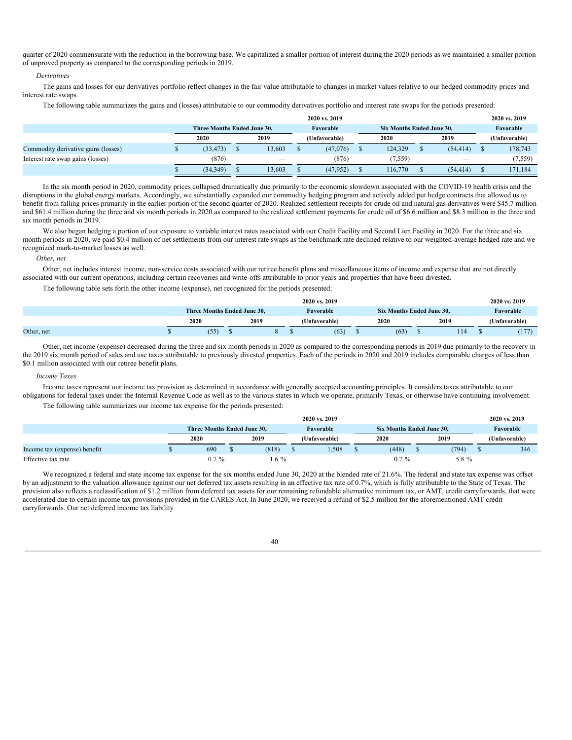quarter of 2020 commensurate with the reduction in the borrowing base. We capitalized a smaller portion of interest during the 2020 periods as we maintained a smaller portion of unproved property as compared to the corresponding periods in 2019.

*Derivatives*

The gains and losses for our derivatives portfolio reflect changes in the fair value attributable to changes in market values relative to our hedged commodity prices and interest rate swaps.

The following table summarizes the gains and (losses) attributable to our commodity derivatives portfolio and interest rate swaps for the periods presented:

| | Three Months Ended June 30, | | 2020 vs. 2019 Favorable | Six Months Ended June 30, | | 2020 vs. 2019 Favorable |
|---|---|---|---|---|---|---|
| | 2020 | 2019 | (Unfavorable) | 2020 | 2019 | (Unfavorable) |
| Commodity derivative gains (losses) | $ (33,473) | $ 13,603 | $ (47,076) | $ 124,329 | $ (54,414) | $ 178,743 |
| Interest rate swap gains (losses) | (876) | — | (876) | (7,559) | — | (7,559) |
| | $ (34,349) | $ 13,603 | $ (47,952) | $ 116,770 | $ (54,414) | $ 171,184 |

In the six month period in 2020, commodity prices collapsed dramatically due primarily to the economic slowdown associated with the COVID-19 health crisis and the disruptions in the global energy markets. Accordingly, we substantially expanded our commodity hedging program and actively added put hedge contracts that allowed us to benefit from falling prices primarily in the earlier portion of the second quarter of 2020. Realized settlement receipts for crude oil and natural gas derivatives were $45.7 million and $61.4 million during the three and six month periods in 2020 as compared to the realized settlement payments for crude oil of $6.6 million and $8.3 million in the three and six month periods in 2019.

We also began hedging a portion of our exposure to variable interest rates associated with our Credit Facility and Second Lien Facility in 2020. For the three and six month periods in 2020, we paid $0.4 million of net settlements from our interest rate swaps as the benchmark rate declined relative to our weighted-average hedged rate and we recognized mark-to-market losses as well.

*Other, net*

Other, net includes interest income, non-service costs associated with our retiree benefit plans and miscellaneous items of income and expense that are not directly associated with our current operations, including certain recoveries and write-offs attributable to prior years and properties that have been divested.

The following table sets forth the other income (expense), net recognized for the periods presented:

| | Three Months Ended June 30, | | 2020 vs. 2019 Favorable | Six Months Ended June 30, | | 2020 vs. 2019 Favorable |
|---|---|---|---|---|---|---|
| | 2020 | 2019 | (Unfavorable) | 2020 | 2019 | (Unfavorable) |
| Other, net | $ (55) | $ 8 | $ (63) | $ (63) | $ 114 | $ (177) |

Other, net income (expense) decreased during the three and six month periods in 2020 as compared to the corresponding periods in 2019 due primarily to the recovery in the 2019 six month period of sales and use taxes attributable to previously divested properties. Each of the periods in 2020 and 2019 includes comparable charges of less than $0.1 million associated with our retiree benefit plans.

*Income Taxes*

Income taxes represent our income tax provision as determined in accordance with generally accepted accounting principles. It considers taxes attributable to our obligations for federal taxes under the Internal Revenue Code as well as to the various states in which we operate, primarily Texas, or otherwise have continuing involvement.

The following table summarizes our income tax expense for the periods presented:

| | Three Months Ended June 30, | | 2020 vs. 2019 Favorable | Six Months Ended June 30, | | 2020 vs. 2019 Favorable |
|---|---|---|---|---|---|---|
| | 2020 | 2019 | (Unfavorable) | 2020 | 2019 | (Unfavorable) |
| Income tax (expense) benefit | $ 690 | $ (818) | $ 1,508 | $ (448) | $ (794) | $ 346 |
| Effective tax rate | 0.7 % | 1.6 % | | 0.7 % | 5.8 % | |

We recognized a federal and state income tax expense for the six months ended June 30, 2020 at the blended rate of 21.6%. The federal and state tax expense was offset by an adjustment to the valuation allowance against our net deferred tax assets resulting in an effective tax rate of 0.7%, which is fully attributable to the State of Texas. The provision also reflects a reclassification of $1.2 million from deferred tax assets for our remaining refundable alternative minimum tax, or AMT, credit carryforwards, that were accelerated due to certain income tax provisions provided in the CARES Act. In June 2020, we received a refund of $2.5 million for the aforementioned AMT credit carryforwards. Our net deferred income tax liability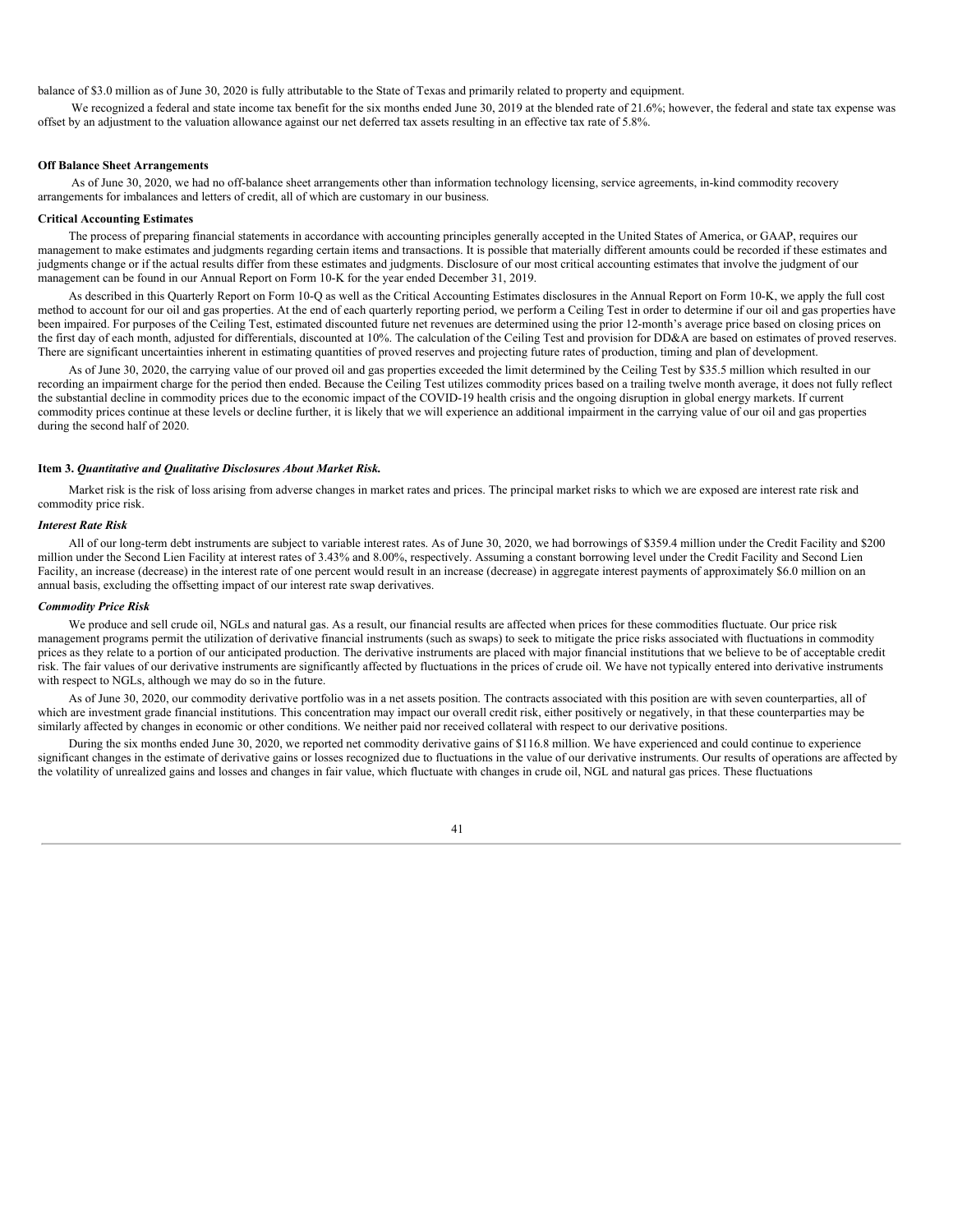balance of $3.0 million as of June 30, 2020 is fully attributable to the State of Texas and primarily related to property and equipment.

We recognized a federal and state income tax benefit for the six months ended June 30, 2019 at the blended rate of 21.6%; however, the federal and state tax expense was offset by an adjustment to the valuation allowance against our net deferred tax assets resulting in an effective tax rate of 5.8%.

**Off Balance Sheet Arrangements**

As of June 30, 2020, we had no off-balance sheet arrangements other than information technology licensing, service agreements, in-kind commodity recovery arrangements for imbalances and letters of credit, all of which are customary in our business.

**Critical Accounting Estimates**

The process of preparing financial statements in accordance with accounting principles generally accepted in the United States of America, or GAAP, requires our management to make estimates and judgments regarding certain items and transactions. It is possible that materially different amounts could be recorded if these estimates and judgments change or if the actual results differ from these estimates and judgments. Disclosure of our most critical accounting estimates that involve the judgment of our management can be found in our Annual Report on Form 10-K for the year ended December 31, 2019.

As described in this Quarterly Report on Form 10-Q as well as the Critical Accounting Estimates disclosures in the Annual Report on Form 10-K, we apply the full cost method to account for our oil and gas properties. At the end of each quarterly reporting period, we perform a Ceiling Test in order to determine if our oil and gas properties have been impaired. For purposes of the Ceiling Test, estimated discounted future net revenues are determined using the prior 12-month's average price based on closing prices on the first day of each month, adjusted for differentials, discounted at 10%. The calculation of the Ceiling Test and provision for DD&A are based on estimates of proved reserves. There are significant uncertainties inherent in estimating quantities of proved reserves and projecting future rates of production, timing and plan of development.

As of June 30, 2020, the carrying value of our proved oil and gas properties exceeded the limit determined by the Ceiling Test by $35.5 million which resulted in our recording an impairment charge for the period then ended. Because the Ceiling Test utilizes commodity prices based on a trailing twelve month average, it does not fully reflect the substantial decline in commodity prices due to the economic impact of the COVID-19 health crisis and the ongoing disruption in global energy markets. If current commodity prices continue at these levels or decline further, it is likely that we will experience an additional impairment in the carrying value of our oil and gas properties during the second half of 2020.

**Item 3.** ***Quantitative and Qualitative Disclosures About Market Risk.***

Market risk is the risk of loss arising from adverse changes in market rates and prices. The principal market risks to which we are exposed are interest rate risk and commodity price risk.

***Interest Rate Risk***

All of our long-term debt instruments are subject to variable interest rates. As of June 30, 2020, we had borrowings of $359.4 million under the Credit Facility and $200 million under the Second Lien Facility at interest rates of 3.43% and 8.00%, respectively. Assuming a constant borrowing level under the Credit Facility and Second Lien Facility, an increase (decrease) in the interest rate of one percent would result in an increase (decrease) in aggregate interest payments of approximately $6.0 million on an annual basis, excluding the offsetting impact of our interest rate swap derivatives.

***Commodity Price Risk***

We produce and sell crude oil, NGLs and natural gas. As a result, our financial results are affected when prices for these commodities fluctuate. Our price risk management programs permit the utilization of derivative financial instruments (such as swaps) to seek to mitigate the price risks associated with fluctuations in commodity prices as they relate to a portion of our anticipated production. The derivative instruments are placed with major financial institutions that we believe to be of acceptable credit risk. The fair values of our derivative instruments are significantly affected by fluctuations in the prices of crude oil. We have not typically entered into derivative instruments with respect to NGLs, although we may do so in the future.

As of June 30, 2020, our commodity derivative portfolio was in a net assets position. The contracts associated with this position are with seven counterparties, all of which are investment grade financial institutions. This concentration may impact our overall credit risk, either positively or negatively, in that these counterparties may be similarly affected by changes in economic or other conditions. We neither paid nor received collateral with respect to our derivative positions.

During the six months ended June 30, 2020, we reported net commodity derivative gains of $116.8 million. We have experienced and could continue to experience significant changes in the estimate of derivative gains or losses recognized due to fluctuations in the value of our derivative instruments. Our results of operations are affected by the volatility of unrealized gains and losses and changes in fair value, which fluctuate with changes in crude oil, NGL and natural gas prices. These fluctuations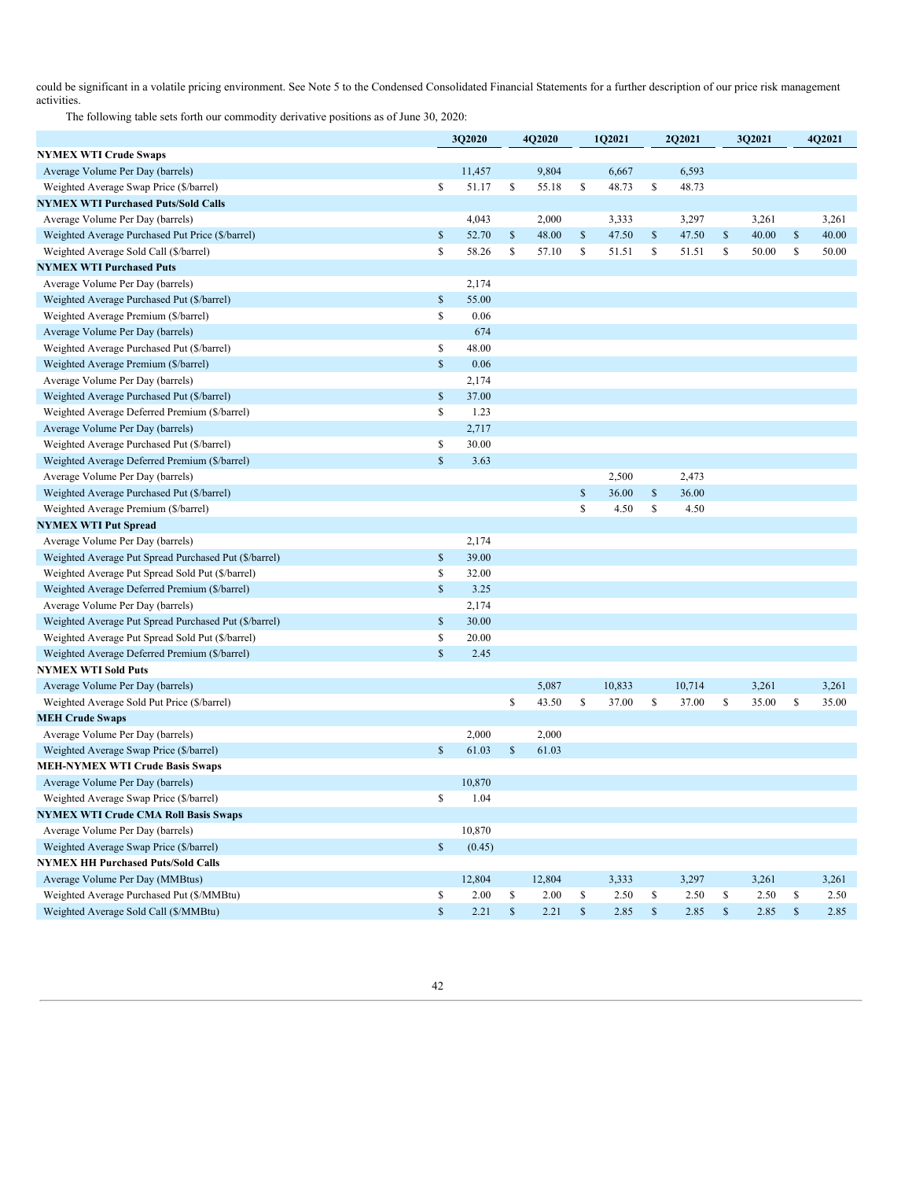could be significant in a volatile pricing environment. See Note 5 to the Condensed Consolidated Financial Statements for a further description of our price risk management activities.

The following table sets forth our commodity derivative positions as of June 30, 2020:

| | 3Q2020 | 4Q2020 | 1Q2021 | 2Q2021 | 3Q2021 | 4Q2021 |
|---|---|---|---|---|---|---|
| **NYMEX WTI Crude Swaps** | | | | | | |
| Average Volume Per Day (barrels) | 11,457 | 9,804 | 6,667 | 6,593 | | |
| Weighted Average Swap Price ($/barrel) | $ 51.17 | $ 55.18 | $ 48.73 | $ 48.73 | | |
| **NYMEX WTI Purchased Puts/Sold Calls** | | | | | | |
| Average Volume Per Day (barrels) | 4,043 | 2,000 | 3,333 | 3,297 | 3,261 | 3,261 |
| Weighted Average Purchased Put Price ($/barrel) | $ 52.70 | $ 48.00 | $ 47.50 | $ 47.50 | $ 40.00 | $ 40.00 |
| Weighted Average Sold Call ($/barrel) | $ 58.26 | $ 57.10 | $ 51.51 | $ 51.51 | $ 50.00 | $ 50.00 |
| **NYMEX WTI Purchased Puts** | | | | | | |
| Average Volume Per Day (barrels) | 2,174 | | | | | |
| Weighted Average Purchased Put ($/barrel) | $ 55.00 | | | | | |
| Weighted Average Premium ($/barrel) | $ 0.06 | | | | | |
| Average Volume Per Day (barrels) | 674 | | | | | |
| Weighted Average Purchased Put ($/barrel) | $ 48.00 | | | | | |
| Weighted Average Premium ($/barrel) | $ 0.06 | | | | | |
| Average Volume Per Day (barrels) | 2,174 | | | | | |
| Weighted Average Purchased Put ($/barrel) | $ 37.00 | | | | | |
| Weighted Average Deferred Premium ($/barrel) | $ 1.23 | | | | | |
| Average Volume Per Day (barrels) | 2,717 | | | | | |
| Weighted Average Purchased Put ($/barrel) | $ 30.00 | | | | | |
| Weighted Average Deferred Premium ($/barrel) | $ 3.63 | | | | | |
| Average Volume Per Day (barrels) | | | 2,500 | 2,473 | | |
| Weighted Average Purchased Put ($/barrel) | | | $ 36.00 | $ 36.00 | | |
| Weighted Average Premium ($/barrel) | | | $ 4.50 | $ 4.50 | | |
| **NYMEX WTI Put Spread** | | | | | | |
| Average Volume Per Day (barrels) | 2,174 | | | | | |
| Weighted Average Put Spread Purchased Put ($/barrel) | $ 39.00 | | | | | |
| Weighted Average Put Spread Sold Put ($/barrel) | $ 32.00 | | | | | |
| Weighted Average Deferred Premium ($/barrel) | $ 3.25 | | | | | |
| Average Volume Per Day (barrels) | 2,174 | | | | | |
| Weighted Average Put Spread Purchased Put ($/barrel) | $ 30.00 | | | | | |
| Weighted Average Put Spread Sold Put ($/barrel) | $ 20.00 | | | | | |
| Weighted Average Deferred Premium ($/barrel) | $ 2.45 | | | | | |
| **NYMEX WTI Sold Puts** | | | | | | |
| Average Volume Per Day (barrels) | | 5,087 | 10,833 | 10,714 | 3,261 | 3,261 |
| Weighted Average Sold Put Price ($/barrel) | | $ 43.50 | $ 37.00 | $ 37.00 | $ 35.00 | $ 35.00 |
| **MEH Crude Swaps** | | | | | | |
| Average Volume Per Day (barrels) | 2,000 | 2,000 | | | | |
| Weighted Average Swap Price ($/barrel) | $ 61.03 | $ 61.03 | | | | |
| **MEH-NYMEX WTI Crude Basis Swaps** | | | | | | |
| Average Volume Per Day (barrels) | 10,870 | | | | | |
| Weighted Average Swap Price ($/barrel) | $ 1.04 | | | | | |
| **NYMEX WTI Crude CMA Roll Basis Swaps** | | | | | | |
| Average Volume Per Day (barrels) | 10,870 | | | | | |
| Weighted Average Swap Price ($/barrel) | $ (0.45) | | | | | |
| **NYMEX HH Purchased Puts/Sold Calls** | | | | | | |
| Average Volume Per Day (MMBtus) | 12,804 | 12,804 | 3,333 | 3,297 | 3,261 | 3,261 |
| Weighted Average Purchased Put ($/MMBtu) | $ 2.00 | $ 2.00 | $ 2.50 | $ 2.50 | $ 2.50 | $ 2.50 |
| Weighted Average Sold Call ($/MMBtu) | $ 2.21 | $ 2.21 | $ 2.85 | $ 2.85 | $ 2.85 | $ 2.85 |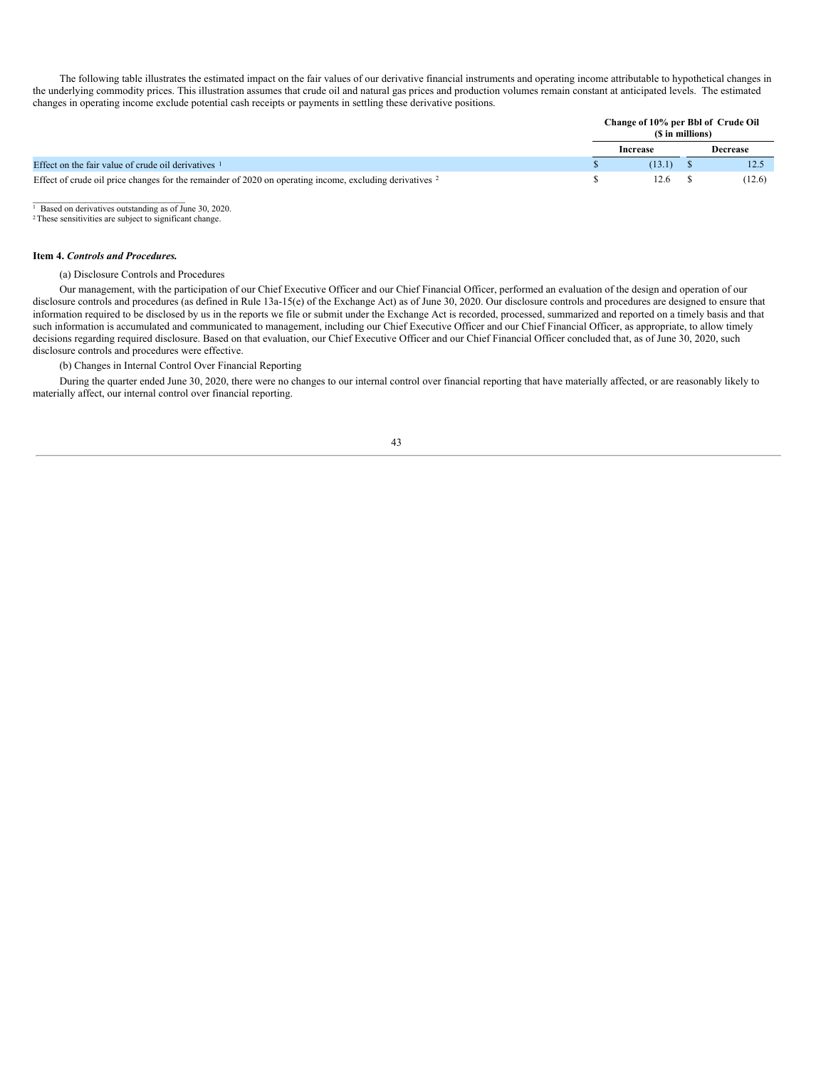The following table illustrates the estimated impact on the fair values of our derivative financial instruments and operating income attributable to hypothetical changes in the underlying commodity prices. This illustration assumes that crude oil and natural gas prices and production volumes remain constant at anticipated levels. The estimated changes in operating income exclude potential cash receipts or payments in settling these derivative positions.

| | Change of 10% per Bbl of Crude Oil ($ in millions) | |
|---|---|---|
| | Increase | Decrease |
| Effect on the fair value of crude oil derivatives [1] | $ (13.1) | $ 12.5 |
| Effect of crude oil price changes for the remainder of 2020 on operating income, excluding derivatives [2] | $ 12.6 | $ (12.6) |

[1] Based on derivatives outstanding as of June 30, 2020.
[2] These sensitivities are subject to significant change.

### Item 4. *Controls and Procedures.*

(a) Disclosure Controls and Procedures

Our management, with the participation of our Chief Executive Officer and our Chief Financial Officer, performed an evaluation of the design and operation of our disclosure controls and procedures (as defined in Rule 13a-15(e) of the Exchange Act) as of June 30, 2020. Our disclosure controls and procedures are designed to ensure that information required to be disclosed by us in the reports we file or submit under the Exchange Act is recorded, processed, summarized and reported on a timely basis and that such information is accumulated and communicated to management, including our Chief Executive Officer and our Chief Financial Officer, as appropriate, to allow timely decisions regarding required disclosure. Based on that evaluation, our Chief Executive Officer and our Chief Financial Officer concluded that, as of June 30, 2020, such disclosure controls and procedures were effective.

(b) Changes in Internal Control Over Financial Reporting

During the quarter ended June 30, 2020, there were no changes to our internal control over financial reporting that have materially affected, or are reasonably likely to materially affect, our internal control over financial reporting.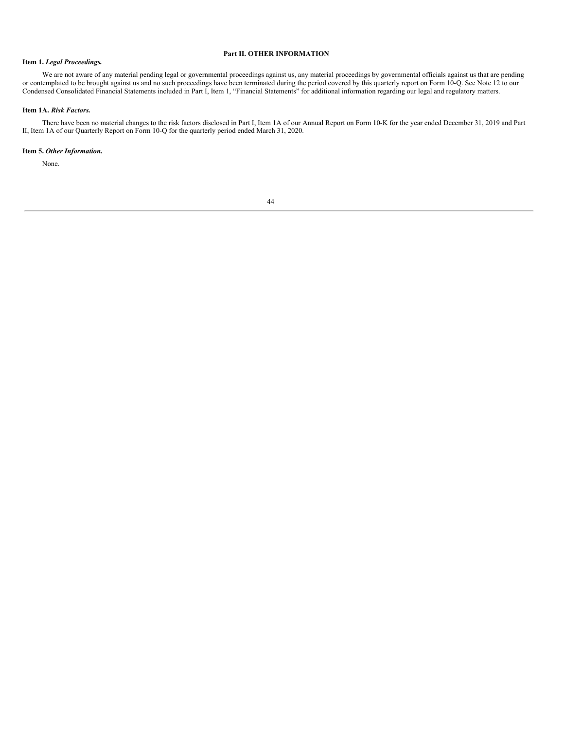## Part II. OTHER INFORMATION

### Item 1. *Legal Proceedings.*

We are not aware of any material pending legal or governmental proceedings against us, any material proceedings by governmental officials against us that are pending or contemplated to be brought against us and no such proceedings have been terminated during the period covered by this quarterly report on Form 10-Q. See Note 12 to our Condensed Consolidated Financial Statements included in Part I, Item 1, "Financial Statements" for additional information regarding our legal and regulatory matters.

### Item 1A. *Risk Factors.*

There have been no material changes to the risk factors disclosed in Part I, Item 1A of our Annual Report on Form 10-K for the year ended December 31, 2019 and Part II, Item 1A of our Quarterly Report on Form 10-Q for the quarterly period ended March 31, 2020.

### Item 5. *Other Information.*

None.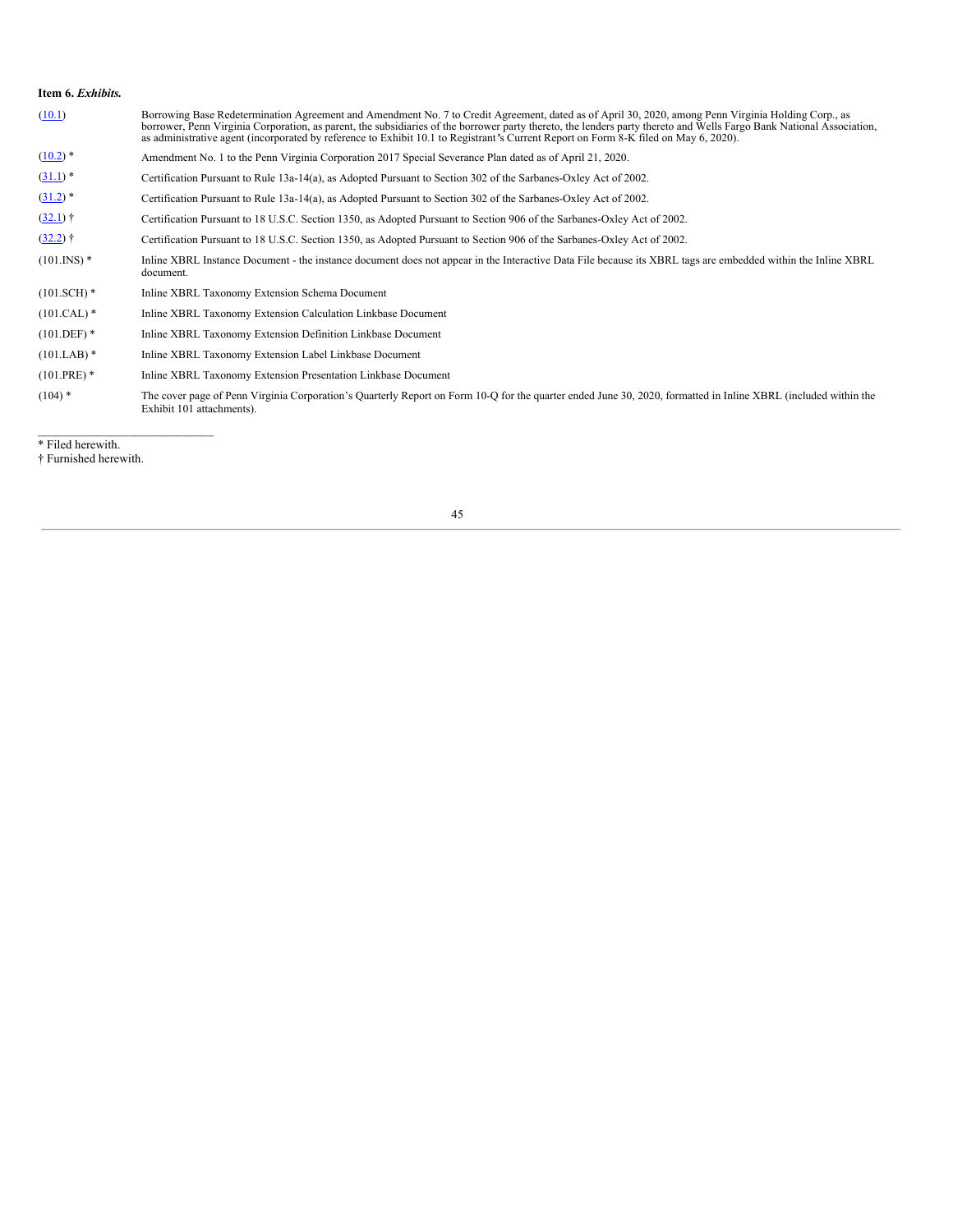**Item 6. *Exhibits.***

| | |
|---|---|
| (10.1) | Borrowing Base Redetermination Agreement and Amendment No. 7 to Credit Agreement, dated as of April 30, 2020, among Penn Virginia Holding Corp., as borrower, Penn Virginia Corporation, as parent, the subsidiaries of the borrower party thereto, the lenders party thereto and Wells Fargo Bank National Association, as administrative agent (incorporated by reference to Exhibit 10.1 to Registrant's Current Report on Form 8-K filed on May 6, 2020). |
| (10.2) * | Amendment No. 1 to the Penn Virginia Corporation 2017 Special Severance Plan dated as of April 21, 2020. |
| (31.1) * | Certification Pursuant to Rule 13a-14(a), as Adopted Pursuant to Section 302 of the Sarbanes-Oxley Act of 2002. |
| (31.2) * | Certification Pursuant to Rule 13a-14(a), as Adopted Pursuant to Section 302 of the Sarbanes-Oxley Act of 2002. |
| (32.1) † | Certification Pursuant to 18 U.S.C. Section 1350, as Adopted Pursuant to Section 906 of the Sarbanes-Oxley Act of 2002. |
| (32.2) † | Certification Pursuant to 18 U.S.C. Section 1350, as Adopted Pursuant to Section 906 of the Sarbanes-Oxley Act of 2002. |
| (101.INS) * | Inline XBRL Instance Document - the instance document does not appear in the Interactive Data File because its XBRL tags are embedded within the Inline XBRL document. |
| (101.SCH) * | Inline XBRL Taxonomy Extension Schema Document |
| (101.CAL) * | Inline XBRL Taxonomy Extension Calculation Linkbase Document |
| (101.DEF) * | Inline XBRL Taxonomy Extension Definition Linkbase Document |
| (101.LAB) * | Inline XBRL Taxonomy Extension Label Linkbase Document |
| (101.PRE) * | Inline XBRL Taxonomy Extension Presentation Linkbase Document |
| (104) * | The cover page of Penn Virginia Corporation's Quarterly Report on Form 10-Q for the quarter ended June 30, 2020, formatted in Inline XBRL (included within the Exhibit 101 attachments). |

* Filed herewith.
† Furnished herewith.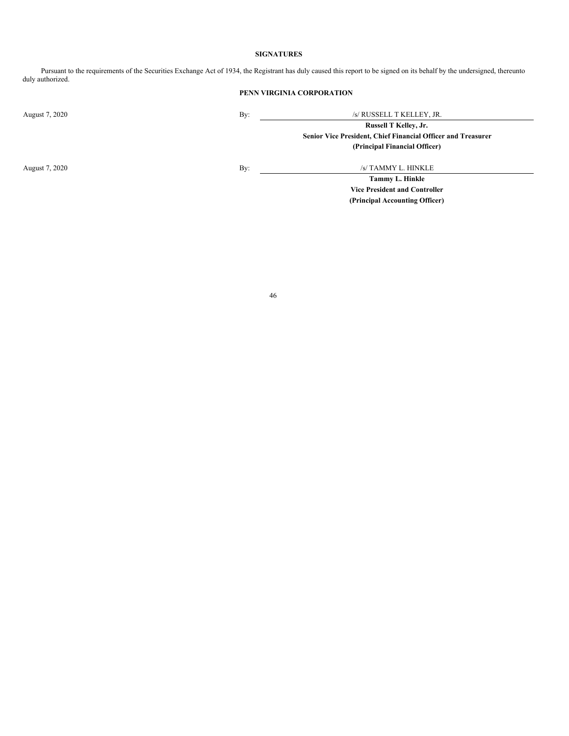**SIGNATURES**

Pursuant to the requirements of the Securities Exchange Act of 1934, the Registrant has duly caused this report to be signed on its behalf by the undersigned, thereunto duly authorized.

**PENN VIRGINIA CORPORATION**

| | | |
|---|---|---|
| August 7, 2020 | By: | /s/ RUSSELL T KELLEY, JR. |
| | | **Russell T Kelley, Jr.** |
| | | **Senior Vice President, Chief Financial Officer and Treasurer** |
| | | **(Principal Financial Officer)** |
| | | |
| August 7, 2020 | By: | /s/ TAMMY L. HINKLE |
| | | **Tammy L. Hinkle** |
| | | **Vice President and Controller** |
| | | **(Principal Accounting Officer)** |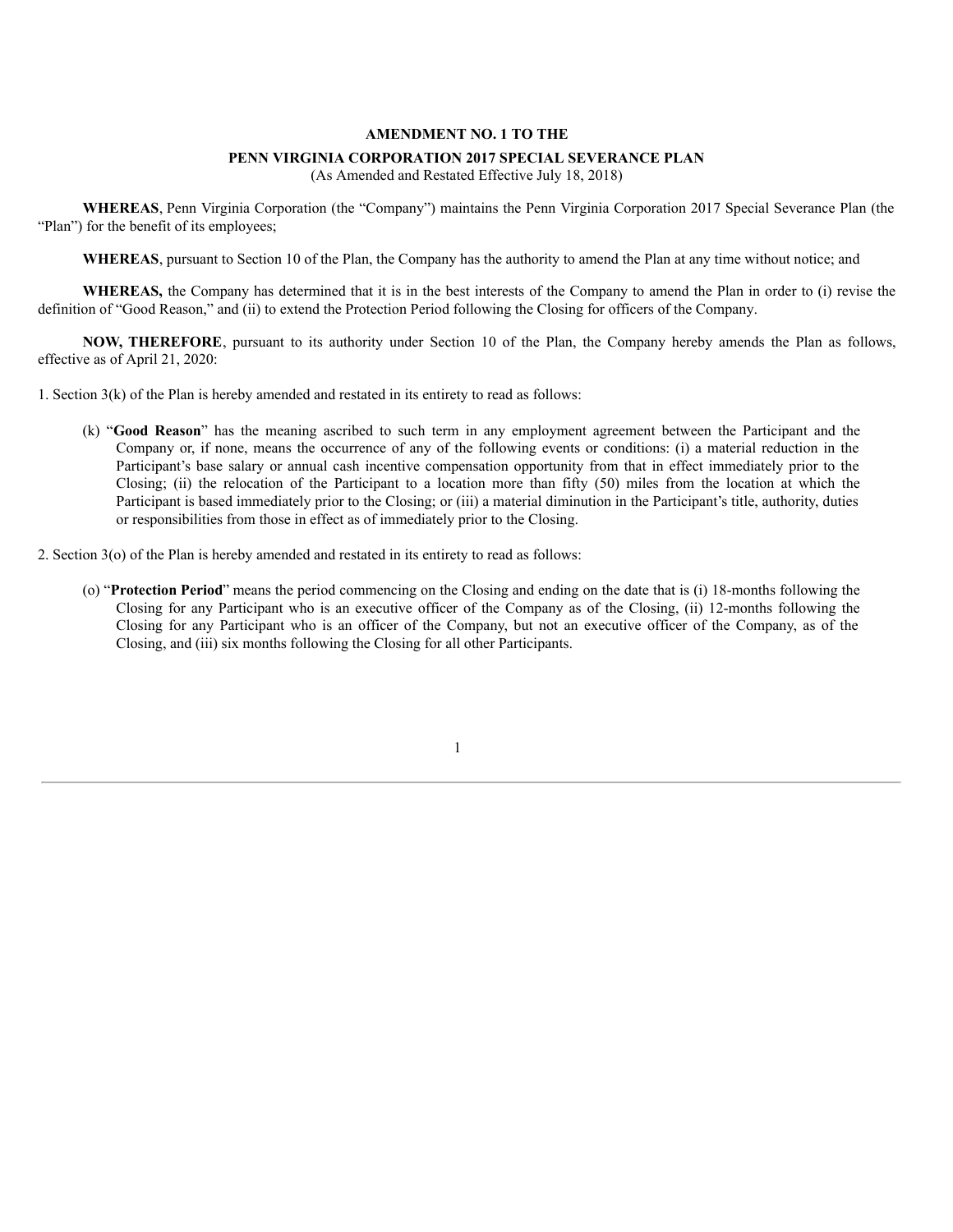**AMENDMENT NO. 1 TO THE**

**PENN VIRGINIA CORPORATION 2017 SPECIAL SEVERANCE PLAN**

(As Amended and Restated Effective July 18, 2018)

**WHEREAS**, Penn Virginia Corporation (the "Company") maintains the Penn Virginia Corporation 2017 Special Severance Plan (the "Plan") for the benefit of its employees;

**WHEREAS**, pursuant to Section 10 of the Plan, the Company has the authority to amend the Plan at any time without notice; and

**WHEREAS,** the Company has determined that it is in the best interests of the Company to amend the Plan in order to (i) revise the definition of "Good Reason," and (ii) to extend the Protection Period following the Closing for officers of the Company.

**NOW, THEREFORE**, pursuant to its authority under Section 10 of the Plan, the Company hereby amends the Plan as follows, effective as of April 21, 2020:

1. Section 3(k) of the Plan is hereby amended and restated in its entirety to read as follows:

(k) "**Good Reason**" has the meaning ascribed to such term in any employment agreement between the Participant and the Company or, if none, means the occurrence of any of the following events or conditions: (i) a material reduction in the Participant's base salary or annual cash incentive compensation opportunity from that in effect immediately prior to the Closing; (ii) the relocation of the Participant to a location more than fifty (50) miles from the location at which the Participant is based immediately prior to the Closing; or (iii) a material diminution in the Participant's title, authority, duties or responsibilities from those in effect as of immediately prior to the Closing.

2. Section 3(o) of the Plan is hereby amended and restated in its entirety to read as follows:

(o) "**Protection Period**" means the period commencing on the Closing and ending on the date that is (i) 18-months following the Closing for any Participant who is an executive officer of the Company as of the Closing, (ii) 12-months following the Closing for any Participant who is an officer of the Company, but not an executive officer of the Company, as of the Closing, and (iii) six months following the Closing for all other Participants.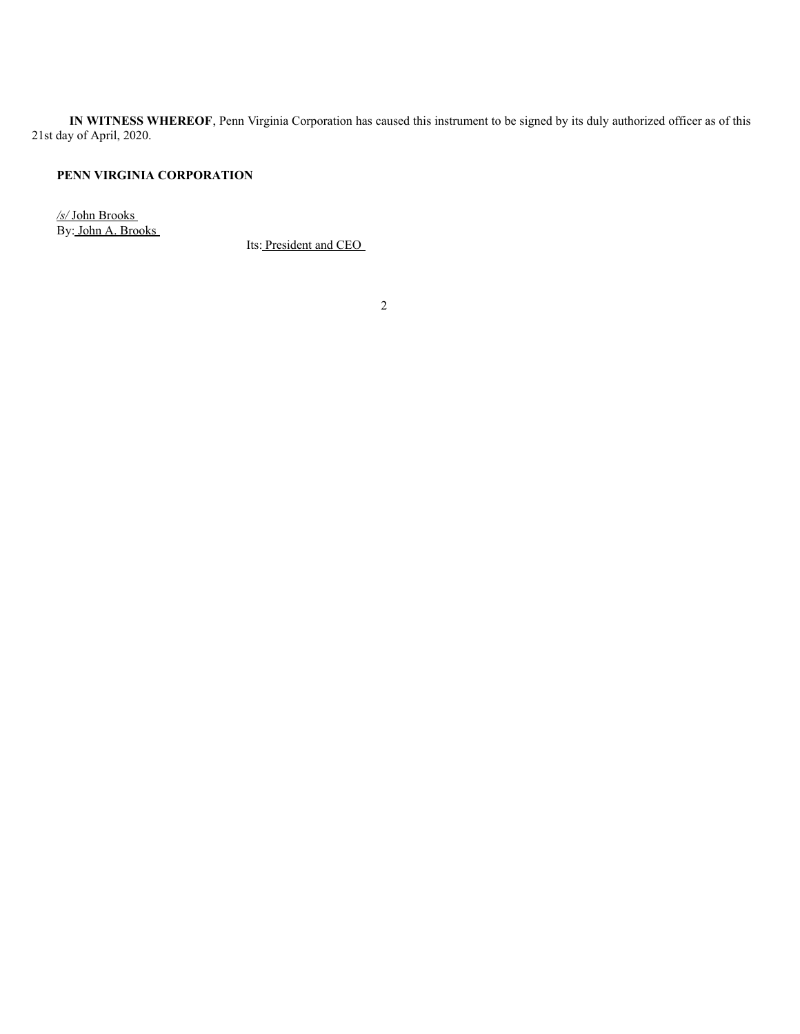**IN WITNESS WHEREOF**, Penn Virginia Corporation has caused this instrument to be signed by its duly authorized officer as of this 21st day of April, 2020.

**PENN VIRGINIA CORPORATION**

*/s/* John Brooks
By: John A. Brooks
Its: President and CEO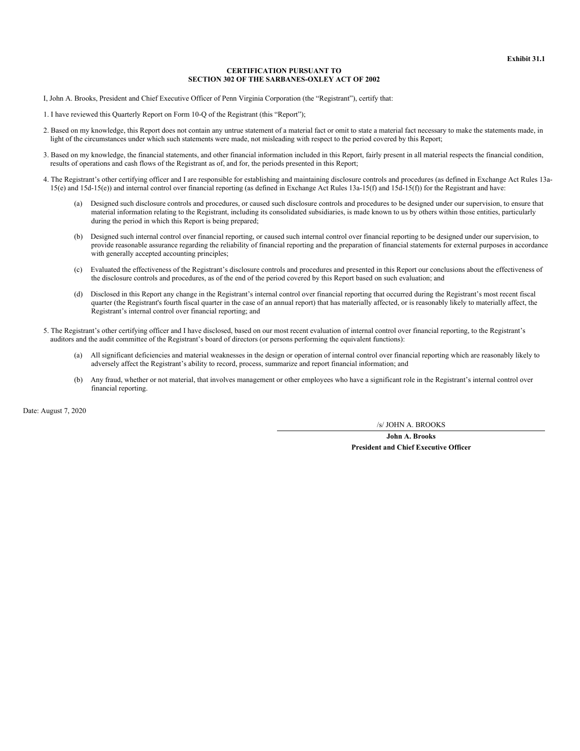**Exhibit 31.1**

**CERTIFICATION PURSUANT TO**
**SECTION 302 OF THE SARBANES-OXLEY ACT OF 2002**

I, John A. Brooks, President and Chief Executive Officer of Penn Virginia Corporation (the "Registrant"), certify that:

1. I have reviewed this Quarterly Report on Form 10-Q of the Registrant (this "Report");

2. Based on my knowledge, this Report does not contain any untrue statement of a material fact or omit to state a material fact necessary to make the statements made, in light of the circumstances under which such statements were made, not misleading with respect to the period covered by this Report;

3. Based on my knowledge, the financial statements, and other financial information included in this Report, fairly present in all material respects the financial condition, results of operations and cash flows of the Registrant as of, and for, the periods presented in this Report;

4. The Registrant's other certifying officer and I are responsible for establishing and maintaining disclosure controls and procedures (as defined in Exchange Act Rules 13a-15(e) and 15d-15(e)) and internal control over financial reporting (as defined in Exchange Act Rules 13a-15(f) and 15d-15(f)) for the Registrant and have:

   (a) Designed such disclosure controls and procedures, or caused such disclosure controls and procedures to be designed under our supervision, to ensure that material information relating to the Registrant, including its consolidated subsidiaries, is made known to us by others within those entities, particularly during the period in which this Report is being prepared;

   (b) Designed such internal control over financial reporting, or caused such internal control over financial reporting to be designed under our supervision, to provide reasonable assurance regarding the reliability of financial reporting and the preparation of financial statements for external purposes in accordance with generally accepted accounting principles;

   (c) Evaluated the effectiveness of the Registrant's disclosure controls and procedures and presented in this Report our conclusions about the effectiveness of the disclosure controls and procedures, as of the end of the period covered by this Report based on such evaluation; and

   (d) Disclosed in this Report any change in the Registrant's internal control over financial reporting that occurred during the Registrant's most recent fiscal quarter (the Registrant's fourth fiscal quarter in the case of an annual report) that has materially affected, or is reasonably likely to materially affect, the Registrant's internal control over financial reporting; and

5. The Registrant's other certifying officer and I have disclosed, based on our most recent evaluation of internal control over financial reporting, to the Registrant's auditors and the audit committee of the Registrant's board of directors (or persons performing the equivalent functions):

   (a) All significant deficiencies and material weaknesses in the design or operation of internal control over financial reporting which are reasonably likely to adversely affect the Registrant's ability to record, process, summarize and report financial information; and

   (b) Any fraud, whether or not material, that involves management or other employees who have a significant role in the Registrant's internal control over financial reporting.

Date: August 7, 2020

/s/ JOHN A. BROOKS

**John A. Brooks**
**President and Chief Executive Officer**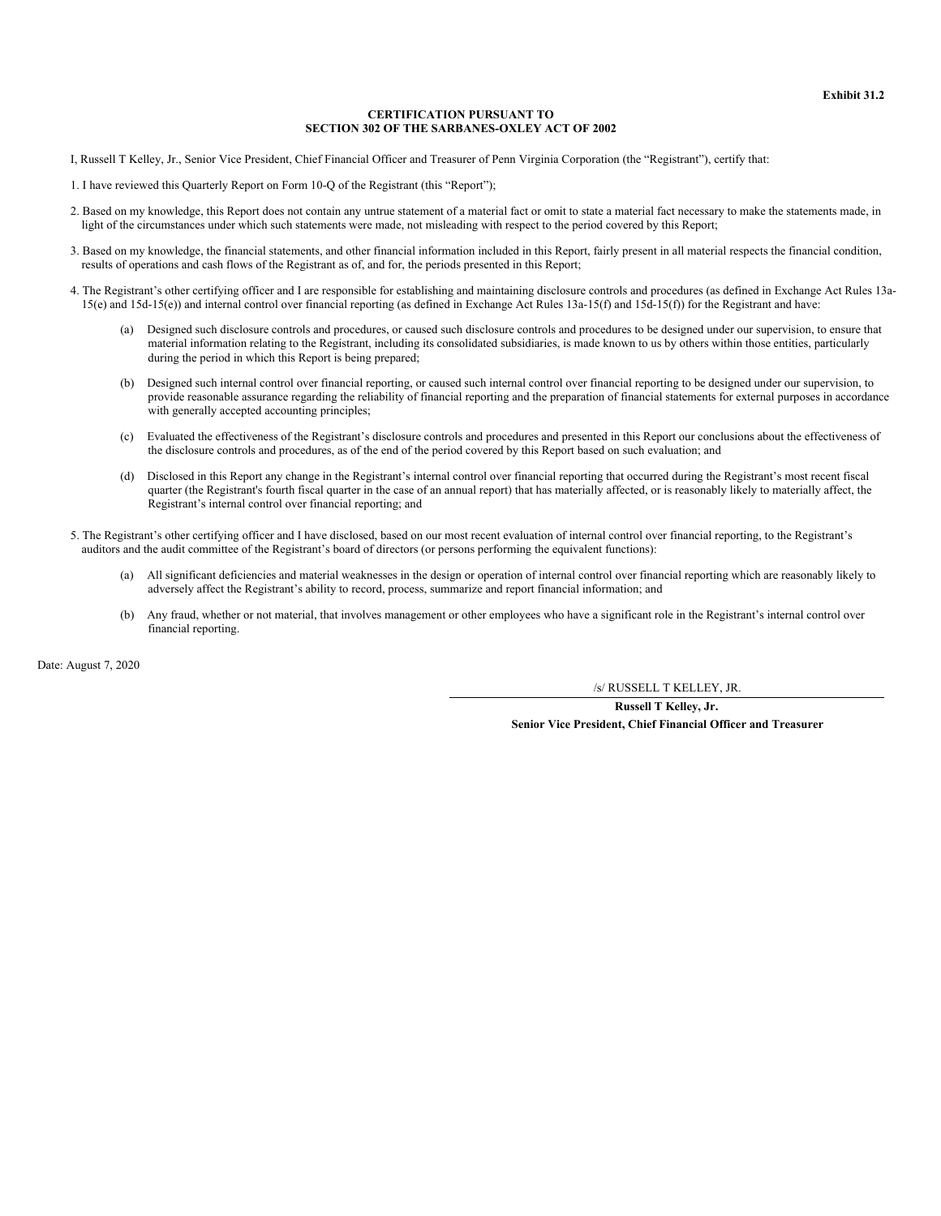**Exhibit 31.2**

**CERTIFICATION PURSUANT TO**
**SECTION 302 OF THE SARBANES-OXLEY ACT OF 2002**

I, Russell T Kelley, Jr., Senior Vice President, Chief Financial Officer and Treasurer of Penn Virginia Corporation (the "Registrant"), certify that:

1. I have reviewed this Quarterly Report on Form 10-Q of the Registrant (this "Report");

2. Based on my knowledge, this Report does not contain any untrue statement of a material fact or omit to state a material fact necessary to make the statements made, in light of the circumstances under which such statements were made, not misleading with respect to the period covered by this Report;

3. Based on my knowledge, the financial statements, and other financial information included in this Report, fairly present in all material respects the financial condition, results of operations and cash flows of the Registrant as of, and for, the periods presented in this Report;

4. The Registrant's other certifying officer and I are responsible for establishing and maintaining disclosure controls and procedures (as defined in Exchange Act Rules 13a-15(e) and 15d-15(e)) and internal control over financial reporting (as defined in Exchange Act Rules 13a-15(f) and 15d-15(f)) for the Registrant and have:

   (a) Designed such disclosure controls and procedures, or caused such disclosure controls and procedures to be designed under our supervision, to ensure that material information relating to the Registrant, including its consolidated subsidiaries, is made known to us by others within those entities, particularly during the period in which this Report is being prepared;

   (b) Designed such internal control over financial reporting, or caused such internal control over financial reporting to be designed under our supervision, to provide reasonable assurance regarding the reliability of financial reporting and the preparation of financial statements for external purposes in accordance with generally accepted accounting principles;

   (c) Evaluated the effectiveness of the Registrant's disclosure controls and procedures and presented in this Report our conclusions about the effectiveness of the disclosure controls and procedures, as of the end of the period covered by this Report based on such evaluation; and

   (d) Disclosed in this Report any change in the Registrant's internal control over financial reporting that occurred during the Registrant's most recent fiscal quarter (the Registrant's fourth fiscal quarter in the case of an annual report) that has materially affected, or is reasonably likely to materially affect, the Registrant's internal control over financial reporting; and

5. The Registrant's other certifying officer and I have disclosed, based on our most recent evaluation of internal control over financial reporting, to the Registrant's auditors and the audit committee of the Registrant's board of directors (or persons performing the equivalent functions):

   (a) All significant deficiencies and material weaknesses in the design or operation of internal control over financial reporting which are reasonably likely to adversely affect the Registrant's ability to record, process, summarize and report financial information; and

   (b) Any fraud, whether or not material, that involves management or other employees who have a significant role in the Registrant's internal control over financial reporting.

Date: August 7, 2020

/s/ RUSSELL T KELLEY, JR.

**Russell T Kelley, Jr.**
**Senior Vice President, Chief Financial Officer and Treasurer**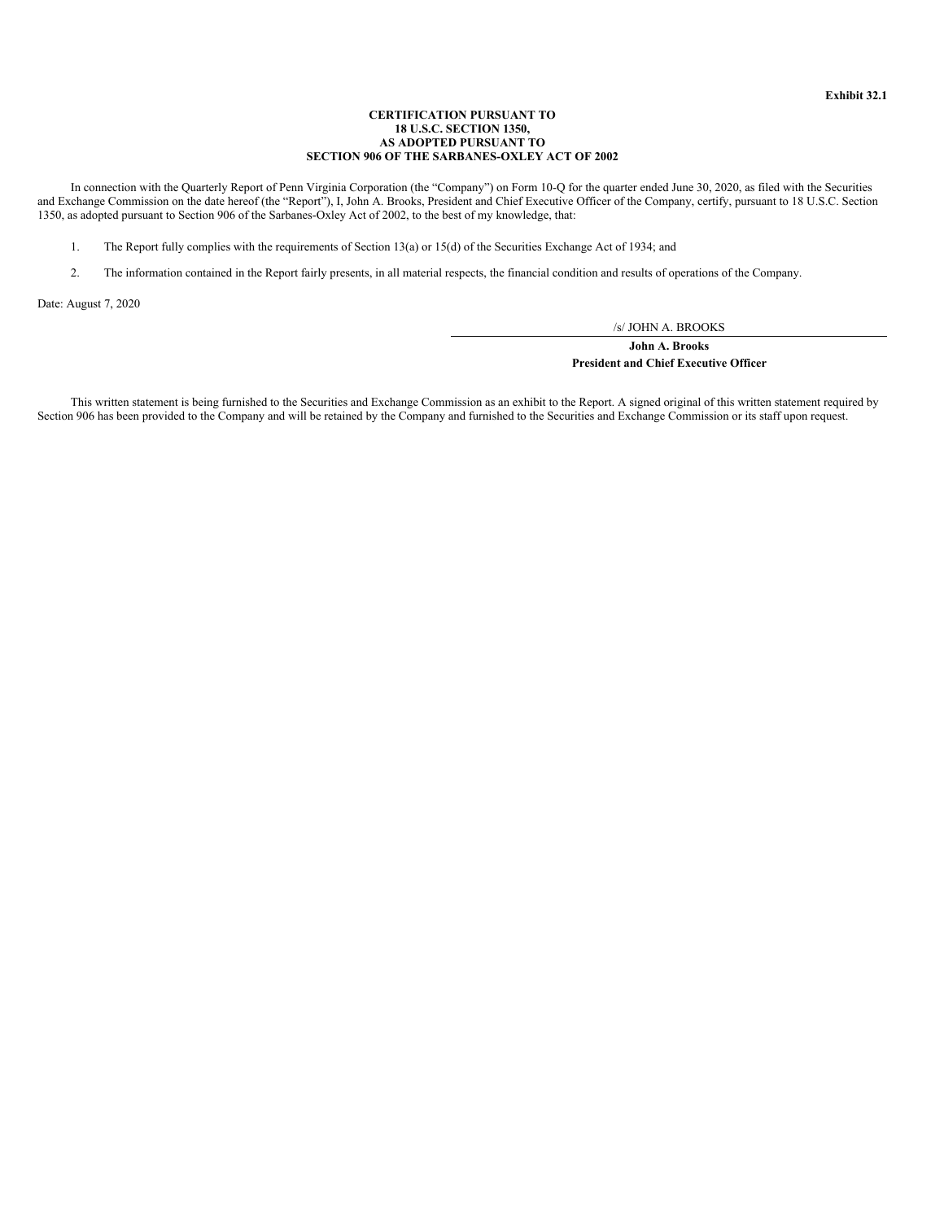**Exhibit 32.1**

**CERTIFICATION PURSUANT TO**
**18 U.S.C. SECTION 1350,**
**AS ADOPTED PURSUANT TO**
**SECTION 906 OF THE SARBANES-OXLEY ACT OF 2002**

In connection with the Quarterly Report of Penn Virginia Corporation (the "Company") on Form 10-Q for the quarter ended June 30, 2020, as filed with the Securities and Exchange Commission on the date hereof (the "Report"), I, John A. Brooks, President and Chief Executive Officer of the Company, certify, pursuant to 18 U.S.C. Section 1350, as adopted pursuant to Section 906 of the Sarbanes-Oxley Act of 2002, to the best of my knowledge, that:

1. The Report fully complies with the requirements of Section 13(a) or 15(d) of the Securities Exchange Act of 1934; and

2. The information contained in the Report fairly presents, in all material respects, the financial condition and results of operations of the Company.

Date: August 7, 2020

/s/ JOHN A. BROOKS

**John A. Brooks**
**President and Chief Executive Officer**

This written statement is being furnished to the Securities and Exchange Commission as an exhibit to the Report. A signed original of this written statement required by Section 906 has been provided to the Company and will be retained by the Company and furnished to the Securities and Exchange Commission or its staff upon request.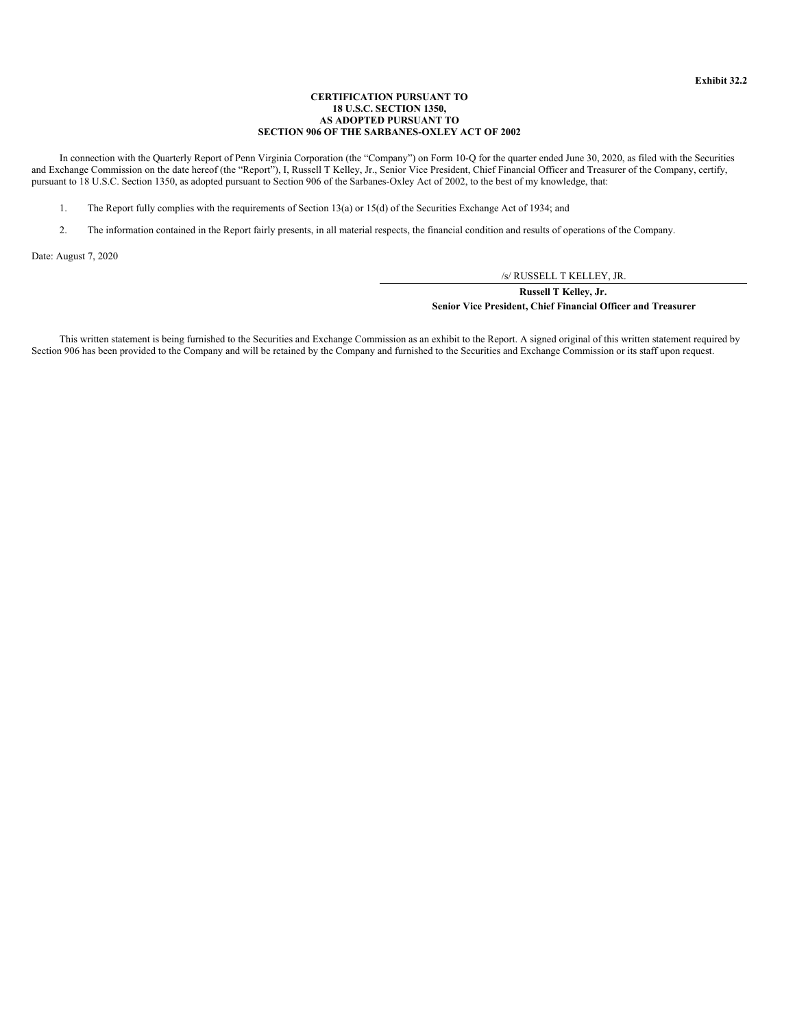**Exhibit 32.2**

**CERTIFICATION PURSUANT TO
18 U.S.C. SECTION 1350,
AS ADOPTED PURSUANT TO
SECTION 906 OF THE SARBANES-OXLEY ACT OF 2002**

In connection with the Quarterly Report of Penn Virginia Corporation (the "Company") on Form 10-Q for the quarter ended June 30, 2020, as filed with the Securities and Exchange Commission on the date hereof (the "Report"), I, Russell T Kelley, Jr., Senior Vice President, Chief Financial Officer and Treasurer of the Company, certify, pursuant to 18 U.S.C. Section 1350, as adopted pursuant to Section 906 of the Sarbanes-Oxley Act of 2002, to the best of my knowledge, that:

1. The Report fully complies with the requirements of Section 13(a) or 15(d) of the Securities Exchange Act of 1934; and

2. The information contained in the Report fairly presents, in all material respects, the financial condition and results of operations of the Company.

Date: August 7, 2020

/s/ RUSSELL T KELLEY, JR.

**Russell T Kelley, Jr.**
**Senior Vice President, Chief Financial Officer and Treasurer**

This written statement is being furnished to the Securities and Exchange Commission as an exhibit to the Report. A signed original of this written statement required by Section 906 has been provided to the Company and will be retained by the Company and furnished to the Securities and Exchange Commission or its staff upon request.